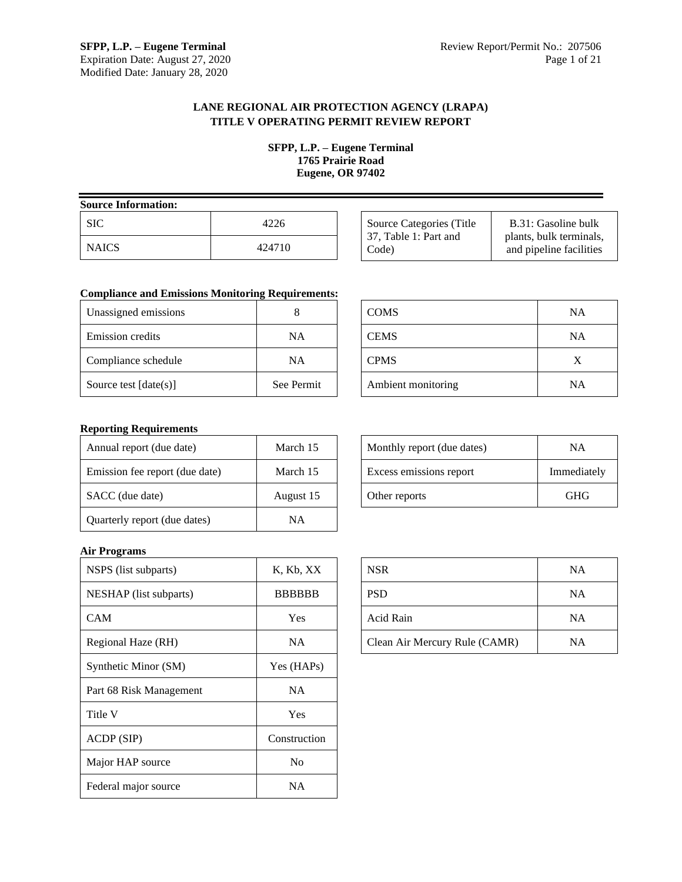**LANE REGIONAL AIR PROTECTION AGENCY (LRAPA)**
**TITLE V OPERATING PERMIT REVIEW REPORT**

**SFPP, L.P. – Eugene Terminal**
**1765 Prairie Road**
**Eugene, OR 97402**

**Source Information:**

| SIC | 4226 |
|---|---|
| NAICS | 424710 |

| Source Categories (Title 37, Table 1: Part and Code) | B.31: Gasoline bulk plants, bulk terminals, and pipeline facilities |
|---|---|

**Compliance and Emissions Monitoring Requirements:**

| Unassigned emissions | 8 |
|---|---|
| Emission credits | NA |
| Compliance schedule | NA |
| Source test [date(s)] | See Permit |

| COMS | NA |
|---|---|
| CEMS | NA |
| CPMS | X |
| Ambient monitoring | NA |

**Reporting Requirements**

| Annual report (due date) | March 15 |
|---|---|
| Emission fee report (due date) | March 15 |
| SACC (due date) | August 15 |
| Quarterly report (due dates) | NA |

| Monthly report (due dates) | NA |
|---|---|
| Excess emissions report | Immediately |
| Other reports | GHG |

**Air Programs**

| NSPS (list subparts) | K, Kb, XX |
|---|---|
| NESHAP (list subparts) | BBBBBB |
| CAM | Yes |
| Regional Haze (RH) | NA |
| Synthetic Minor (SM) | Yes (HAPs) |
| Part 68 Risk Management | NA |
| Title V | Yes |
| ACDP (SIP) | Construction |
| Major HAP source | No |
| Federal major source | NA |

| NSR | NA |
|---|---|
| PSD | NA |
| Acid Rain | NA |
| Clean Air Mercury Rule (CAMR) | NA |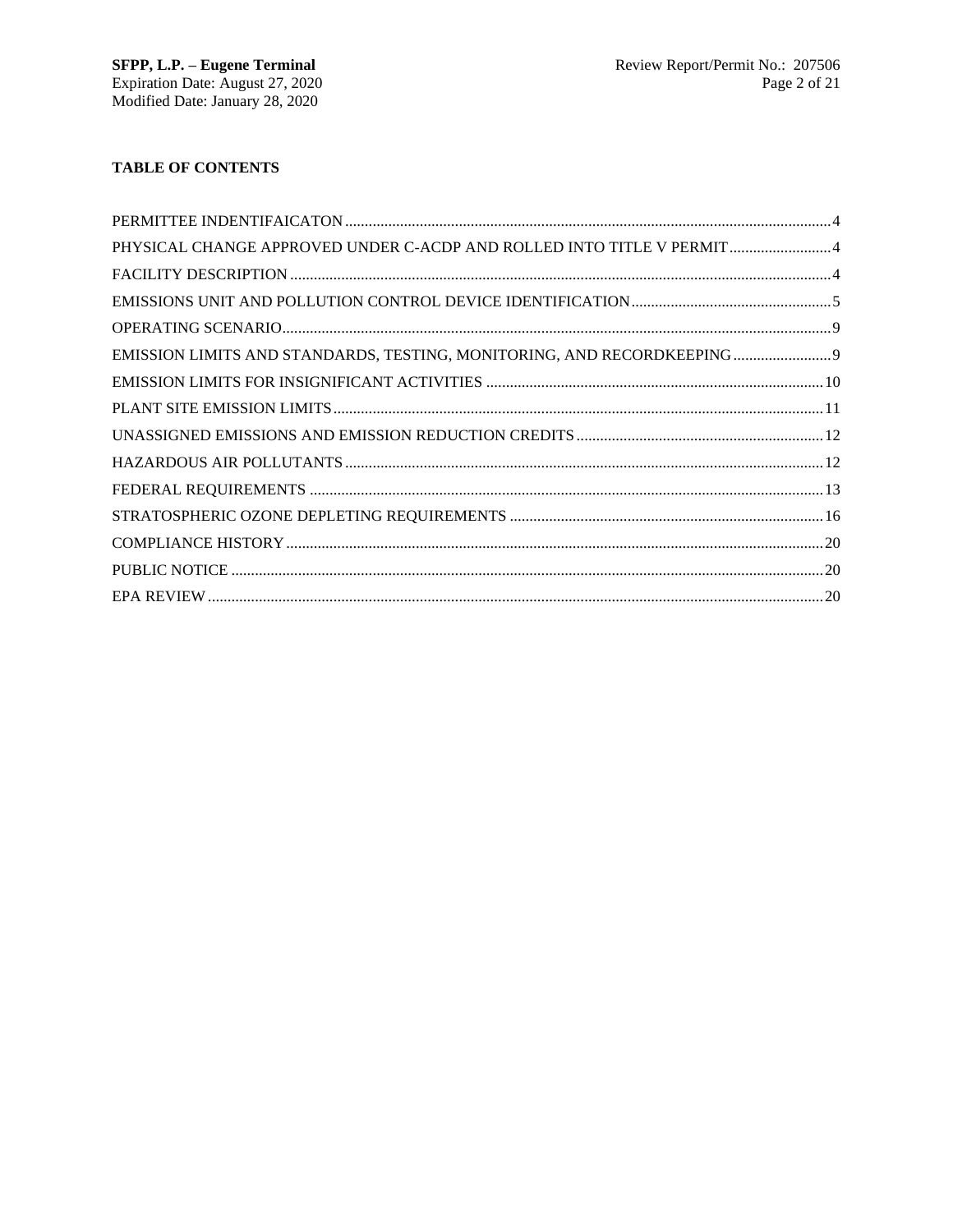## TABLE OF CONTENTS

PERMITTEE INDENTIFAICATON ............ 4
PHYSICAL CHANGE APPROVED UNDER C-ACDP AND ROLLED INTO TITLE V PERMIT ............ 4
FACILITY DESCRIPTION ............ 4
EMISSIONS UNIT AND POLLUTION CONTROL DEVICE IDENTIFICATION ............ 5
OPERATING SCENARIO ............ 9
EMISSION LIMITS AND STANDARDS, TESTING, MONITORING, AND RECORDKEEPING ............ 9
EMISSION LIMITS FOR INSIGNIFICANT ACTIVITIES ............ 10
PLANT SITE EMISSION LIMITS ............ 11
UNASSIGNED EMISSIONS AND EMISSION REDUCTION CREDITS ............ 12
HAZARDOUS AIR POLLUTANTS ............ 12
FEDERAL REQUIREMENTS ............ 13
STRATOSPHERIC OZONE DEPLETING REQUIREMENTS ............ 16
COMPLIANCE HISTORY ............ 20
PUBLIC NOTICE ............ 20
EPA REVIEW ............ 20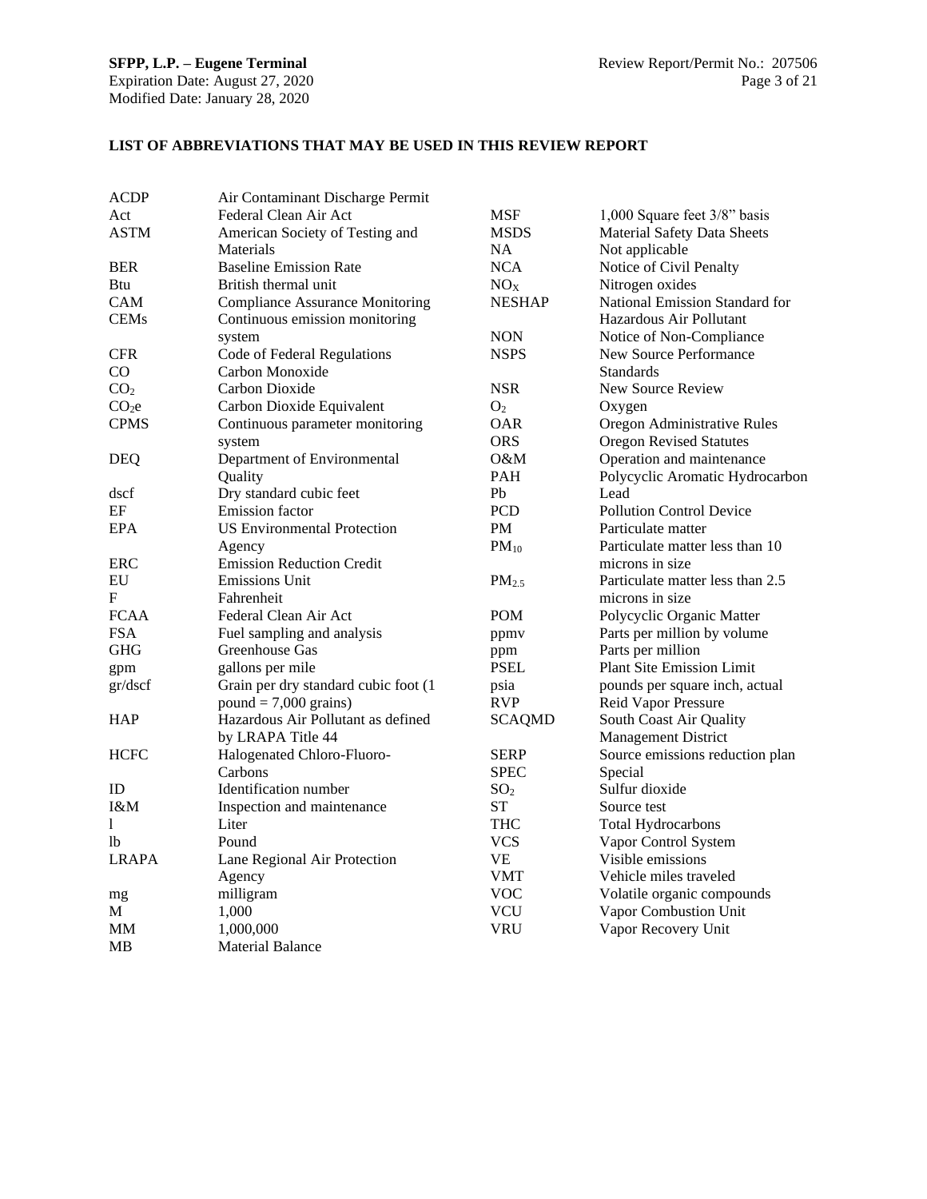## LIST OF ABBREVIATIONS THAT MAY BE USED IN THIS REVIEW REPORT

| Abbreviation | Definition |
|---|---|
| ACDP | Air Contaminant Discharge Permit |
| Act | Federal Clean Air Act |
| ASTM | American Society of Testing and Materials |
| BER | Baseline Emission Rate |
| Btu | British thermal unit |
| CAM | Compliance Assurance Monitoring |
| CEMs | Continuous emission monitoring system |
| CFR | Code of Federal Regulations |
| CO | Carbon Monoxide |
| $CO_2$ | Carbon Dioxide |
| $CO_2e$ | Carbon Dioxide Equivalent |
| CPMS | Continuous parameter monitoring system |
| DEQ | Department of Environmental Quality |
| dscf | Dry standard cubic feet |
| EF | Emission factor |
| EPA | US Environmental Protection Agency |
| ERC | Emission Reduction Credit |
| EU | Emissions Unit |
| F | Fahrenheit |
| FCAA | Federal Clean Air Act |
| FSA | Fuel sampling and analysis |
| GHG | Greenhouse Gas |
| gpm | gallons per mile |
| gr/dscf | Grain per dry standard cubic foot (1 pound = 7,000 grains) |
| HAP | Hazardous Air Pollutant as defined by LRAPA Title 44 |
| HCFC | Halogenated Chloro-Fluoro-Carbons |
| ID | Identification number |
| I&M | Inspection and maintenance |
| l | Liter |
| lb | Pound |
| LRAPA | Lane Regional Air Protection Agency |
| mg | milligram |
| M | 1,000 |
| MM | 1,000,000 |
| MB | Material Balance |
| MSF | 1,000 Square feet 3/8" basis |
| MSDS | Material Safety Data Sheets |
| NA | Not applicable |
| NCA | Notice of Civil Penalty |
| $NO_X$ | Nitrogen oxides |
| NESHAP | National Emission Standard for Hazardous Air Pollutant |
| NON | Notice of Non-Compliance |
| NSPS | New Source Performance Standards |
| NSR | New Source Review |
| $O_2$ | Oxygen |
| OAR | Oregon Administrative Rules |
| ORS | Oregon Revised Statutes |
| O&M | Operation and maintenance |
| PAH | Polycyclic Aromatic Hydrocarbon |
| Pb | Lead |
| PCD | Pollution Control Device |
| PM | Particulate matter |
| $PM_{10}$ | Particulate matter less than 10 microns in size |
| $PM_{2.5}$ | Particulate matter less than 2.5 microns in size |
| POM | Polycyclic Organic Matter |
| ppmv | Parts per million by volume |
| ppm | Parts per million |
| PSEL | Plant Site Emission Limit |
| psia | pounds per square inch, actual |
| RVP | Reid Vapor Pressure |
| SCAQMD | South Coast Air Quality Management District |
| SERP | Source emissions reduction plan |
| SPEC | Special |
| $SO_2$ | Sulfur dioxide |
| ST | Source test |
| THC | Total Hydrocarbons |
| VCS | Vapor Control System |
| VE | Visible emissions |
| VMT | Vehicle miles traveled |
| VOC | Volatile organic compounds |
| VCU | Vapor Combustion Unit |
| VRU | Vapor Recovery Unit |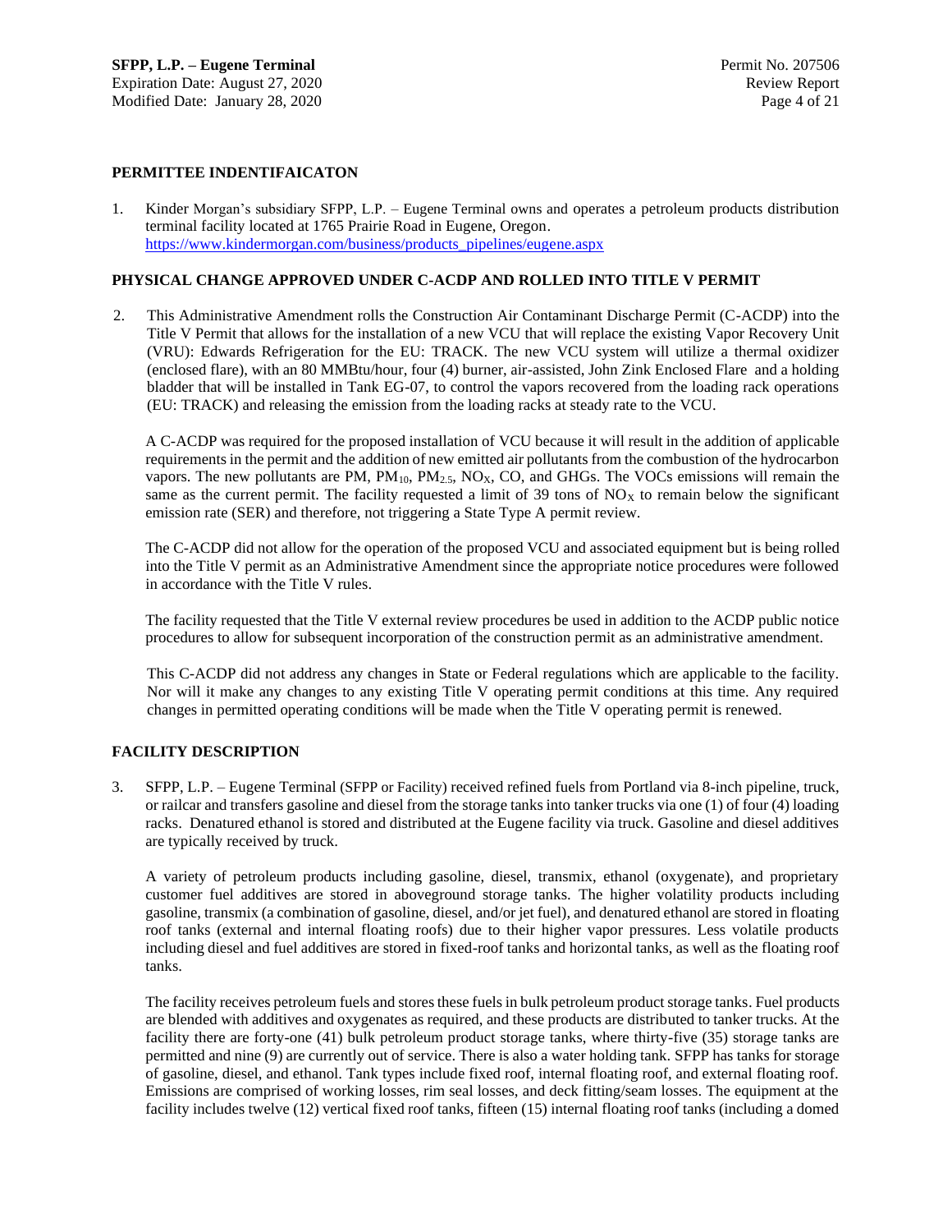## PERMITTEE INDENTIFAICATON

1. Kinder Morgan's subsidiary SFPP, L.P. – Eugene Terminal owns and operates a petroleum products distribution terminal facility located at 1765 Prairie Road in Eugene, Oregon. https://www.kindermorgan.com/business/products_pipelines/eugene.aspx

## PHYSICAL CHANGE APPROVED UNDER C-ACDP AND ROLLED INTO TITLE V PERMIT

2. This Administrative Amendment rolls the Construction Air Contaminant Discharge Permit (C-ACDP) into the Title V Permit that allows for the installation of a new VCU that will replace the existing Vapor Recovery Unit (VRU): Edwards Refrigeration for the EU: TRACK. The new VCU system will utilize a thermal oxidizer (enclosed flare), with an 80 MMBtu/hour, four (4) burner, air-assisted, John Zink Enclosed Flare and a holding bladder that will be installed in Tank EG-07, to control the vapors recovered from the loading rack operations (EU: TRACK) and releasing the emission from the loading racks at steady rate to the VCU.

   A C-ACDP was required for the proposed installation of VCU because it will result in the addition of applicable requirements in the permit and the addition of new emitted air pollutants from the combustion of the hydrocarbon vapors. The new pollutants are PM, $PM_{10}$, $PM_{2.5}$, $NO_X$, CO, and GHGs. The VOCs emissions will remain the same as the current permit. The facility requested a limit of 39 tons of $NO_X$ to remain below the significant emission rate (SER) and therefore, not triggering a State Type A permit review.

   The C-ACDP did not allow for the operation of the proposed VCU and associated equipment but is being rolled into the Title V permit as an Administrative Amendment since the appropriate notice procedures were followed in accordance with the Title V rules.

   The facility requested that the Title V external review procedures be used in addition to the ACDP public notice procedures to allow for subsequent incorporation of the construction permit as an administrative amendment.

   This C-ACDP did not address any changes in State or Federal regulations which are applicable to the facility. Nor will it make any changes to any existing Title V operating permit conditions at this time. Any required changes in permitted operating conditions will be made when the Title V operating permit is renewed.

## FACILITY DESCRIPTION

3. SFPP, L.P. – Eugene Terminal (SFPP or Facility) received refined fuels from Portland via 8-inch pipeline, truck, or railcar and transfers gasoline and diesel from the storage tanks into tanker trucks via one (1) of four (4) loading racks. Denatured ethanol is stored and distributed at the Eugene facility via truck. Gasoline and diesel additives are typically received by truck.

   A variety of petroleum products including gasoline, diesel, transmix, ethanol (oxygenate), and proprietary customer fuel additives are stored in aboveground storage tanks. The higher volatility products including gasoline, transmix (a combination of gasoline, diesel, and/or jet fuel), and denatured ethanol are stored in floating roof tanks (external and internal floating roofs) due to their higher vapor pressures. Less volatile products including diesel and fuel additives are stored in fixed-roof tanks and horizontal tanks, as well as the floating roof tanks.

   The facility receives petroleum fuels and stores these fuels in bulk petroleum product storage tanks. Fuel products are blended with additives and oxygenates as required, and these products are distributed to tanker trucks. At the facility there are forty-one (41) bulk petroleum product storage tanks, where thirty-five (35) storage tanks are permitted and nine (9) are currently out of service. There is also a water holding tank. SFPP has tanks for storage of gasoline, diesel, and ethanol. Tank types include fixed roof, internal floating roof, and external floating roof. Emissions are comprised of working losses, rim seal losses, and deck fitting/seam losses. The equipment at the facility includes twelve (12) vertical fixed roof tanks, fifteen (15) internal floating roof tanks (including a domed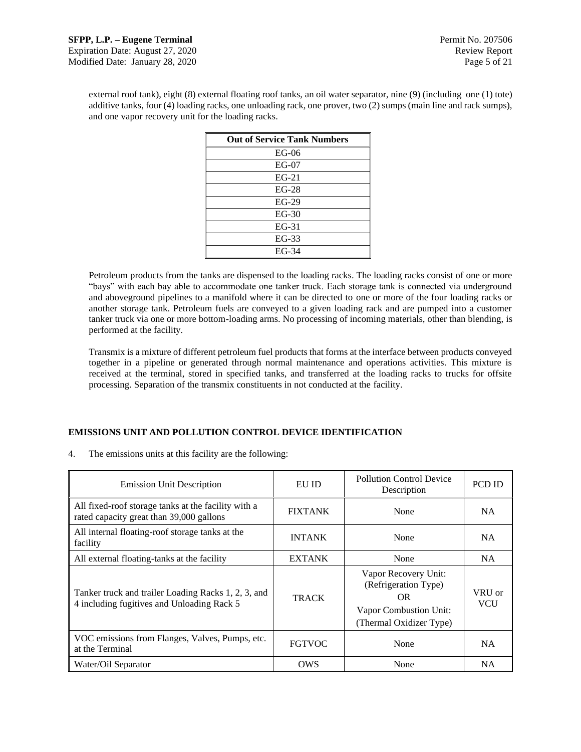external roof tank), eight (8) external floating roof tanks, an oil water separator, nine (9) (including one (1) tote) additive tanks, four (4) loading racks, one unloading rack, one prover, two (2) sumps (main line and rack sumps), and one vapor recovery unit for the loading racks.

| Out of Service Tank Numbers |
|---|
| EG-06 |
| EG-07 |
| EG-21 |
| EG-28 |
| EG-29 |
| EG-30 |
| EG-31 |
| EG-33 |
| EG-34 |

Petroleum products from the tanks are dispensed to the loading racks. The loading racks consist of one or more "bays" with each bay able to accommodate one tanker truck. Each storage tank is connected via underground and aboveground pipelines to a manifold where it can be directed to one or more of the four loading racks or another storage tank. Petroleum fuels are conveyed to a given loading rack and are pumped into a customer tanker truck via one or more bottom-loading arms. No processing of incoming materials, other than blending, is performed at the facility.

Transmix is a mixture of different petroleum fuel products that forms at the interface between products conveyed together in a pipeline or generated through normal maintenance and operations activities. This mixture is received at the terminal, stored in specified tanks, and transferred at the loading racks to trucks for offsite processing. Separation of the transmix constituents in not conducted at the facility.

**EMISSIONS UNIT AND POLLUTION CONTROL DEVICE IDENTIFICATION**

4. The emissions units at this facility are the following:

| Emission Unit Description | EU ID | Pollution Control Device Description | PCD ID |
|---|---|---|---|
| All fixed-roof storage tanks at the facility with a rated capacity great than 39,000 gallons | FIXTANK | None | NA |
| All internal floating-roof storage tanks at the facility | INTANK | None | NA |
| All external floating-tanks at the facility | EXTANK | None | NA |
| Tanker truck and trailer Loading Racks 1, 2, 3, and 4 including fugitives and Unloading Rack 5 | TRACK | Vapor Recovery Unit: (Refrigeration Type) OR Vapor Combustion Unit: (Thermal Oxidizer Type) | VRU or VCU |
| VOC emissions from Flanges, Valves, Pumps, etc. at the Terminal | FGTVOC | None | NA |
| Water/Oil Separator | OWS | None | NA |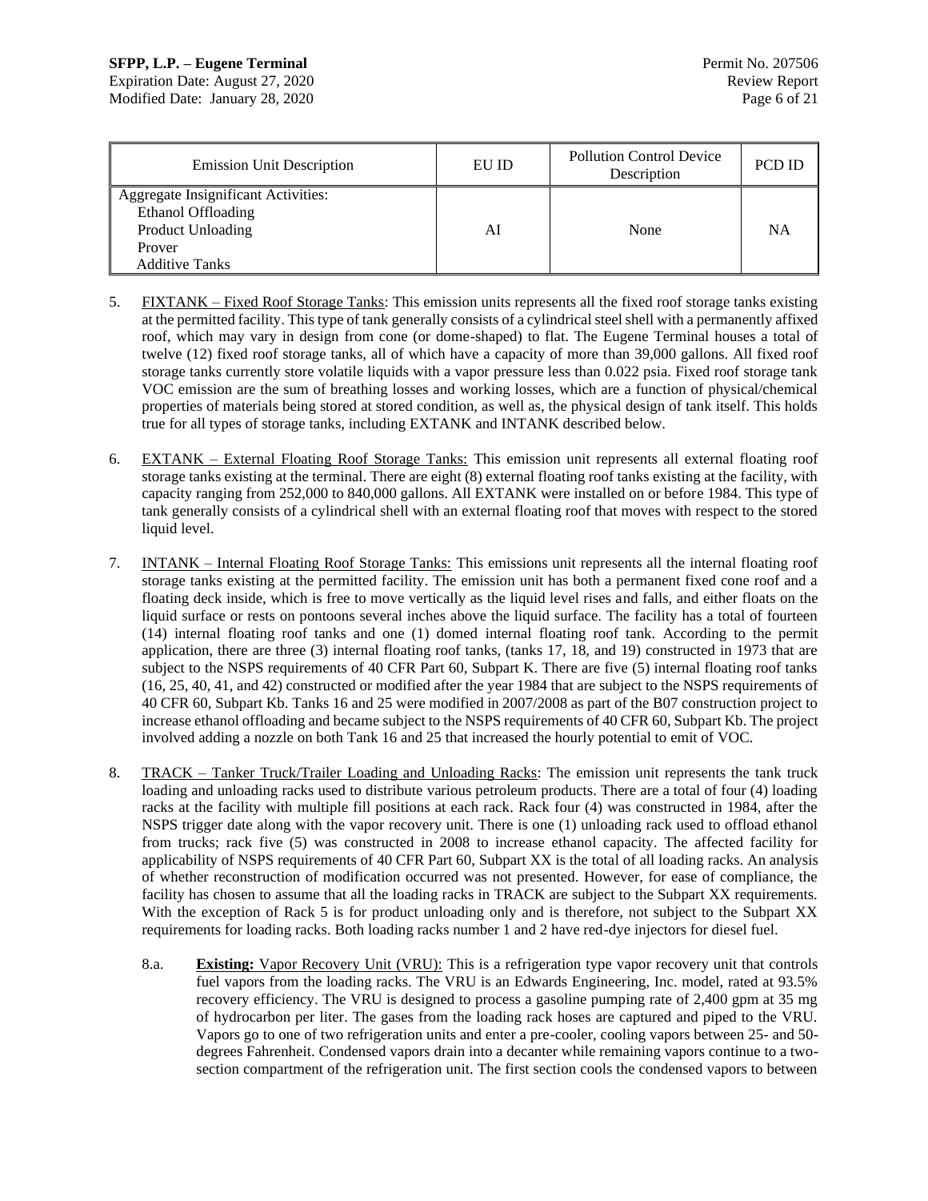| Emission Unit Description | EU ID | Pollution Control Device Description | PCD ID |
|---|---|---|---|
| Aggregate Insignificant Activities: Ethanol Offloading Product Unloading Prover Additive Tanks | AI | None | NA |

5. FIXTANK – Fixed Roof Storage Tanks: This emission units represents all the fixed roof storage tanks existing at the permitted facility. This type of tank generally consists of a cylindrical steel shell with a permanently affixed roof, which may vary in design from cone (or dome-shaped) to flat. The Eugene Terminal houses a total of twelve (12) fixed roof storage tanks, all of which have a capacity of more than 39,000 gallons. All fixed roof storage tanks currently store volatile liquids with a vapor pressure less than 0.022 psia. Fixed roof storage tank VOC emission are the sum of breathing losses and working losses, which are a function of physical/chemical properties of materials being stored at stored condition, as well as, the physical design of tank itself. This holds true for all types of storage tanks, including EXTANK and INTANK described below.

6. EXTANK – External Floating Roof Storage Tanks: This emission unit represents all external floating roof storage tanks existing at the terminal. There are eight (8) external floating roof tanks existing at the facility, with capacity ranging from 252,000 to 840,000 gallons. All EXTANK were installed on or before 1984. This type of tank generally consists of a cylindrical shell with an external floating roof that moves with respect to the stored liquid level.

7. INTANK – Internal Floating Roof Storage Tanks: This emissions unit represents all the internal floating roof storage tanks existing at the permitted facility. The emission unit has both a permanent fixed cone roof and a floating deck inside, which is free to move vertically as the liquid level rises and falls, and either floats on the liquid surface or rests on pontoons several inches above the liquid surface. The facility has a total of fourteen (14) internal floating roof tanks and one (1) domed internal floating roof tank. According to the permit application, there are three (3) internal floating roof tanks, (tanks 17, 18, and 19) constructed in 1973 that are subject to the NSPS requirements of 40 CFR Part 60, Subpart K. There are five (5) internal floating roof tanks (16, 25, 40, 41, and 42) constructed or modified after the year 1984 that are subject to the NSPS requirements of 40 CFR 60, Subpart Kb. Tanks 16 and 25 were modified in 2007/2008 as part of the B07 construction project to increase ethanol offloading and became subject to the NSPS requirements of 40 CFR 60, Subpart Kb. The project involved adding a nozzle on both Tank 16 and 25 that increased the hourly potential to emit of VOC.

8. TRACK – Tanker Truck/Trailer Loading and Unloading Racks: The emission unit represents the tank truck loading and unloading racks used to distribute various petroleum products. There are a total of four (4) loading racks at the facility with multiple fill positions at each rack. Rack four (4) was constructed in 1984, after the NSPS trigger date along with the vapor recovery unit. There is one (1) unloading rack used to offload ethanol from trucks; rack five (5) was constructed in 2008 to increase ethanol capacity. The affected facility for applicability of NSPS requirements of 40 CFR Part 60, Subpart XX is the total of all loading racks. An analysis of whether reconstruction of modification occurred was not presented. However, for ease of compliance, the facility has chosen to assume that all the loading racks in TRACK are subject to the Subpart XX requirements. With the exception of Rack 5 is for product unloading only and is therefore, not subject to the Subpart XX requirements for loading racks. Both loading racks number 1 and 2 have red-dye injectors for diesel fuel.

   8.a. **Existing:** Vapor Recovery Unit (VRU): This is a refrigeration type vapor recovery unit that controls fuel vapors from the loading racks. The VRU is an Edwards Engineering, Inc. model, rated at 93.5% recovery efficiency. The VRU is designed to process a gasoline pumping rate of 2,400 gpm at 35 mg of hydrocarbon per liter. The gases from the loading rack hoses are captured and piped to the VRU. Vapors go to one of two refrigeration units and enter a pre-cooler, cooling vapors between 25- and 50-degrees Fahrenheit. Condensed vapors drain into a decanter while remaining vapors continue to a two-section compartment of the refrigeration unit. The first section cools the condensed vapors to between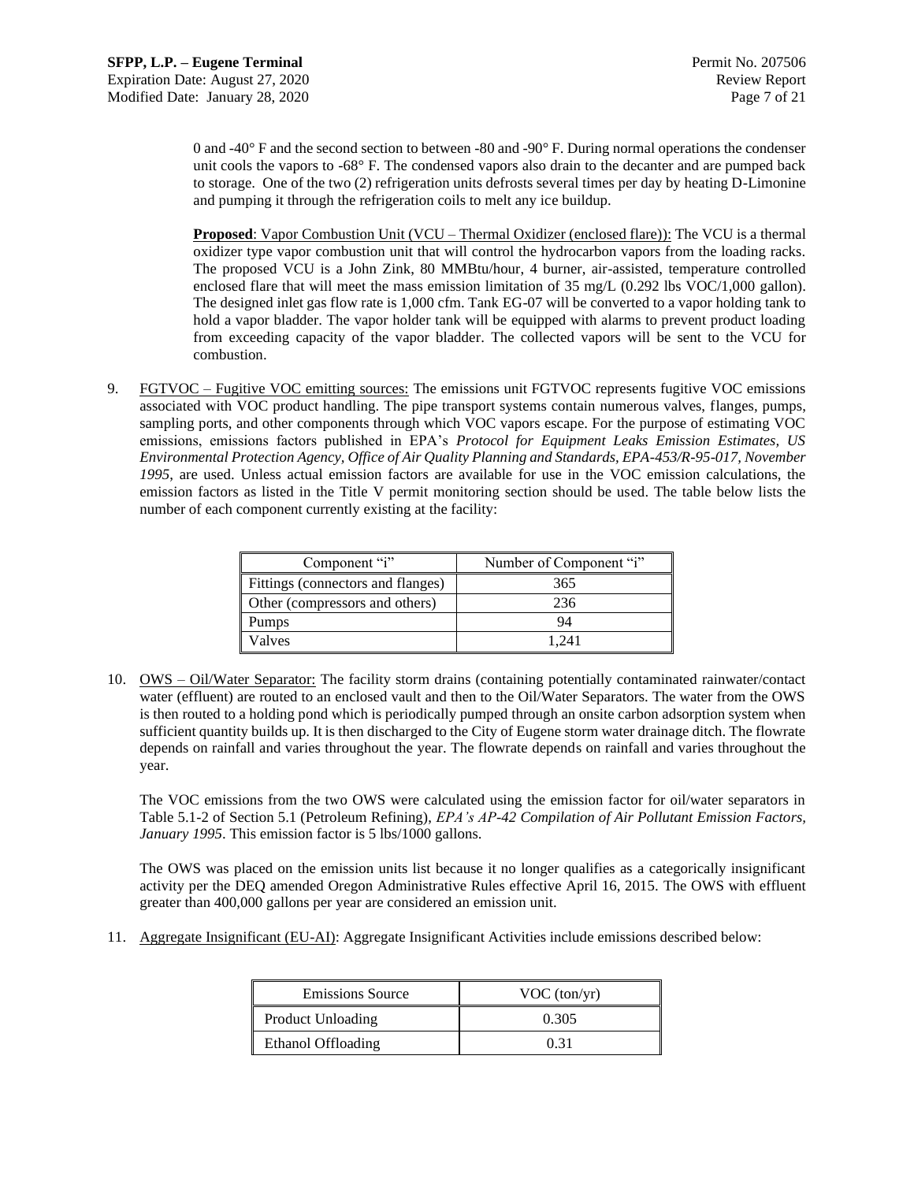0 and -40° F and the second section to between -80 and -90° F. During normal operations the condenser unit cools the vapors to -68° F. The condensed vapors also drain to the decanter and are pumped back to storage. One of the two (2) refrigeration units defrosts several times per day by heating D-Limonine and pumping it through the refrigeration coils to melt any ice buildup.

**Proposed**: Vapor Combustion Unit (VCU – Thermal Oxidizer (enclosed flare)): The VCU is a thermal oxidizer type vapor combustion unit that will control the hydrocarbon vapors from the loading racks. The proposed VCU is a John Zink, 80 MMBtu/hour, 4 burner, air-assisted, temperature controlled enclosed flare that will meet the mass emission limitation of 35 mg/L (0.292 lbs VOC/1,000 gallon). The designed inlet gas flow rate is 1,000 cfm. Tank EG-07 will be converted to a vapor holding tank to hold a vapor bladder. The vapor holder tank will be equipped with alarms to prevent product loading from exceeding capacity of the vapor bladder. The collected vapors will be sent to the VCU for combustion.

9. FGTVOC – Fugitive VOC emitting sources: The emissions unit FGTVOC represents fugitive VOC emissions associated with VOC product handling. The pipe transport systems contain numerous valves, flanges, pumps, sampling ports, and other components through which VOC vapors escape. For the purpose of estimating VOC emissions, emissions factors published in EPA's *Protocol for Equipment Leaks Emission Estimates, US Environmental Protection Agency, Office of Air Quality Planning and Standards, EPA-453/R-95-017, November 1995,* are used. Unless actual emission factors are available for use in the VOC emission calculations, the emission factors as listed in the Title V permit monitoring section should be used. The table below lists the number of each component currently existing at the facility:

| Component "i" | Number of Component "i" |
|---|---|
| Fittings (connectors and flanges) | 365 |
| Other (compressors and others) | 236 |
| Pumps | 94 |
| Valves | 1,241 |

10. OWS – Oil/Water Separator: The facility storm drains (containing potentially contaminated rainwater/contact water (effluent) are routed to an enclosed vault and then to the Oil/Water Separators. The water from the OWS is then routed to a holding pond which is periodically pumped through an onsite carbon adsorption system when sufficient quantity builds up. It is then discharged to the City of Eugene storm water drainage ditch. The flowrate depends on rainfall and varies throughout the year. The flowrate depends on rainfall and varies throughout the year.

    The VOC emissions from the two OWS were calculated using the emission factor for oil/water separators in Table 5.1-2 of Section 5.1 (Petroleum Refining), *EPA's AP-42 Compilation of Air Pollutant Emission Factors, January 1995*. This emission factor is 5 lbs/1000 gallons.

    The OWS was placed on the emission units list because it no longer qualifies as a categorically insignificant activity per the DEQ amended Oregon Administrative Rules effective April 16, 2015. The OWS with effluent greater than 400,000 gallons per year are considered an emission unit.

11. Aggregate Insignificant (EU-AI): Aggregate Insignificant Activities include emissions described below:

| Emissions Source | VOC (ton/yr) |
|---|---|
| Product Unloading | 0.305 |
| Ethanol Offloading | 0.31 |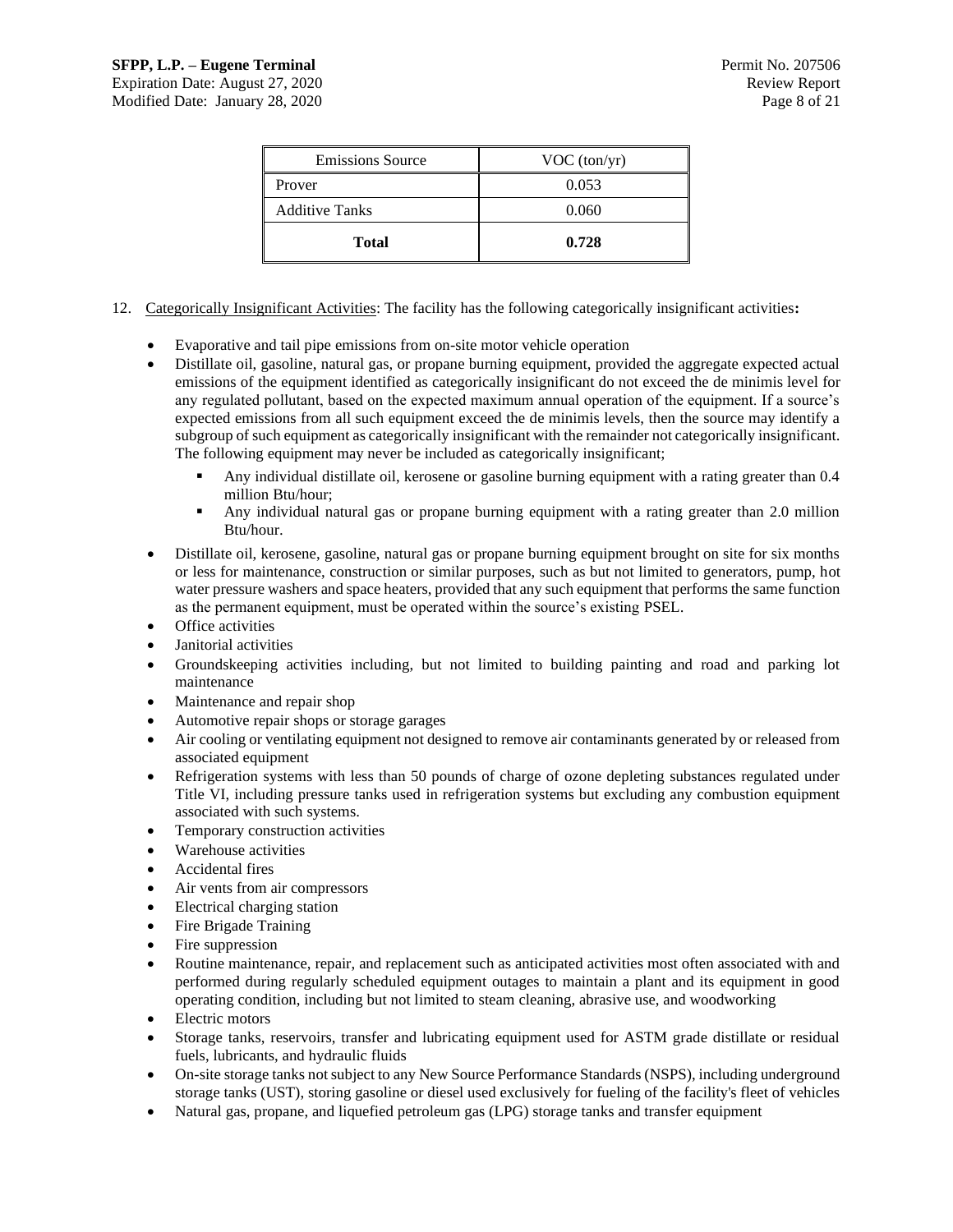| Emissions Source | VOC (ton/yr) |
|---|---|
| Prover | 0.053 |
| Additive Tanks | 0.060 |
| **Total** | **0.728** |

12. Categorically Insignificant Activities: The facility has the following categorically insignificant activities**:**

- Evaporative and tail pipe emissions from on-site motor vehicle operation
- Distillate oil, gasoline, natural gas, or propane burning equipment, provided the aggregate expected actual emissions of the equipment identified as categorically insignificant do not exceed the de minimis level for any regulated pollutant, based on the expected maximum annual operation of the equipment. If a source's expected emissions from all such equipment exceed the de minimis levels, then the source may identify a subgroup of such equipment as categorically insignificant with the remainder not categorically insignificant. The following equipment may never be included as categorically insignificant;
  - Any individual distillate oil, kerosene or gasoline burning equipment with a rating greater than 0.4 million Btu/hour;
  - Any individual natural gas or propane burning equipment with a rating greater than 2.0 million Btu/hour.
- Distillate oil, kerosene, gasoline, natural gas or propane burning equipment brought on site for six months or less for maintenance, construction or similar purposes, such as but not limited to generators, pump, hot water pressure washers and space heaters, provided that any such equipment that performs the same function as the permanent equipment, must be operated within the source's existing PSEL.
- Office activities
- Janitorial activities
- Groundskeeping activities including, but not limited to building painting and road and parking lot maintenance
- Maintenance and repair shop
- Automotive repair shops or storage garages
- Air cooling or ventilating equipment not designed to remove air contaminants generated by or released from associated equipment
- Refrigeration systems with less than 50 pounds of charge of ozone depleting substances regulated under Title VI, including pressure tanks used in refrigeration systems but excluding any combustion equipment associated with such systems.
- Temporary construction activities
- Warehouse activities
- Accidental fires
- Air vents from air compressors
- Electrical charging station
- Fire Brigade Training
- Fire suppression
- Routine maintenance, repair, and replacement such as anticipated activities most often associated with and performed during regularly scheduled equipment outages to maintain a plant and its equipment in good operating condition, including but not limited to steam cleaning, abrasive use, and woodworking
- Electric motors
- Storage tanks, reservoirs, transfer and lubricating equipment used for ASTM grade distillate or residual fuels, lubricants, and hydraulic fluids
- On-site storage tanks not subject to any New Source Performance Standards (NSPS), including underground storage tanks (UST), storing gasoline or diesel used exclusively for fueling of the facility's fleet of vehicles
- Natural gas, propane, and liquefied petroleum gas (LPG) storage tanks and transfer equipment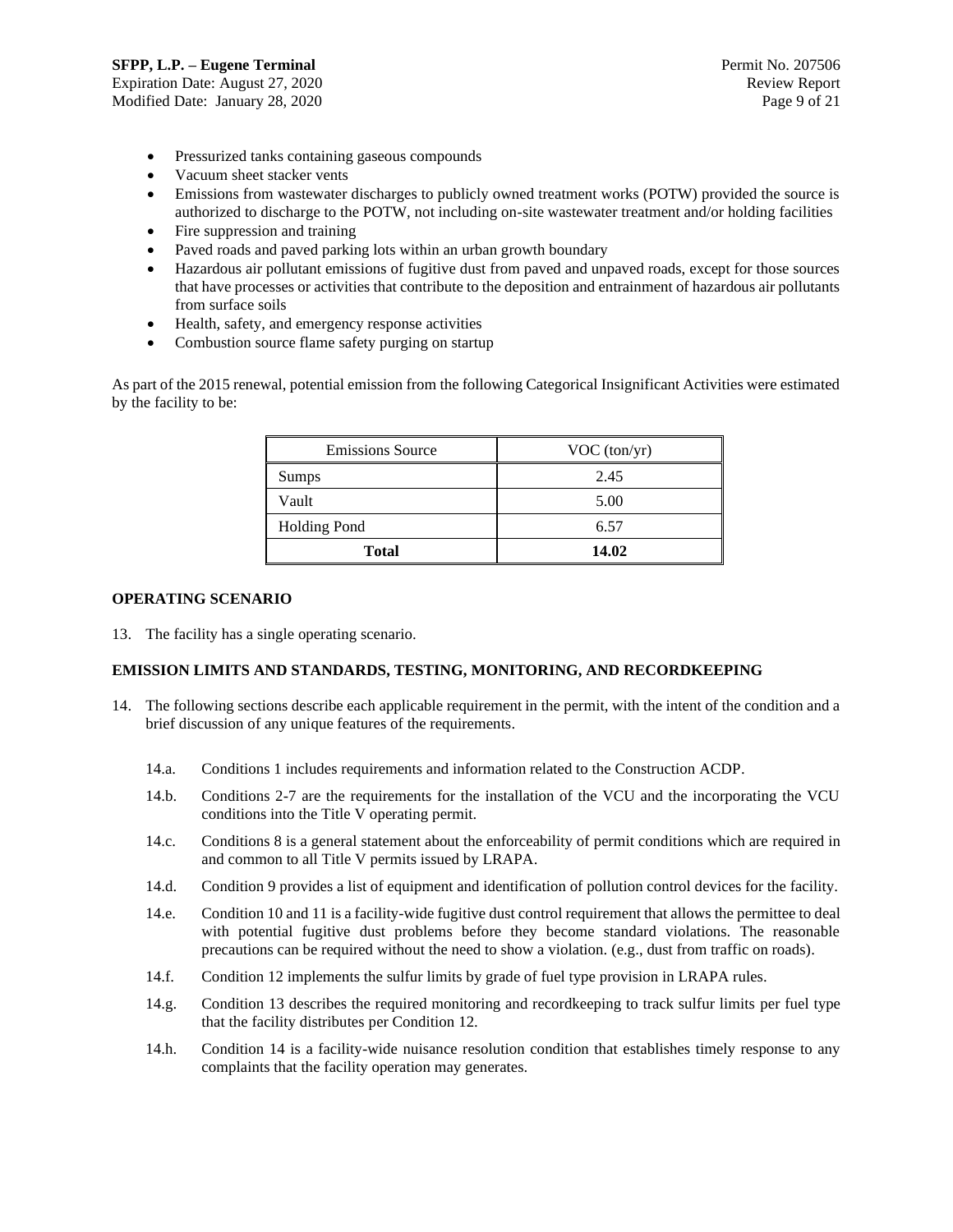- Pressurized tanks containing gaseous compounds
- Vacuum sheet stacker vents
- Emissions from wastewater discharges to publicly owned treatment works (POTW) provided the source is authorized to discharge to the POTW, not including on-site wastewater treatment and/or holding facilities
- Fire suppression and training
- Paved roads and paved parking lots within an urban growth boundary
- Hazardous air pollutant emissions of fugitive dust from paved and unpaved roads, except for those sources that have processes or activities that contribute to the deposition and entrainment of hazardous air pollutants from surface soils
- Health, safety, and emergency response activities
- Combustion source flame safety purging on startup

As part of the 2015 renewal, potential emission from the following Categorical Insignificant Activities were estimated by the facility to be:

| Emissions Source | VOC (ton/yr) |
|---|---|
| Sumps | 2.45 |
| Vault | 5.00 |
| Holding Pond | 6.57 |
| **Total** | **14.02** |

**OPERATING SCENARIO**

13. The facility has a single operating scenario.

**EMISSION LIMITS AND STANDARDS, TESTING, MONITORING, AND RECORDKEEPING**

14. The following sections describe each applicable requirement in the permit, with the intent of the condition and a brief discussion of any unique features of the requirements.

    14.a. Conditions 1 includes requirements and information related to the Construction ACDP.

    14.b. Conditions 2-7 are the requirements for the installation of the VCU and the incorporating the VCU conditions into the Title V operating permit.

    14.c. Conditions 8 is a general statement about the enforceability of permit conditions which are required in and common to all Title V permits issued by LRAPA.

    14.d. Condition 9 provides a list of equipment and identification of pollution control devices for the facility.

    14.e. Condition 10 and 11 is a facility-wide fugitive dust control requirement that allows the permittee to deal with potential fugitive dust problems before they become standard violations. The reasonable precautions can be required without the need to show a violation. (e.g., dust from traffic on roads).

    14.f. Condition 12 implements the sulfur limits by grade of fuel type provision in LRAPA rules.

    14.g. Condition 13 describes the required monitoring and recordkeeping to track sulfur limits per fuel type that the facility distributes per Condition 12.

    14.h. Condition 14 is a facility-wide nuisance resolution condition that establishes timely response to any complaints that the facility operation may generates.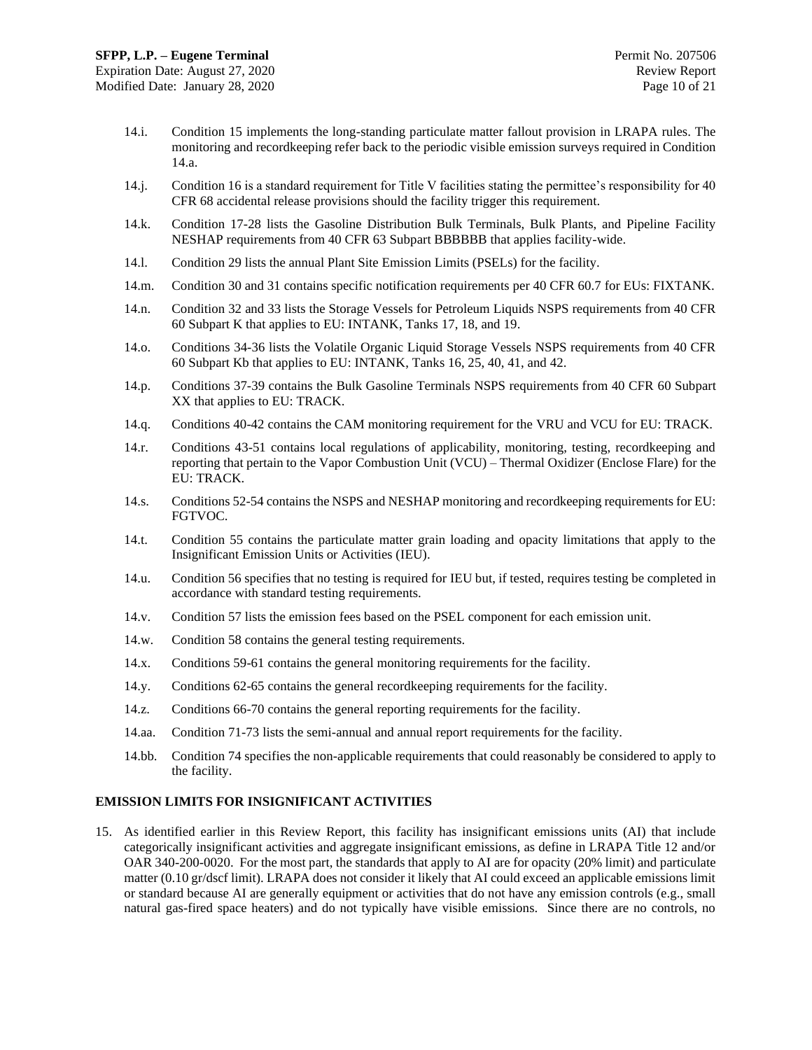14.i. Condition 15 implements the long-standing particulate matter fallout provision in LRAPA rules. The monitoring and recordkeeping refer back to the periodic visible emission surveys required in Condition 14.a.

14.j. Condition 16 is a standard requirement for Title V facilities stating the permittee's responsibility for 40 CFR 68 accidental release provisions should the facility trigger this requirement.

14.k. Condition 17-28 lists the Gasoline Distribution Bulk Terminals, Bulk Plants, and Pipeline Facility NESHAP requirements from 40 CFR 63 Subpart BBBBBB that applies facility-wide.

14.l. Condition 29 lists the annual Plant Site Emission Limits (PSELs) for the facility.

14.m. Condition 30 and 31 contains specific notification requirements per 40 CFR 60.7 for EUs: FIXTANK.

14.n. Condition 32 and 33 lists the Storage Vessels for Petroleum Liquids NSPS requirements from 40 CFR 60 Subpart K that applies to EU: INTANK, Tanks 17, 18, and 19.

14.o. Conditions 34-36 lists the Volatile Organic Liquid Storage Vessels NSPS requirements from 40 CFR 60 Subpart Kb that applies to EU: INTANK, Tanks 16, 25, 40, 41, and 42.

14.p. Conditions 37-39 contains the Bulk Gasoline Terminals NSPS requirements from 40 CFR 60 Subpart XX that applies to EU: TRACK.

14.q. Conditions 40-42 contains the CAM monitoring requirement for the VRU and VCU for EU: TRACK.

14.r. Conditions 43-51 contains local regulations of applicability, monitoring, testing, recordkeeping and reporting that pertain to the Vapor Combustion Unit (VCU) – Thermal Oxidizer (Enclose Flare) for the EU: TRACK.

14.s. Conditions 52-54 contains the NSPS and NESHAP monitoring and recordkeeping requirements for EU: FGTVOC.

14.t. Condition 55 contains the particulate matter grain loading and opacity limitations that apply to the Insignificant Emission Units or Activities (IEU).

14.u. Condition 56 specifies that no testing is required for IEU but, if tested, requires testing be completed in accordance with standard testing requirements.

14.v. Condition 57 lists the emission fees based on the PSEL component for each emission unit.

14.w. Condition 58 contains the general testing requirements.

14.x. Conditions 59-61 contains the general monitoring requirements for the facility.

14.y. Conditions 62-65 contains the general recordkeeping requirements for the facility.

14.z. Conditions 66-70 contains the general reporting requirements for the facility.

14.aa. Condition 71-73 lists the semi-annual and annual report requirements for the facility.

14.bb. Condition 74 specifies the non-applicable requirements that could reasonably be considered to apply to the facility.

## EMISSION LIMITS FOR INSIGNIFICANT ACTIVITIES

15. As identified earlier in this Review Report, this facility has insignificant emissions units (AI) that include categorically insignificant activities and aggregate insignificant emissions, as define in LRAPA Title 12 and/or OAR 340-200-0020. For the most part, the standards that apply to AI are for opacity (20% limit) and particulate matter (0.10 gr/dscf limit). LRAPA does not consider it likely that AI could exceed an applicable emissions limit or standard because AI are generally equipment or activities that do not have any emission controls (e.g., small natural gas-fired space heaters) and do not typically have visible emissions. Since there are no controls, no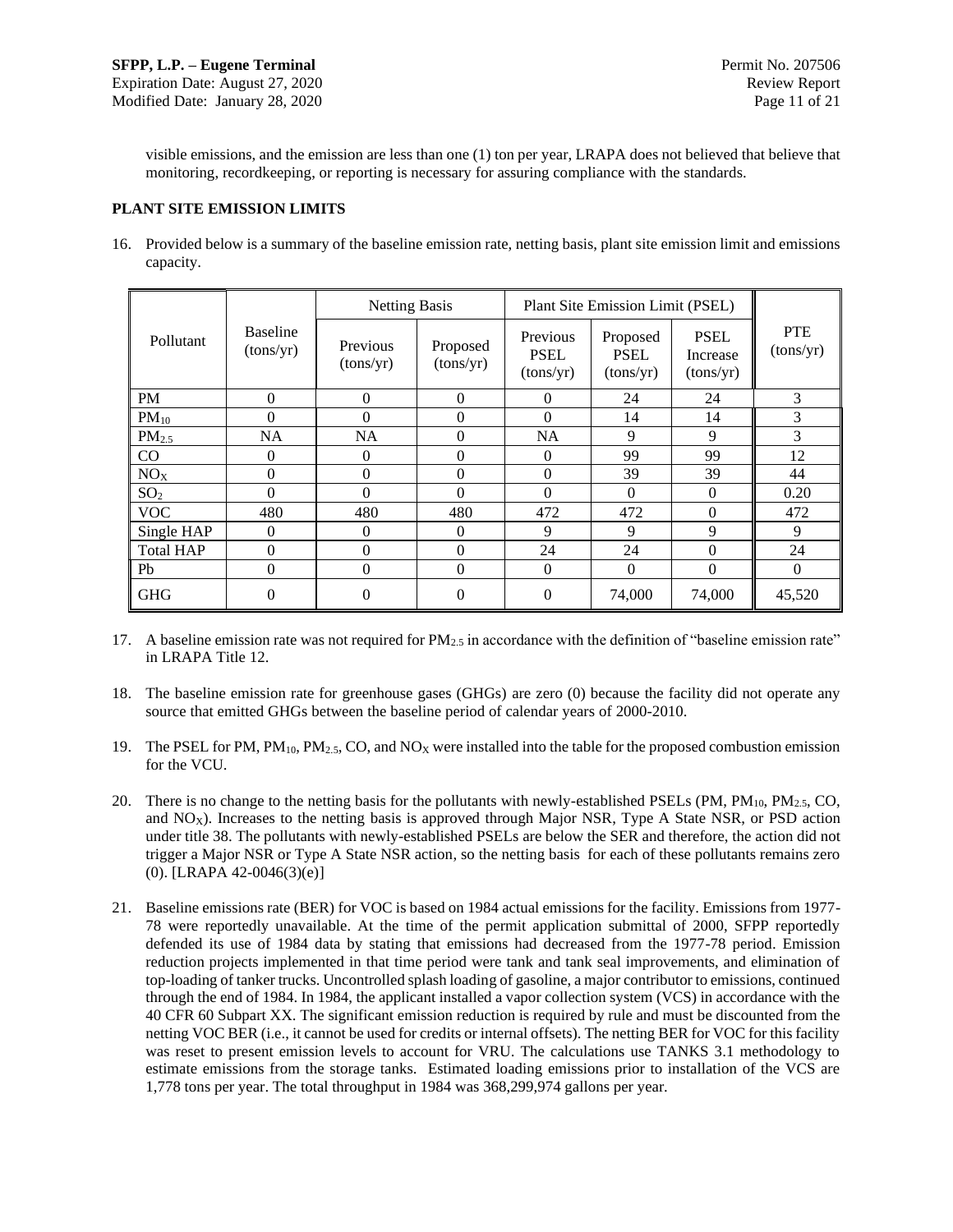visible emissions, and the emission are less than one (1) ton per year, LRAPA does not believed that believe that monitoring, recordkeeping, or reporting is necessary for assuring compliance with the standards.

**PLANT SITE EMISSION LIMITS**

16. Provided below is a summary of the baseline emission rate, netting basis, plant site emission limit and emissions capacity.

| Pollutant | Baseline (tons/yr) | Netting Basis | | Plant Site Emission Limit (PSEL) | | | PTE (tons/yr) |
|---|---|---|---|---|---|---|---|
| | | Previous (tons/yr) | Proposed (tons/yr) | Previous PSEL (tons/yr) | Proposed PSEL (tons/yr) | PSEL Increase (tons/yr) | |
| PM | 0 | 0 | 0 | 0 | 24 | 24 | 3 |
| $PM_{10}$ | 0 | 0 | 0 | 0 | 14 | 14 | 3 |
| $PM_{2.5}$ | NA | NA | 0 | NA | 9 | 9 | 3 |
| CO | 0 | 0 | 0 | 0 | 99 | 99 | 12 |
| $NO_X$ | 0 | 0 | 0 | 0 | 39 | 39 | 44 |
| $SO_2$ | 0 | 0 | 0 | 0 | 0 | 0 | 0.20 |
| VOC | 480 | 480 | 480 | 472 | 472 | 0 | 472 |
| Single HAP | 0 | 0 | 0 | 9 | 9 | 9 | 9 |
| Total HAP | 0 | 0 | 0 | 24 | 24 | 0 | 24 |
| Pb | 0 | 0 | 0 | 0 | 0 | 0 | 0 |
| GHG | 0 | 0 | 0 | 0 | 74,000 | 74,000 | 45,520 |

17. A baseline emission rate was not required for $PM_{2.5}$ in accordance with the definition of "baseline emission rate" in LRAPA Title 12.

18. The baseline emission rate for greenhouse gases (GHGs) are zero (0) because the facility did not operate any source that emitted GHGs between the baseline period of calendar years of 2000-2010.

19. The PSEL for PM, $PM_{10}$, $PM_{2.5}$, CO, and $NO_X$ were installed into the table for the proposed combustion emission for the VCU.

20. There is no change to the netting basis for the pollutants with newly-established PSELs (PM, $PM_{10}$, $PM_{2.5}$, CO, and $NO_X$). Increases to the netting basis is approved through Major NSR, Type A State NSR, or PSD action under title 38. The pollutants with newly-established PSELs are below the SER and therefore, the action did not trigger a Major NSR or Type A State NSR action, so the netting basis for each of these pollutants remains zero (0). [LRAPA 42-0046(3)(e)]

21. Baseline emissions rate (BER) for VOC is based on 1984 actual emissions for the facility. Emissions from 1977-78 were reportedly unavailable. At the time of the permit application submittal of 2000, SFPP reportedly defended its use of 1984 data by stating that emissions had decreased from the 1977-78 period. Emission reduction projects implemented in that time period were tank and tank seal improvements, and elimination of top-loading of tanker trucks. Uncontrolled splash loading of gasoline, a major contributor to emissions, continued through the end of 1984. In 1984, the applicant installed a vapor collection system (VCS) in accordance with the 40 CFR 60 Subpart XX. The significant emission reduction is required by rule and must be discounted from the netting VOC BER (i.e., it cannot be used for credits or internal offsets). The netting BER for VOC for this facility was reset to present emission levels to account for VRU. The calculations use TANKS 3.1 methodology to estimate emissions from the storage tanks. Estimated loading emissions prior to installation of the VCS are 1,778 tons per year. The total throughput in 1984 was 368,299,974 gallons per year.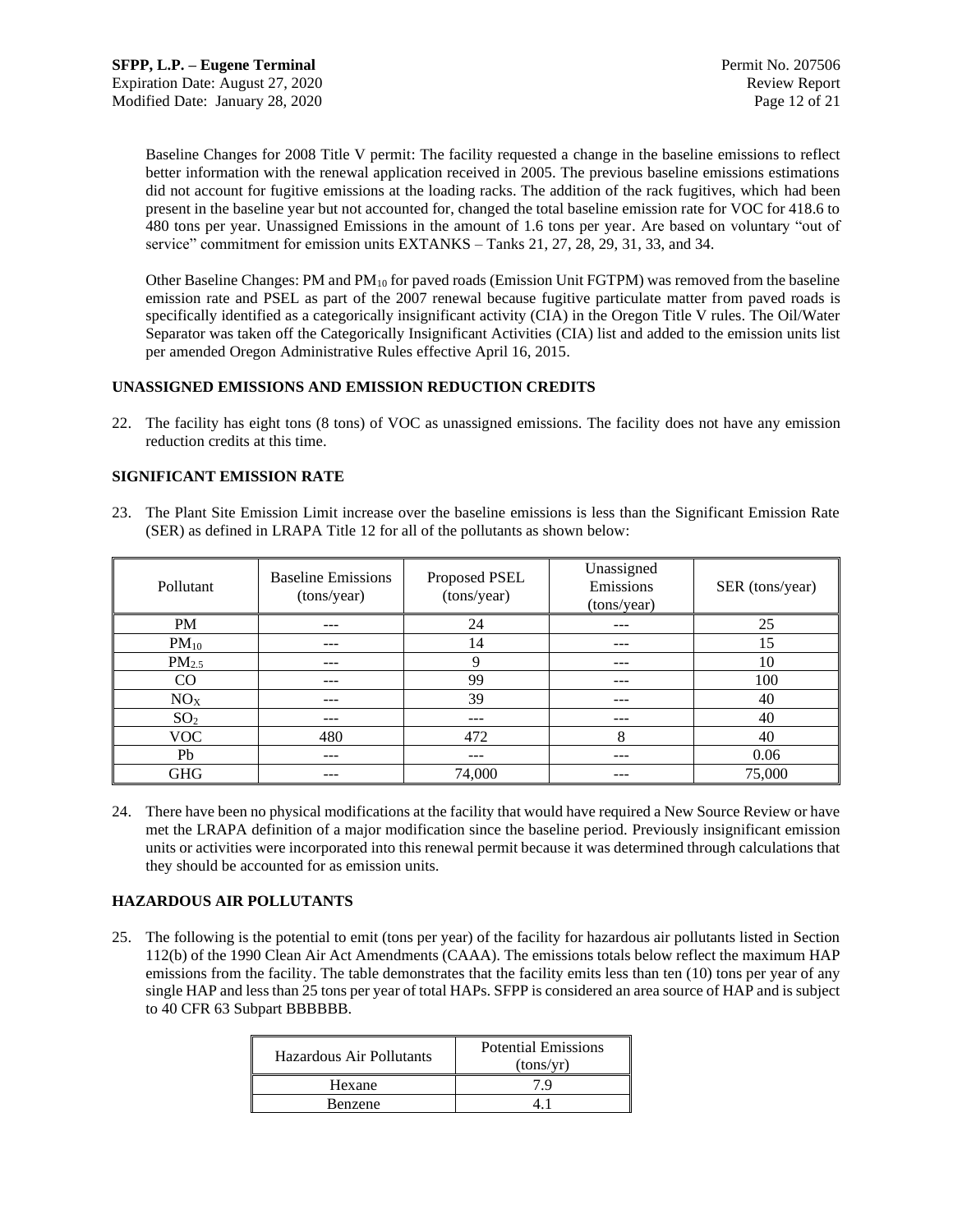Baseline Changes for 2008 Title V permit: The facility requested a change in the baseline emissions to reflect better information with the renewal application received in 2005. The previous baseline emissions estimations did not account for fugitive emissions at the loading racks. The addition of the rack fugitives, which had been present in the baseline year but not accounted for, changed the total baseline emission rate for VOC for 418.6 to 480 tons per year. Unassigned Emissions in the amount of 1.6 tons per year. Are based on voluntary "out of service" commitment for emission units EXTANKS – Tanks 21, 27, 28, 29, 31, 33, and 34.

Other Baseline Changes: PM and $PM_{10}$ for paved roads (Emission Unit FGTPM) was removed from the baseline emission rate and PSEL as part of the 2007 renewal because fugitive particulate matter from paved roads is specifically identified as a categorically insignificant activity (CIA) in the Oregon Title V rules. The Oil/Water Separator was taken off the Categorically Insignificant Activities (CIA) list and added to the emission units list per amended Oregon Administrative Rules effective April 16, 2015.

## UNASSIGNED EMISSIONS AND EMISSION REDUCTION CREDITS

22. The facility has eight tons (8 tons) of VOC as unassigned emissions. The facility does not have any emission reduction credits at this time.

## SIGNIFICANT EMISSION RATE

23. The Plant Site Emission Limit increase over the baseline emissions is less than the Significant Emission Rate (SER) as defined in LRAPA Title 12 for all of the pollutants as shown below:

| Pollutant | Baseline Emissions (tons/year) | Proposed PSEL (tons/year) | Unassigned Emissions (tons/year) | SER (tons/year) |
|---|---|---|---|---|
| PM | --- | 24 | --- | 25 |
| $PM_{10}$ | --- | 14 | --- | 15 |
| $PM_{2.5}$ | --- | 9 | --- | 10 |
| CO | --- | 99 | --- | 100 |
| $NO_X$ | --- | 39 | --- | 40 |
| $SO_2$ | --- | --- | --- | 40 |
| VOC | 480 | 472 | 8 | 40 |
| Pb | --- | --- | --- | 0.06 |
| GHG | --- | 74,000 | --- | 75,000 |

24. There have been no physical modifications at the facility that would have required a New Source Review or have met the LRAPA definition of a major modification since the baseline period. Previously insignificant emission units or activities were incorporated into this renewal permit because it was determined through calculations that they should be accounted for as emission units.

## HAZARDOUS AIR POLLUTANTS

25. The following is the potential to emit (tons per year) of the facility for hazardous air pollutants listed in Section 112(b) of the 1990 Clean Air Act Amendments (CAAA). The emissions totals below reflect the maximum HAP emissions from the facility. The table demonstrates that the facility emits less than ten (10) tons per year of any single HAP and less than 25 tons per year of total HAPs. SFPP is considered an area source of HAP and is subject to 40 CFR 63 Subpart BBBBBB.

| Hazardous Air Pollutants | Potential Emissions (tons/yr) |
|---|---|
| Hexane | 7.9 |
| Benzene | 4.1 |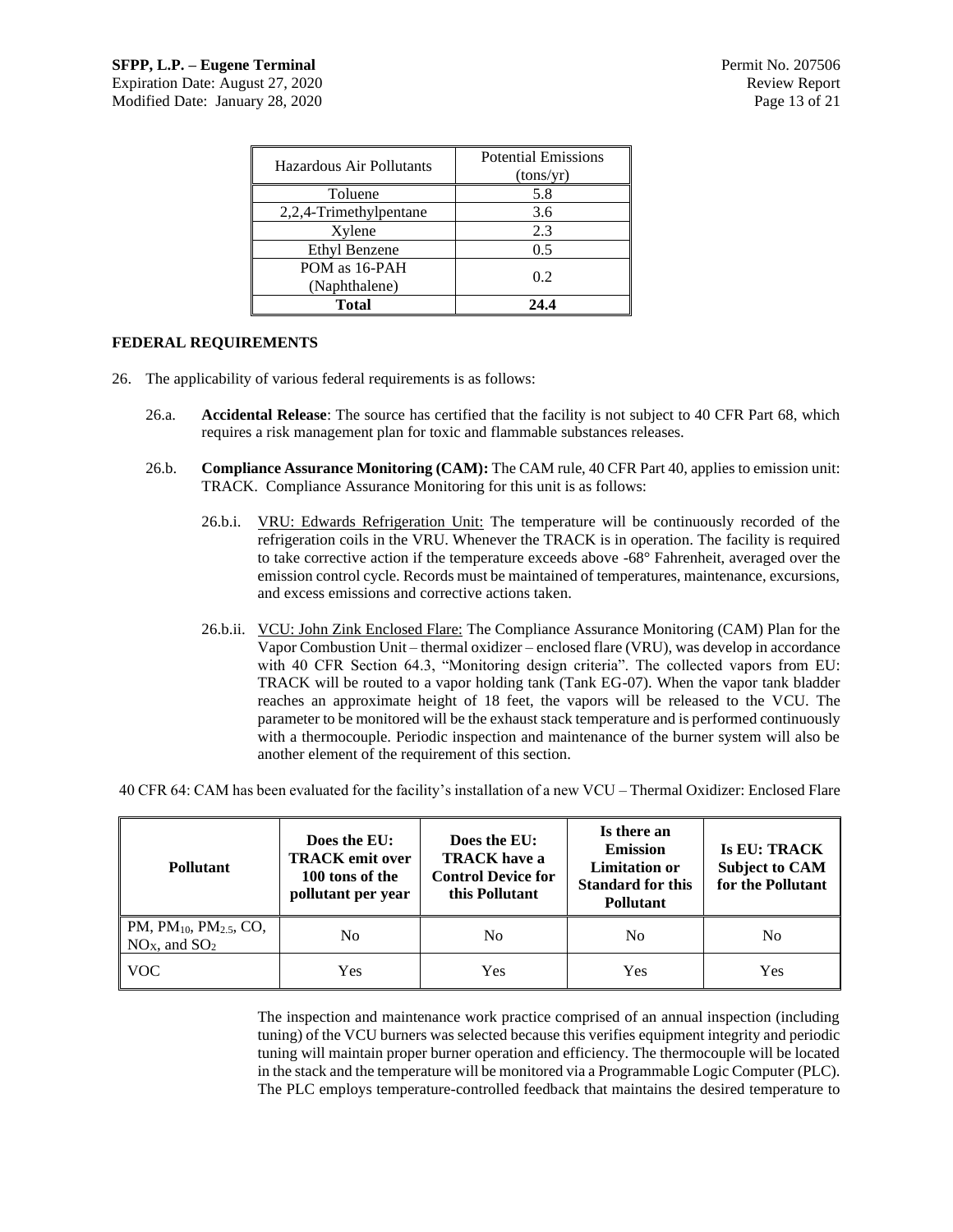| Hazardous Air Pollutants | Potential Emissions (tons/yr) |
|---|---|
| Toluene | 5.8 |
| 2,2,4-Trimethylpentane | 3.6 |
| Xylene | 2.3 |
| Ethyl Benzene | 0.5 |
| POM as 16-PAH (Naphthalene) | 0.2 |
| **Total** | **24.4** |

**FEDERAL REQUIREMENTS**

26. The applicability of various federal requirements is as follows:

    26.a. **Accidental Release**: The source has certified that the facility is not subject to 40 CFR Part 68, which requires a risk management plan for toxic and flammable substances releases.

    26.b. **Compliance Assurance Monitoring (CAM):** The CAM rule, 40 CFR Part 40, applies to emission unit: TRACK. Compliance Assurance Monitoring for this unit is as follows:

    26.b.i. VRU: Edwards Refrigeration Unit: The temperature will be continuously recorded of the refrigeration coils in the VRU. Whenever the TRACK is in operation. The facility is required to take corrective action if the temperature exceeds above -68° Fahrenheit, averaged over the emission control cycle. Records must be maintained of temperatures, maintenance, excursions, and excess emissions and corrective actions taken.

    26.b.ii. VCU: John Zink Enclosed Flare: The Compliance Assurance Monitoring (CAM) Plan for the Vapor Combustion Unit – thermal oxidizer – enclosed flare (VRU), was develop in accordance with 40 CFR Section 64.3, "Monitoring design criteria". The collected vapors from EU: TRACK will be routed to a vapor holding tank (Tank EG-07). When the vapor tank bladder reaches an approximate height of 18 feet, the vapors will be released to the VCU. The parameter to be monitored will be the exhaust stack temperature and is performed continuously with a thermocouple. Periodic inspection and maintenance of the burner system will also be another element of the requirement of this section.

40 CFR 64: CAM has been evaluated for the facility's installation of a new VCU – Thermal Oxidizer: Enclosed Flare

| Pollutant | Does the EU: TRACK emit over 100 tons of the pollutant per year | Does the EU: TRACK have a Control Device for this Pollutant | Is there an Emission Limitation or Standard for this Pollutant | Is EU: TRACK Subject to CAM for the Pollutant |
|---|---|---|---|---|
| PM, $PM_{10}$, $PM_{2.5}$, CO, $NO_X$, and $SO_2$ | No | No | No | No |
| VOC | Yes | Yes | Yes | Yes |

The inspection and maintenance work practice comprised of an annual inspection (including tuning) of the VCU burners was selected because this verifies equipment integrity and periodic tuning will maintain proper burner operation and efficiency. The thermocouple will be located in the stack and the temperature will be monitored via a Programmable Logic Computer (PLC). The PLC employs temperature-controlled feedback that maintains the desired temperature to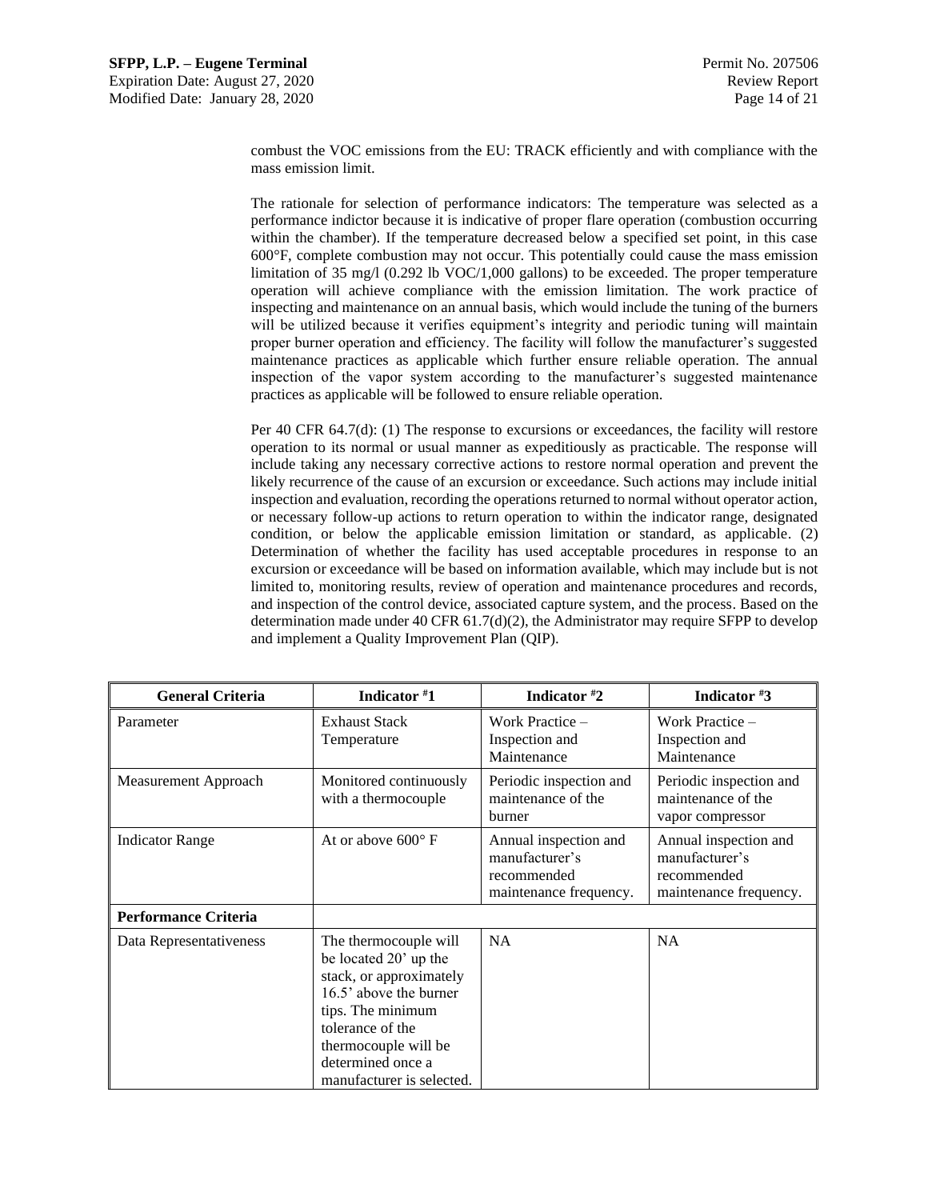combust the VOC emissions from the EU: TRACK efficiently and with compliance with the mass emission limit.

The rationale for selection of performance indicators: The temperature was selected as a performance indictor because it is indicative of proper flare operation (combustion occurring within the chamber). If the temperature decreased below a specified set point, in this case 600°F, complete combustion may not occur. This potentially could cause the mass emission limitation of 35 mg/l (0.292 lb VOC/1,000 gallons) to be exceeded. The proper temperature operation will achieve compliance with the emission limitation. The work practice of inspecting and maintenance on an annual basis, which would include the tuning of the burners will be utilized because it verifies equipment's integrity and periodic tuning will maintain proper burner operation and efficiency. The facility will follow the manufacturer's suggested maintenance practices as applicable which further ensure reliable operation. The annual inspection of the vapor system according to the manufacturer's suggested maintenance practices as applicable will be followed to ensure reliable operation.

Per 40 CFR 64.7(d): (1) The response to excursions or exceedances, the facility will restore operation to its normal or usual manner as expeditiously as practicable. The response will include taking any necessary corrective actions to restore normal operation and prevent the likely recurrence of the cause of an excursion or exceedance. Such actions may include initial inspection and evaluation, recording the operations returned to normal without operator action, or necessary follow-up actions to return operation to within the indicator range, designated condition, or below the applicable emission limitation or standard, as applicable. (2) Determination of whether the facility has used acceptable procedures in response to an excursion or exceedance will be based on information available, which may include but is not limited to, monitoring results, review of operation and maintenance procedures and records, and inspection of the control device, associated capture system, and the process. Based on the determination made under 40 CFR 61.7(d)(2), the Administrator may require SFPP to develop and implement a Quality Improvement Plan (QIP).

| General Criteria | Indicator #1 | Indicator #2 | Indicator #3 |
|---|---|---|---|
| Parameter | Exhaust Stack Temperature | Work Practice – Inspection and Maintenance | Work Practice – Inspection and Maintenance |
| Measurement Approach | Monitored continuously with a thermocouple | Periodic inspection and maintenance of the burner | Periodic inspection and maintenance of the vapor compressor |
| Indicator Range | At or above 600° F | Annual inspection and manufacturer's recommended maintenance frequency. | Annual inspection and manufacturer's recommended maintenance frequency. |
| **Performance Criteria** | | | |
| Data Representativeness | The thermocouple will be located 20' up the stack, or approximately 16.5' above the burner tips. The minimum tolerance of the thermocouple will be determined once a manufacturer is selected. | NA | NA |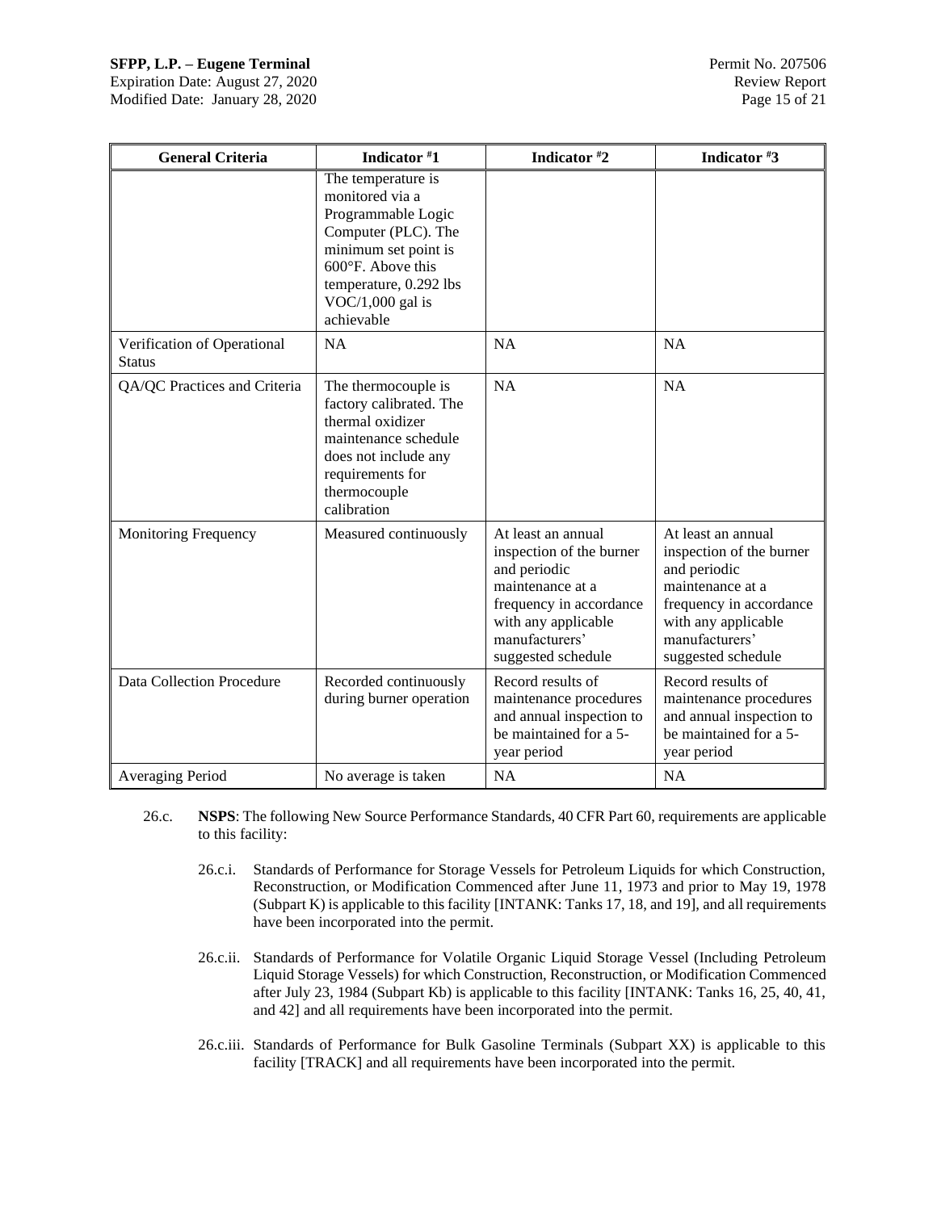| General Criteria | Indicator #1 | Indicator #2 | Indicator #3 |
|---|---|---|---|
| | The temperature is monitored via a Programmable Logic Computer (PLC). The minimum set point is 600°F. Above this temperature, 0.292 lbs VOC/1,000 gal is achievable | | |
| Verification of Operational Status | NA | NA | NA |
| QA/QC Practices and Criteria | The thermocouple is factory calibrated. The thermal oxidizer maintenance schedule does not include any requirements for thermocouple calibration | NA | NA |
| Monitoring Frequency | Measured continuously | At least an annual inspection of the burner and periodic maintenance at a frequency in accordance with any applicable manufacturers' suggested schedule | At least an annual inspection of the burner and periodic maintenance at a frequency in accordance with any applicable manufacturers' suggested schedule |
| Data Collection Procedure | Recorded continuously during burner operation | Record results of maintenance procedures and annual inspection to be maintained for a 5-year period | Record results of maintenance procedures and annual inspection to be maintained for a 5-year period |
| Averaging Period | No average is taken | NA | NA |

26.c. **NSPS**: The following New Source Performance Standards, 40 CFR Part 60, requirements are applicable to this facility:

26.c.i. Standards of Performance for Storage Vessels for Petroleum Liquids for which Construction, Reconstruction, or Modification Commenced after June 11, 1973 and prior to May 19, 1978 (Subpart K) is applicable to this facility [INTANK: Tanks 17, 18, and 19], and all requirements have been incorporated into the permit.

26.c.ii. Standards of Performance for Volatile Organic Liquid Storage Vessel (Including Petroleum Liquid Storage Vessels) for which Construction, Reconstruction, or Modification Commenced after July 23, 1984 (Subpart Kb) is applicable to this facility [INTANK: Tanks 16, 25, 40, 41, and 42] and all requirements have been incorporated into the permit.

26.c.iii. Standards of Performance for Bulk Gasoline Terminals (Subpart XX) is applicable to this facility [TRACK] and all requirements have been incorporated into the permit.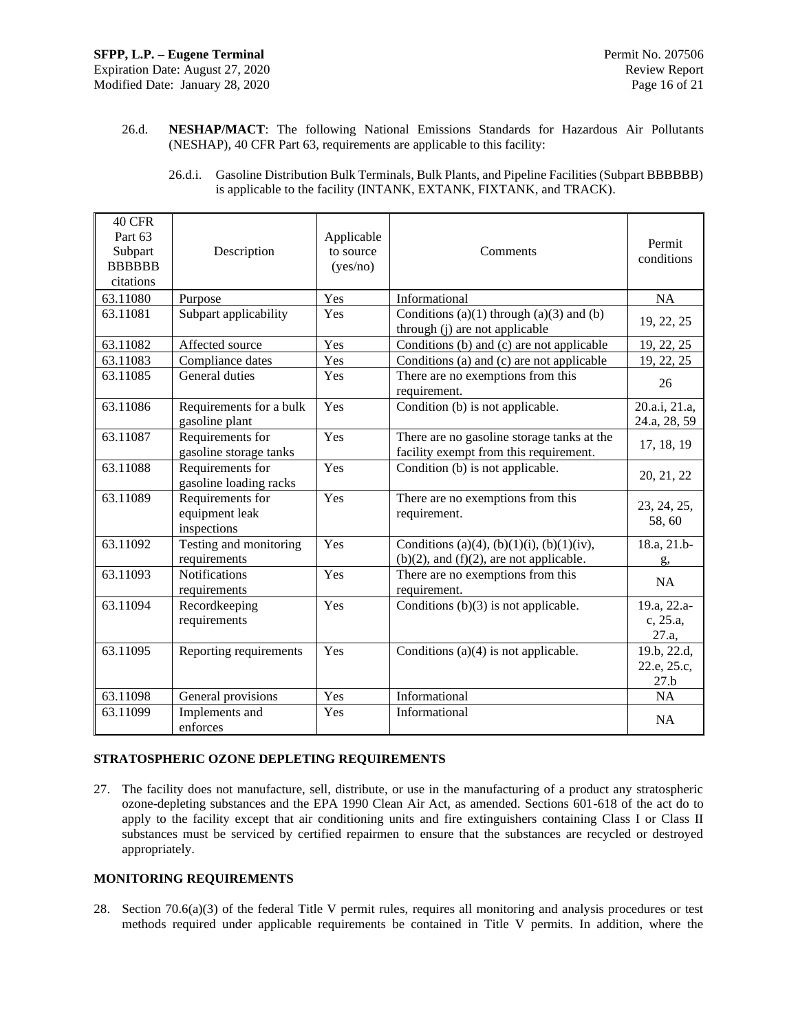26.d. **NESHAP/MACT**: The following National Emissions Standards for Hazardous Air Pollutants (NESHAP), 40 CFR Part 63, requirements are applicable to this facility:

26.d.i. Gasoline Distribution Bulk Terminals, Bulk Plants, and Pipeline Facilities (Subpart BBBBBB) is applicable to the facility (INTANK, EXTANK, FIXTANK, and TRACK).

| 40 CFR Part 63 Subpart BBBBBB citations | Description | Applicable to source (yes/no) | Comments | Permit conditions |
|---|---|---|---|---|
| 63.11080 | Purpose | Yes | Informational | NA |
| 63.11081 | Subpart applicability | Yes | Conditions (a)(1) through (a)(3) and (b) through (j) are not applicable | 19, 22, 25 |
| 63.11082 | Affected source | Yes | Conditions (b) and (c) are not applicable | 19, 22, 25 |
| 63.11083 | Compliance dates | Yes | Conditions (a) and (c) are not applicable | 19, 22, 25 |
| 63.11085 | General duties | Yes | There are no exemptions from this requirement. | 26 |
| 63.11086 | Requirements for a bulk gasoline plant | Yes | Condition (b) is not applicable. | 20.a.i, 21.a, 24.a, 28, 59 |
| 63.11087 | Requirements for gasoline storage tanks | Yes | There are no gasoline storage tanks at the facility exempt from this requirement. | 17, 18, 19 |
| 63.11088 | Requirements for gasoline loading racks | Yes | Condition (b) is not applicable. | 20, 21, 22 |
| 63.11089 | Requirements for equipment leak inspections | Yes | There are no exemptions from this requirement. | 23, 24, 25, 58, 60 |
| 63.11092 | Testing and monitoring requirements | Yes | Conditions (a)(4), (b)(1)(i), (b)(1)(iv), (b)(2), and (f)(2), are not applicable. | 18.a, 21.b-g, |
| 63.11093 | Notifications requirements | Yes | There are no exemptions from this requirement. | NA |
| 63.11094 | Recordkeeping requirements | Yes | Conditions (b)(3) is not applicable. | 19.a, 22.a-c, 25.a, 27.a, |
| 63.11095 | Reporting requirements | Yes | Conditions (a)(4) is not applicable. | 19.b, 22.d, 22.e, 25.c, 27.b |
| 63.11098 | General provisions | Yes | Informational | NA |
| 63.11099 | Implements and enforces | Yes | Informational | NA |

**STRATOSPHERIC OZONE DEPLETING REQUIREMENTS**

27. The facility does not manufacture, sell, distribute, or use in the manufacturing of a product any stratospheric ozone-depleting substances and the EPA 1990 Clean Air Act, as amended. Sections 601-618 of the act do to apply to the facility except that air conditioning units and fire extinguishers containing Class I or Class II substances must be serviced by certified repairmen to ensure that the substances are recycled or destroyed appropriately.

**MONITORING REQUIREMENTS**

28. Section 70.6(a)(3) of the federal Title V permit rules, requires all monitoring and analysis procedures or test methods required under applicable requirements be contained in Title V permits. In addition, where the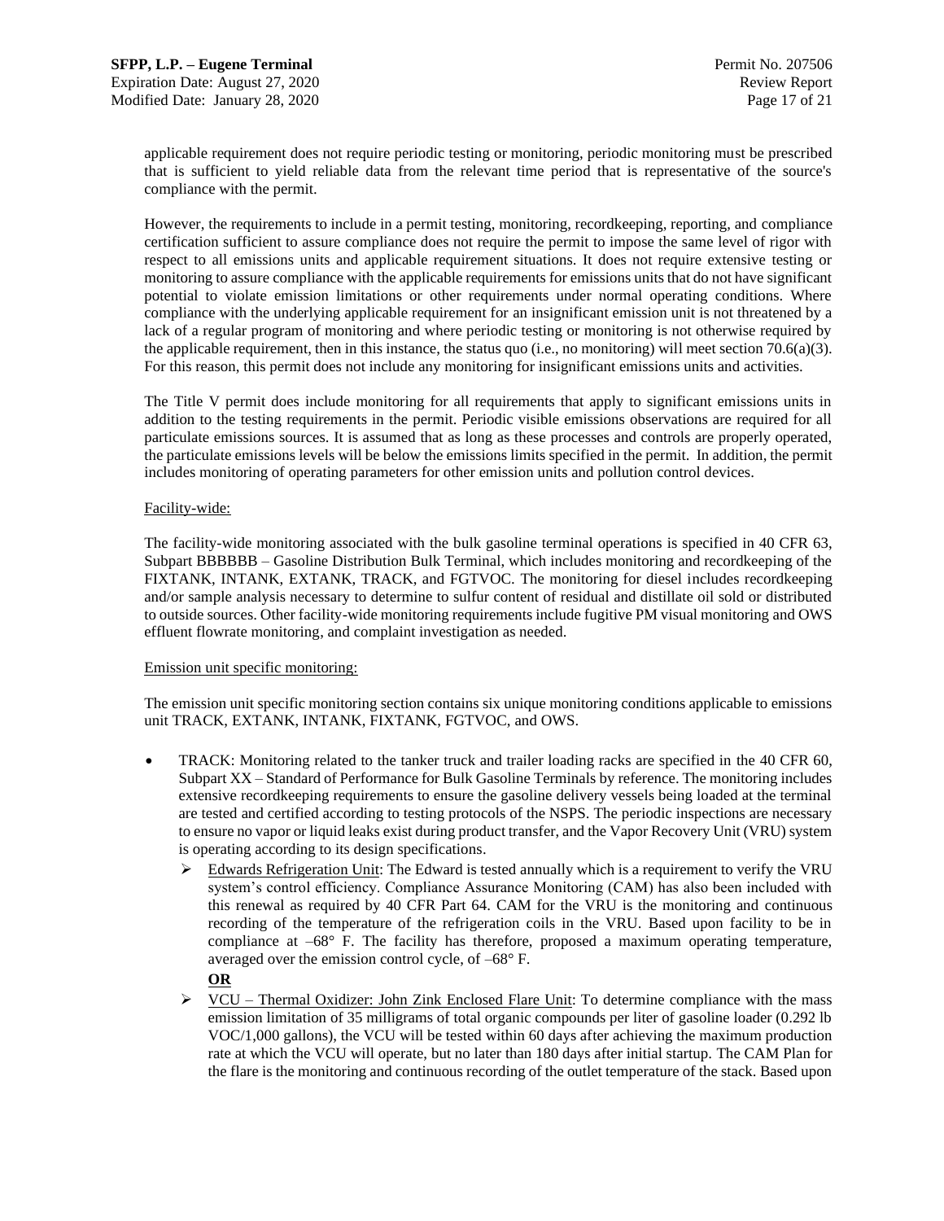applicable requirement does not require periodic testing or monitoring, periodic monitoring must be prescribed that is sufficient to yield reliable data from the relevant time period that is representative of the source's compliance with the permit.

However, the requirements to include in a permit testing, monitoring, recordkeeping, reporting, and compliance certification sufficient to assure compliance does not require the permit to impose the same level of rigor with respect to all emissions units and applicable requirement situations. It does not require extensive testing or monitoring to assure compliance with the applicable requirements for emissions units that do not have significant potential to violate emission limitations or other requirements under normal operating conditions. Where compliance with the underlying applicable requirement for an insignificant emission unit is not threatened by a lack of a regular program of monitoring and where periodic testing or monitoring is not otherwise required by the applicable requirement, then in this instance, the status quo (i.e., no monitoring) will meet section 70.6(a)(3). For this reason, this permit does not include any monitoring for insignificant emissions units and activities.

The Title V permit does include monitoring for all requirements that apply to significant emissions units in addition to the testing requirements in the permit. Periodic visible emissions observations are required for all particulate emissions sources. It is assumed that as long as these processes and controls are properly operated, the particulate emissions levels will be below the emissions limits specified in the permit. In addition, the permit includes monitoring of operating parameters for other emission units and pollution control devices.

Facility-wide:

The facility-wide monitoring associated with the bulk gasoline terminal operations is specified in 40 CFR 63, Subpart BBBBBB – Gasoline Distribution Bulk Terminal, which includes monitoring and recordkeeping of the FIXTANK, INTANK, EXTANK, TRACK, and FGTVOC. The monitoring for diesel includes recordkeeping and/or sample analysis necessary to determine to sulfur content of residual and distillate oil sold or distributed to outside sources. Other facility-wide monitoring requirements include fugitive PM visual monitoring and OWS effluent flowrate monitoring, and complaint investigation as needed.

Emission unit specific monitoring:

The emission unit specific monitoring section contains six unique monitoring conditions applicable to emissions unit TRACK, EXTANK, INTANK, FIXTANK, FGTVOC, and OWS.

- TRACK: Monitoring related to the tanker truck and trailer loading racks are specified in the 40 CFR 60, Subpart XX – Standard of Performance for Bulk Gasoline Terminals by reference. The monitoring includes extensive recordkeeping requirements to ensure the gasoline delivery vessels being loaded at the terminal are tested and certified according to testing protocols of the NSPS. The periodic inspections are necessary to ensure no vapor or liquid leaks exist during product transfer, and the Vapor Recovery Unit (VRU) system is operating according to its design specifications.
  - Edwards Refrigeration Unit: The Edward is tested annually which is a requirement to verify the VRU system's control efficiency. Compliance Assurance Monitoring (CAM) has also been included with this renewal as required by 40 CFR Part 64. CAM for the VRU is the monitoring and continuous recording of the temperature of the refrigeration coils in the VRU. Based upon facility to be in compliance at –68° F. The facility has therefore, proposed a maximum operating temperature, averaged over the emission control cycle, of –68° F.

    **OR**
  - VCU – Thermal Oxidizer: John Zink Enclosed Flare Unit: To determine compliance with the mass emission limitation of 35 milligrams of total organic compounds per liter of gasoline loader (0.292 lb VOC/1,000 gallons), the VCU will be tested within 60 days after achieving the maximum production rate at which the VCU will operate, but no later than 180 days after initial startup. The CAM Plan for the flare is the monitoring and continuous recording of the outlet temperature of the stack. Based upon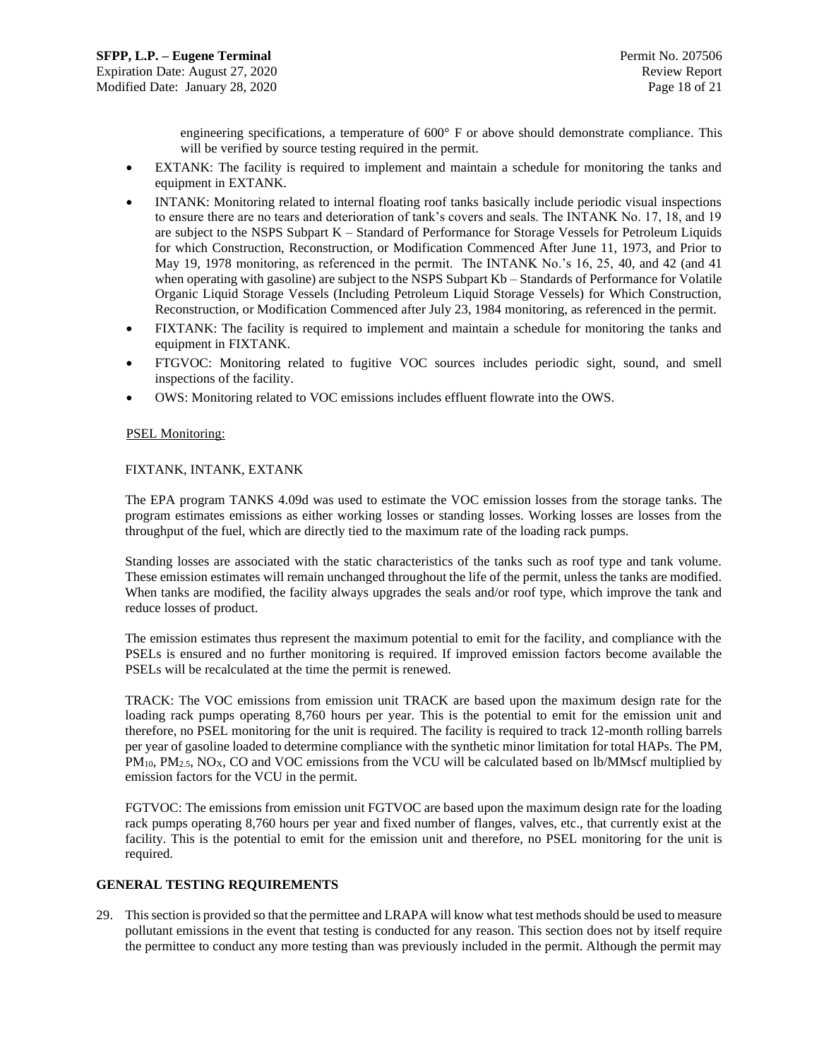engineering specifications, a temperature of 600° F or above should demonstrate compliance. This will be verified by source testing required in the permit.

- EXTANK: The facility is required to implement and maintain a schedule for monitoring the tanks and equipment in EXTANK.
- INTANK: Monitoring related to internal floating roof tanks basically include periodic visual inspections to ensure there are no tears and deterioration of tank's covers and seals. The INTANK No. 17, 18, and 19 are subject to the NSPS Subpart K – Standard of Performance for Storage Vessels for Petroleum Liquids for which Construction, Reconstruction, or Modification Commenced After June 11, 1973, and Prior to May 19, 1978 monitoring, as referenced in the permit. The INTANK No.'s 16, 25, 40, and 42 (and 41 when operating with gasoline) are subject to the NSPS Subpart Kb – Standards of Performance for Volatile Organic Liquid Storage Vessels (Including Petroleum Liquid Storage Vessels) for Which Construction, Reconstruction, or Modification Commenced after July 23, 1984 monitoring, as referenced in the permit.
- FIXTANK: The facility is required to implement and maintain a schedule for monitoring the tanks and equipment in FIXTANK.
- FTGVOC: Monitoring related to fugitive VOC sources includes periodic sight, sound, and smell inspections of the facility.
- OWS: Monitoring related to VOC emissions includes effluent flowrate into the OWS.

PSEL Monitoring:

FIXTANK, INTANK, EXTANK

The EPA program TANKS 4.09d was used to estimate the VOC emission losses from the storage tanks. The program estimates emissions as either working losses or standing losses. Working losses are losses from the throughput of the fuel, which are directly tied to the maximum rate of the loading rack pumps.

Standing losses are associated with the static characteristics of the tanks such as roof type and tank volume. These emission estimates will remain unchanged throughout the life of the permit, unless the tanks are modified. When tanks are modified, the facility always upgrades the seals and/or roof type, which improve the tank and reduce losses of product.

The emission estimates thus represent the maximum potential to emit for the facility, and compliance with the PSELs is ensured and no further monitoring is required. If improved emission factors become available the PSELs will be recalculated at the time the permit is renewed.

TRACK: The VOC emissions from emission unit TRACK are based upon the maximum design rate for the loading rack pumps operating 8,760 hours per year. This is the potential to emit for the emission unit and therefore, no PSEL monitoring for the unit is required. The facility is required to track 12-month rolling barrels per year of gasoline loaded to determine compliance with the synthetic minor limitation for total HAPs. The PM, $PM_{10}$, $PM_{2.5}$, $NO_X$, CO and VOC emissions from the VCU will be calculated based on lb/MMscf multiplied by emission factors for the VCU in the permit.

FGTVOC: The emissions from emission unit FGTVOC are based upon the maximum design rate for the loading rack pumps operating 8,760 hours per year and fixed number of flanges, valves, etc., that currently exist at the facility. This is the potential to emit for the emission unit and therefore, no PSEL monitoring for the unit is required.

**GENERAL TESTING REQUIREMENTS**

29. This section is provided so that the permittee and LRAPA will know what test methods should be used to measure pollutant emissions in the event that testing is conducted for any reason. This section does not by itself require the permittee to conduct any more testing than was previously included in the permit. Although the permit may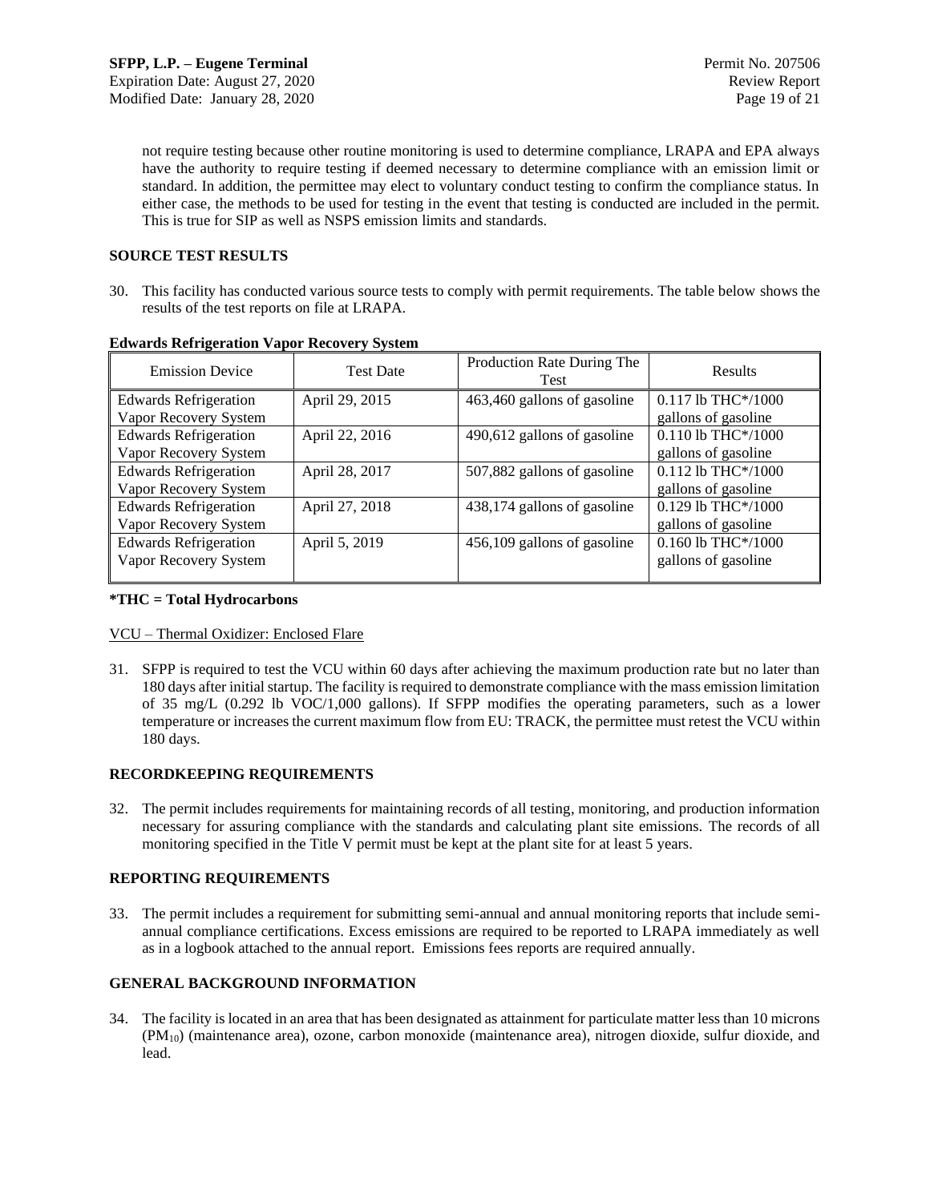not require testing because other routine monitoring is used to determine compliance, LRAPA and EPA always have the authority to require testing if deemed necessary to determine compliance with an emission limit or standard. In addition, the permittee may elect to voluntary conduct testing to confirm the compliance status. In either case, the methods to be used for testing in the event that testing is conducted are included in the permit. This is true for SIP as well as NSPS emission limits and standards.

## SOURCE TEST RESULTS

30. This facility has conducted various source tests to comply with permit requirements. The table below shows the results of the test reports on file at LRAPA.

**Edwards Refrigeration Vapor Recovery System**

| Emission Device | Test Date | Production Rate During The Test | Results |
|---|---|---|---|
| Edwards Refrigeration Vapor Recovery System | April 29, 2015 | 463,460 gallons of gasoline | 0.117 lb THC*/1000 gallons of gasoline |
| Edwards Refrigeration Vapor Recovery System | April 22, 2016 | 490,612 gallons of gasoline | 0.110 lb THC*/1000 gallons of gasoline |
| Edwards Refrigeration Vapor Recovery System | April 28, 2017 | 507,882 gallons of gasoline | 0.112 lb THC*/1000 gallons of gasoline |
| Edwards Refrigeration Vapor Recovery System | April 27, 2018 | 438,174 gallons of gasoline | 0.129 lb THC*/1000 gallons of gasoline |
| Edwards Refrigeration Vapor Recovery System | April 5, 2019 | 456,109 gallons of gasoline | 0.160 lb THC*/1000 gallons of gasoline |

**\*THC = Total Hydrocarbons**

VCU – Thermal Oxidizer: Enclosed Flare

31. SFPP is required to test the VCU within 60 days after achieving the maximum production rate but no later than 180 days after initial startup. The facility is required to demonstrate compliance with the mass emission limitation of 35 mg/L (0.292 lb VOC/1,000 gallons). If SFPP modifies the operating parameters, such as a lower temperature or increases the current maximum flow from EU: TRACK, the permittee must retest the VCU within 180 days.

## RECORDKEEPING REQUIREMENTS

32. The permit includes requirements for maintaining records of all testing, monitoring, and production information necessary for assuring compliance with the standards and calculating plant site emissions. The records of all monitoring specified in the Title V permit must be kept at the plant site for at least 5 years.

## REPORTING REQUIREMENTS

33. The permit includes a requirement for submitting semi-annual and annual monitoring reports that include semi-annual compliance certifications. Excess emissions are required to be reported to LRAPA immediately as well as in a logbook attached to the annual report. Emissions fees reports are required annually.

## GENERAL BACKGROUND INFORMATION

34. The facility is located in an area that has been designated as attainment for particulate matter less than 10 microns ($PM_{10}$) (maintenance area), ozone, carbon monoxide (maintenance area), nitrogen dioxide, sulfur dioxide, and lead.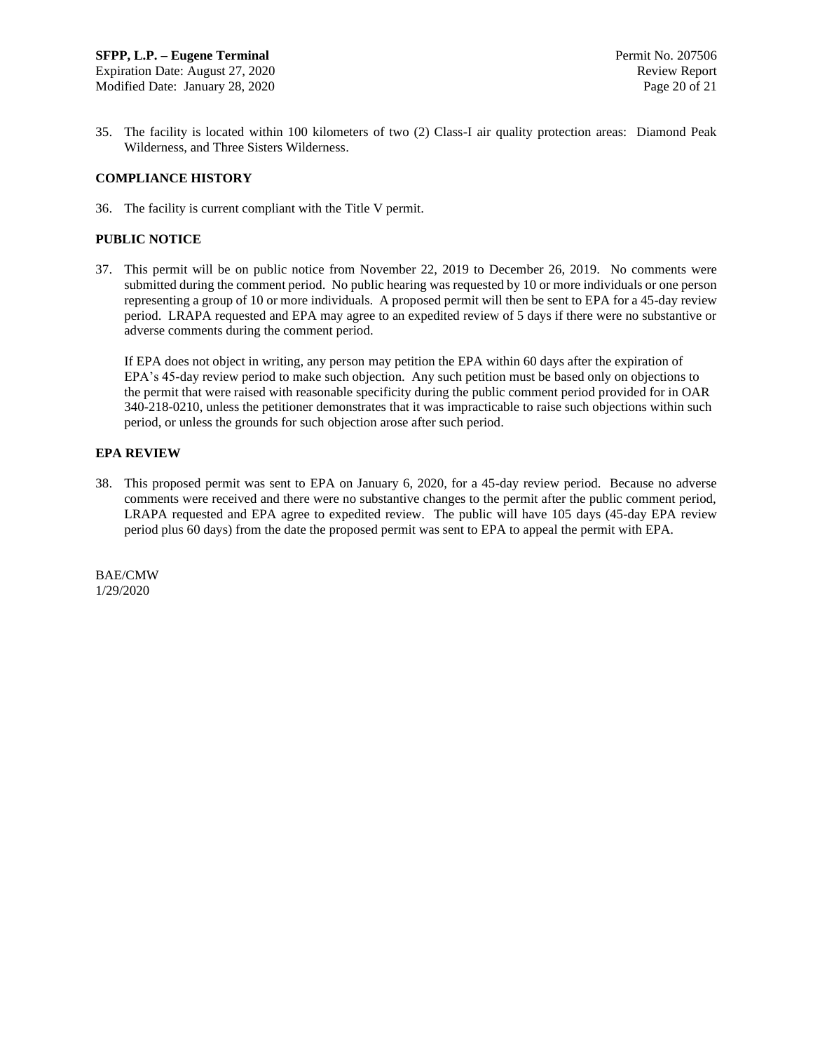35. The facility is located within 100 kilometers of two (2) Class-I air quality protection areas: Diamond Peak Wilderness, and Three Sisters Wilderness.

**COMPLIANCE HISTORY**

36. The facility is current compliant with the Title V permit.

**PUBLIC NOTICE**

37. This permit will be on public notice from November 22, 2019 to December 26, 2019. No comments were submitted during the comment period. No public hearing was requested by 10 or more individuals or one person representing a group of 10 or more individuals. A proposed permit will then be sent to EPA for a 45-day review period. LRAPA requested and EPA may agree to an expedited review of 5 days if there were no substantive or adverse comments during the comment period.

    If EPA does not object in writing, any person may petition the EPA within 60 days after the expiration of EPA's 45-day review period to make such objection. Any such petition must be based only on objections to the permit that were raised with reasonable specificity during the public comment period provided for in OAR 340-218-0210, unless the petitioner demonstrates that it was impracticable to raise such objections within such period, or unless the grounds for such objection arose after such period.

**EPA REVIEW**

38. This proposed permit was sent to EPA on January 6, 2020, for a 45-day review period. Because no adverse comments were received and there were no substantive changes to the permit after the public comment period, LRAPA requested and EPA agree to expedited review. The public will have 105 days (45-day EPA review period plus 60 days) from the date the proposed permit was sent to EPA to appeal the permit with EPA.

BAE/CMW
1/29/2020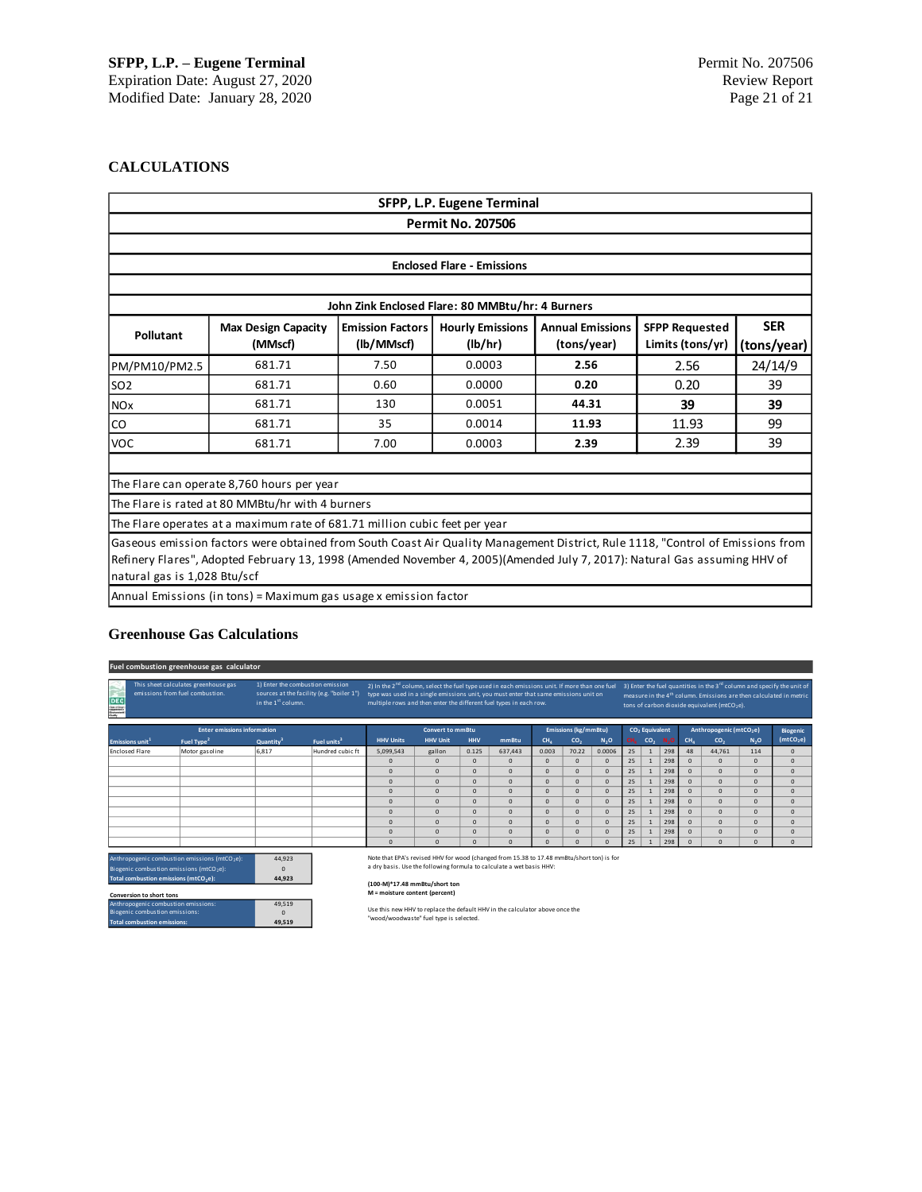## CALCULATIONS

| SFPP, L.P. Eugene Terminal | | | | | | |
|---|---|---|---|---|---|---|
| **Permit No. 207506** | | | | | | |
| **Enclosed Flare - Emissions** | | | | | | |
| **John Zink Enclosed Flare: 80 MMBtu/hr: 4 Burners** | | | | | | |
| **Pollutant** | **Max Design Capacity (MMscf)** | **Emission Factors (lb/MMscf)** | **Hourly Emissions (lb/hr)** | **Annual Emissions (tons/year)** | **SFPP Requested Limits (tons/yr)** | **SER (tons/year)** |
| PM/PM10/PM2.5 | 681.71 | 7.50 | 0.0003 | **2.56** | 2.56 | 24/14/9 |
| SO2 | 681.71 | 0.60 | 0.0000 | **0.20** | 0.20 | 39 |
| NOx | 681.71 | 130 | 0.0051 | **44.31** | **39** | **39** |
| CO | 681.71 | 35 | 0.0014 | **11.93** | 11.93 | 99 |
| VOC | 681.71 | 7.00 | 0.0003 | **2.39** | 2.39 | 39 |

The Flare can operate 8,760 hours per year

The Flare is rated at 80 MMBtu/hr with 4 burners

The Flare operates at a maximum rate of 681.71 million cubic feet per year

Gaseous emission factors were obtained from South Coast Air Quality Management District, Rule 1118, "Control of Emissions from Refinery Flares", Adopted February 13, 1998 (Amended November 4, 2005)(Amended July 7, 2017): Natural Gas assuming HHV of natural gas is 1,028 Btu/scf

Annual Emissions (in tons) = Maximum gas usage x emission factor

## Greenhouse Gas Calculations

**Fuel combustion greenhouse gas calculator**

This sheet calculates greenhouse gas emissions from fuel combustion.

1) Enter the combustion emission sources at the facility (e.g. "boiler 1") in the 1st column.

2) In the 2nd column, select the fuel type used in each emissions unit. If more than one fuel type was used in a single emissions unit, you must enter that same emissions unit on multiple rows and then enter the different fuel types in each row.

3) Enter the fuel quantities in the 3rd column and specify the unit of measure in the 4th column. Emissions are then calculated in metric tons of carbon dioxide equivalent ($mtCO_2e$).

| Enter emissions information | | | | Convert to mmBtu | | | | Emissions (kg/mmBtu) | | | $CO_2$ Equivalent | | | Anthropogenic ($mtCO_2e$) | | | Biogenic |
|---|---|---|---|---|---|---|---|---|---|---|---|---|---|---|---|---|---|
| Emissions unit[1] | Fuel Type[2] | Quantity[3] | Fuel units[3] | HHV Units | HHV Unit | HHV | mmBtu | $CH_4$ | $CO_2$ | $N_2O$ | $CH_4$ | $CO_2$ | $N_2O$ | $CH_4$ | $CO_2$ | $N_2O$ | ($mtCO_2e$) |
| Enclosed Flare | Motor gasoline | 6,817 | Hundred cubic ft | 5,099,543 | gallon | 0.125 | 637,443 | 0.003 | 70.22 | 0.0006 | 25 | 1 | 298 | 48 | 44,761 | 114 | 0 |
| | | | | 0 | 0 | 0 | 0 | 0 | 0 | 0 | 25 | 1 | 298 | 0 | 0 | 0 | 0 |
| | | | | 0 | 0 | 0 | 0 | 0 | 0 | 0 | 25 | 1 | 298 | 0 | 0 | 0 | 0 |
| | | | | 0 | 0 | 0 | 0 | 0 | 0 | 0 | 25 | 1 | 298 | 0 | 0 | 0 | 0 |
| | | | | 0 | 0 | 0 | 0 | 0 | 0 | 0 | 25 | 1 | 298 | 0 | 0 | 0 | 0 |
| | | | | 0 | 0 | 0 | 0 | 0 | 0 | 0 | 25 | 1 | 298 | 0 | 0 | 0 | 0 |
| | | | | 0 | 0 | 0 | 0 | 0 | 0 | 0 | 25 | 1 | 298 | 0 | 0 | 0 | 0 |
| | | | | 0 | 0 | 0 | 0 | 0 | 0 | 0 | 25 | 1 | 298 | 0 | 0 | 0 | 0 |
| | | | | 0 | 0 | 0 | 0 | 0 | 0 | 0 | 25 | 1 | 298 | 0 | 0 | 0 | 0 |
| | | | | 0 | 0 | 0 | 0 | 0 | 0 | 0 | 25 | 1 | 298 | 0 | 0 | 0 | 0 |

| | |
|---|---|
| Anthropogenic combustion emissions ($mtCO_2e$): | 44,923 |
| Biogenic combustion emissions ($mtCO_2e$): | 0 |
| **Total combustion emissions ($mtCO_2e$):** | **44,923** |

**Conversion to short tons**

| | |
|---|---|
| Anthropogenic combustion emissions: | 49,519 |
| Biogenic combustion emissions: | 0 |
| **Total combustion emissions:** | **49,519** |

Note that EPA's revised HHV for wood (changed from 15.38 to 17.48 mmBtu/short ton) is for a dry basis. Use the following formula to calculate a wet basis HHV:

**(100-M)\*17.48 mmBtu/short ton**
**M = moisture content (percent)**

Use this new HHV to replace the default HHV in the calculator above once the "wood/woodwaste" fuel type is selected.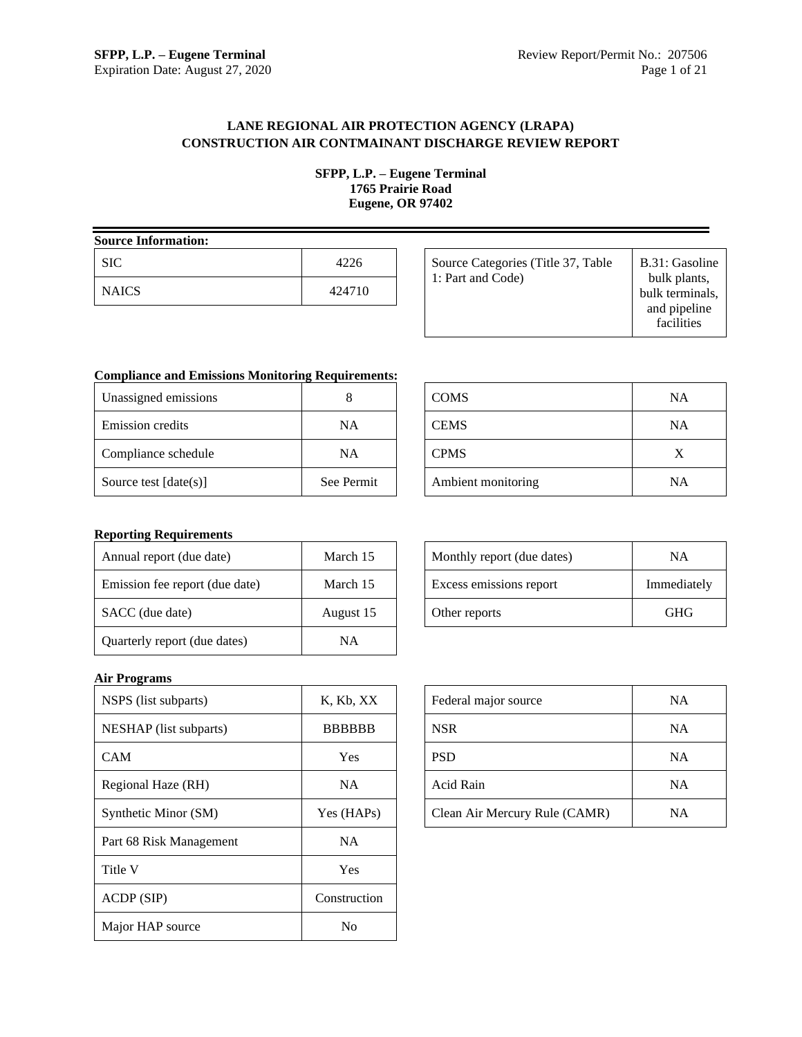**LANE REGIONAL AIR PROTECTION AGENCY (LRAPA)**
**CONSTRUCTION AIR CONTMAINANT DISCHARGE REVIEW REPORT**

**SFPP, L.P. – Eugene Terminal**
**1765 Prairie Road**
**Eugene, OR 97402**

**Source Information:**

| SIC | 4226 |
|---|---|
| NAICS | 424710 |

| Source Categories (Title 37, Table 1: Part and Code) | B.31: Gasoline bulk plants, bulk terminals, and pipeline facilities |
|---|---|

**Compliance and Emissions Monitoring Requirements:**

| Unassigned emissions | 8 |
|---|---|
| Emission credits | NA |
| Compliance schedule | NA |
| Source test [date(s)] | See Permit |

| COMS | NA |
|---|---|
| CEMS | NA |
| CPMS | X |
| Ambient monitoring | NA |

**Reporting Requirements**

| Annual report (due date) | March 15 |
|---|---|
| Emission fee report (due date) | March 15 |
| SACC (due date) | August 15 |
| Quarterly report (due dates) | NA |

| Monthly report (due dates) | NA |
|---|---|
| Excess emissions report | Immediately |
| Other reports | GHG |

**Air Programs**

| NSPS (list subparts) | K, Kb, XX |
|---|---|
| NESHAP (list subparts) | BBBBBB |
| CAM | Yes |
| Regional Haze (RH) | NA |
| Synthetic Minor (SM) | Yes (HAPs) |
| Part 68 Risk Management | NA |
| Title V | Yes |
| ACDP (SIP) | Construction |
| Major HAP source | No |

| Federal major source | NA |
|---|---|
| NSR | NA |
| PSD | NA |
| Acid Rain | NA |
| Clean Air Mercury Rule (CAMR) | NA |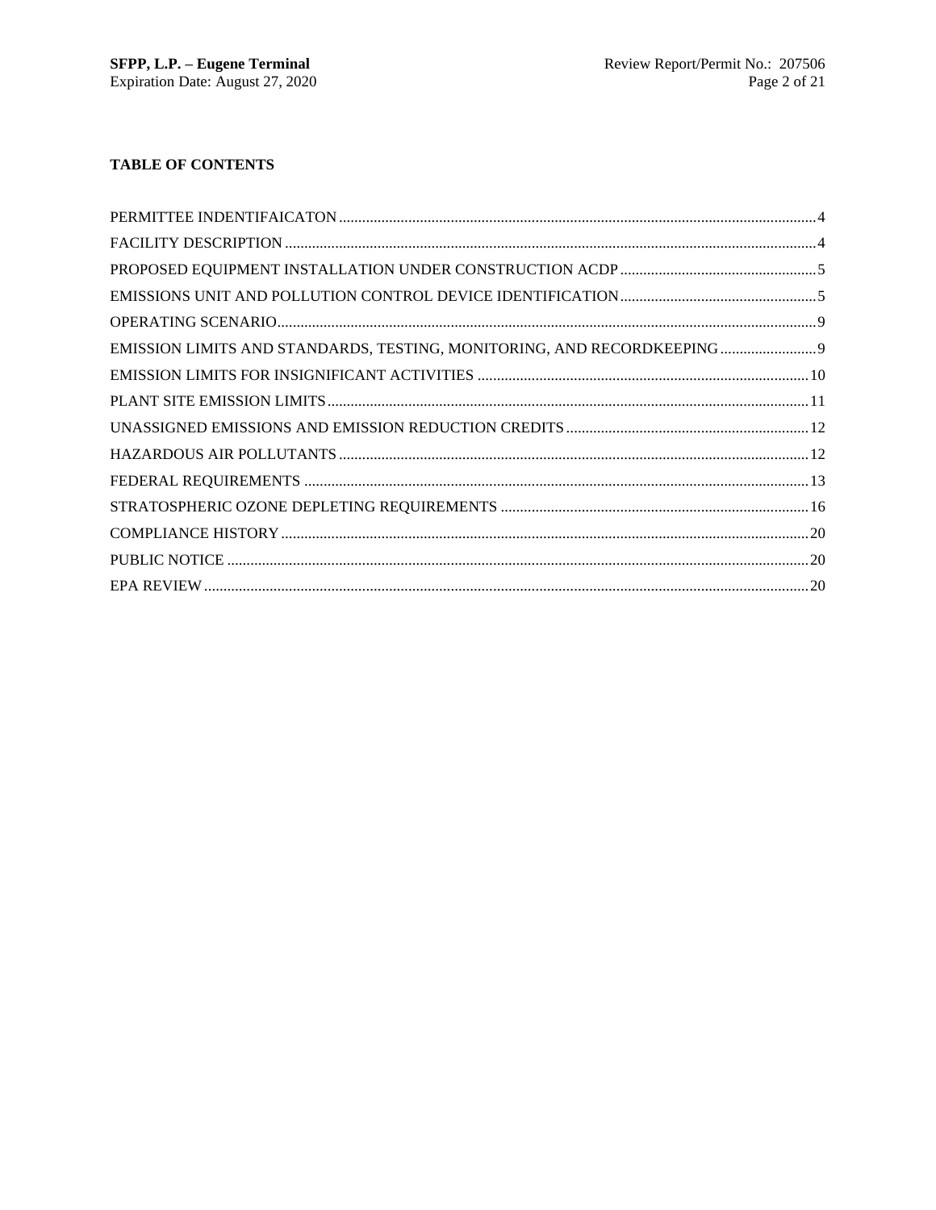## TABLE OF CONTENTS

PERMITTEE INDENTIFAICATON ........................................................................................................ 4

FACILITY DESCRIPTION ................................................................................................................ 4

PROPOSED EQUIPMENT INSTALLATION UNDER CONSTRUCTION ACDP ....................................... 5

EMISSIONS UNIT AND POLLUTION CONTROL DEVICE IDENTIFICATION ......................................... 5

OPERATING SCENARIO .................................................................................................................. 9

EMISSION LIMITS AND STANDARDS, TESTING, MONITORING, AND RECORDKEEPING .................. 9

EMISSION LIMITS FOR INSIGNIFICANT ACTIVITIES ......................................................................... 10

PLANT SITE EMISSION LIMITS ....................................................................................................... 11

UNASSIGNED EMISSIONS AND EMISSION REDUCTION CREDITS ...................................................... 12

HAZARDOUS AIR POLLUTANTS ..................................................................................................... 12

FEDERAL REQUIREMENTS ............................................................................................................ 13

STRATOSPHERIC OZONE DEPLETING REQUIREMENTS .................................................................... 16

COMPLIANCE HISTORY ................................................................................................................. 20

PUBLIC NOTICE ............................................................................................................................ 20

EPA REVIEW ................................................................................................................................. 20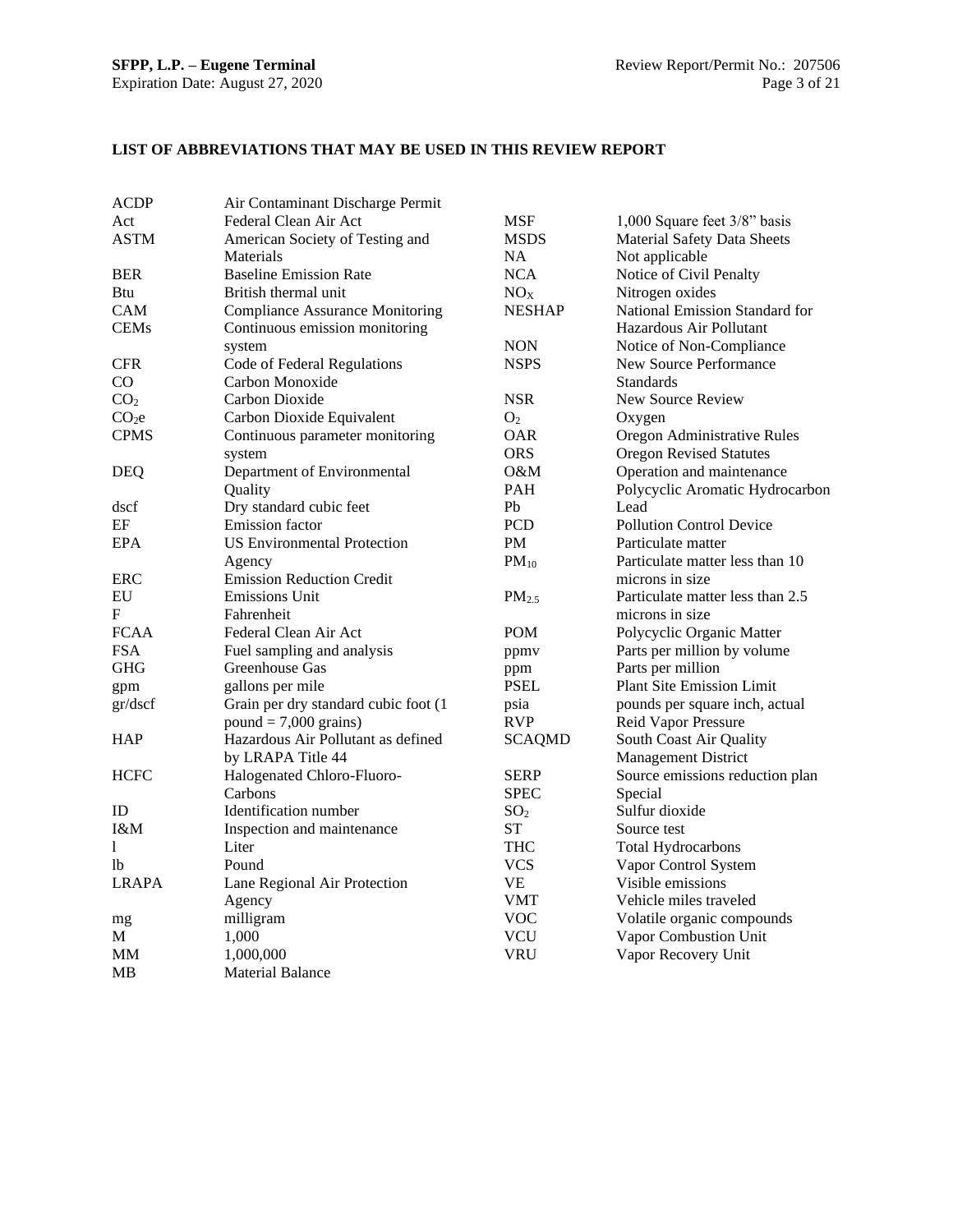## LIST OF ABBREVIATIONS THAT MAY BE USED IN THIS REVIEW REPORT

| | |
|---|---|
| ACDP | Air Contaminant Discharge Permit |
| Act | Federal Clean Air Act |
| ASTM | American Society of Testing and Materials |
| BER | Baseline Emission Rate |
| Btu | British thermal unit |
| CAM | Compliance Assurance Monitoring |
| CEMs | Continuous emission monitoring system |
| CFR | Code of Federal Regulations |
| CO | Carbon Monoxide |
| $CO_2$ | Carbon Dioxide |
| $CO_2e$ | Carbon Dioxide Equivalent |
| CPMS | Continuous parameter monitoring system |
| DEQ | Department of Environmental Quality |
| dscf | Dry standard cubic feet |
| EF | Emission factor |
| EPA | US Environmental Protection Agency |
| ERC | Emission Reduction Credit |
| EU | Emissions Unit |
| F | Fahrenheit |
| FCAA | Federal Clean Air Act |
| FSA | Fuel sampling and analysis |
| GHG | Greenhouse Gas |
| gpm | gallons per mile |
| gr/dscf | Grain per dry standard cubic foot (1 pound = 7,000 grains) |
| HAP | Hazardous Air Pollutant as defined by LRAPA Title 44 |
| HCFC | Halogenated Chloro-Fluoro-Carbons |
| ID | Identification number |
| I&M | Inspection and maintenance |
| l | Liter |
| lb | Pound |
| LRAPA | Lane Regional Air Protection Agency |
| mg | milligram |
| M | 1,000 |
| MM | 1,000,000 |
| MB | Material Balance |
| MSF | 1,000 Square feet 3/8" basis |
| MSDS | Material Safety Data Sheets |
| NA | Not applicable |
| NCA | Notice of Civil Penalty |
| $NO_X$ | Nitrogen oxides |
| NESHAP | National Emission Standard for Hazardous Air Pollutant |
| NON | Notice of Non-Compliance |
| NSPS | New Source Performance Standards |
| NSR | New Source Review |
| $O_2$ | Oxygen |
| OAR | Oregon Administrative Rules |
| ORS | Oregon Revised Statutes |
| O&M | Operation and maintenance |
| PAH | Polycyclic Aromatic Hydrocarbon |
| Pb | Lead |
| PCD | Pollution Control Device |
| PM | Particulate matter |
| $PM_{10}$ | Particulate matter less than 10 microns in size |
| $PM_{2.5}$ | Particulate matter less than 2.5 microns in size |
| POM | Polycyclic Organic Matter |
| ppmv | Parts per million by volume |
| ppm | Parts per million |
| PSEL | Plant Site Emission Limit |
| psia | pounds per square inch, actual |
| RVP | Reid Vapor Pressure |
| SCAQMD | South Coast Air Quality Management District |
| SERP | Source emissions reduction plan |
| SPEC | Special |
| $SO_2$ | Sulfur dioxide |
| ST | Source test |
| THC | Total Hydrocarbons |
| VCS | Vapor Control System |
| VE | Visible emissions |
| VMT | Vehicle miles traveled |
| VOC | Volatile organic compounds |
| VCU | Vapor Combustion Unit |
| VRU | Vapor Recovery Unit |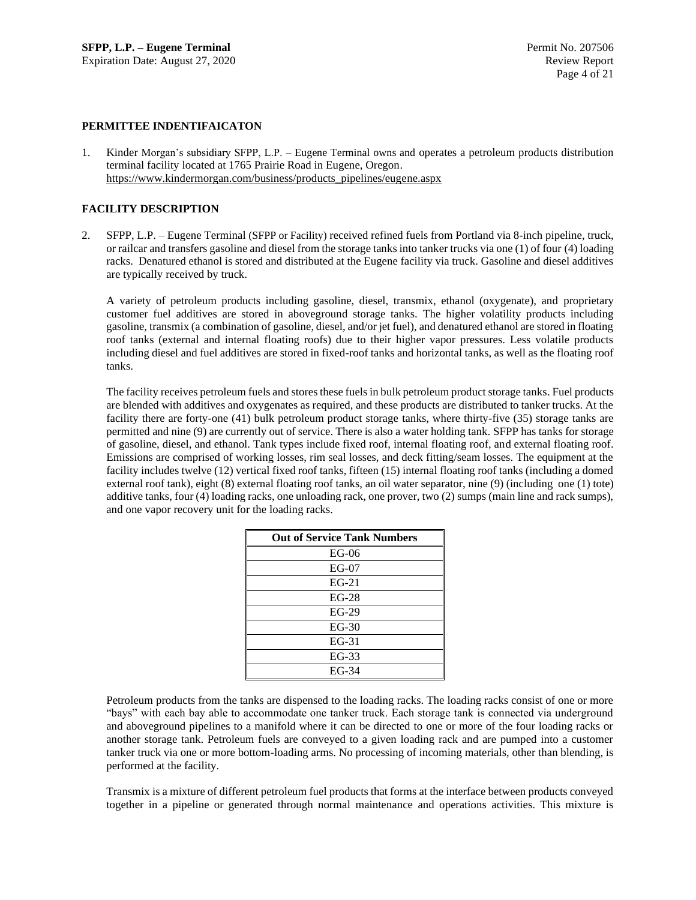**PERMITTEE INDENTIFAICATON**

1. Kinder Morgan's subsidiary SFPP, L.P. – Eugene Terminal owns and operates a petroleum products distribution terminal facility located at 1765 Prairie Road in Eugene, Oregon. https://www.kindermorgan.com/business/products_pipelines/eugene.aspx

**FACILITY DESCRIPTION**

2. SFPP, L.P. – Eugene Terminal (SFPP or Facility) received refined fuels from Portland via 8-inch pipeline, truck, or railcar and transfers gasoline and diesel from the storage tanks into tanker trucks via one (1) of four (4) loading racks. Denatured ethanol is stored and distributed at the Eugene facility via truck. Gasoline and diesel additives are typically received by truck.

   A variety of petroleum products including gasoline, diesel, transmix, ethanol (oxygenate), and proprietary customer fuel additives are stored in aboveground storage tanks. The higher volatility products including gasoline, transmix (a combination of gasoline, diesel, and/or jet fuel), and denatured ethanol are stored in floating roof tanks (external and internal floating roofs) due to their higher vapor pressures. Less volatile products including diesel and fuel additives are stored in fixed-roof tanks and horizontal tanks, as well as the floating roof tanks.

   The facility receives petroleum fuels and stores these fuels in bulk petroleum product storage tanks. Fuel products are blended with additives and oxygenates as required, and these products are distributed to tanker trucks. At the facility there are forty-one (41) bulk petroleum product storage tanks, where thirty-five (35) storage tanks are permitted and nine (9) are currently out of service. There is also a water holding tank. SFPP has tanks for storage of gasoline, diesel, and ethanol. Tank types include fixed roof, internal floating roof, and external floating roof. Emissions are comprised of working losses, rim seal losses, and deck fitting/seam losses. The equipment at the facility includes twelve (12) vertical fixed roof tanks, fifteen (15) internal floating roof tanks (including a domed external roof tank), eight (8) external floating roof tanks, an oil water separator, nine (9) (including one (1) tote) additive tanks, four (4) loading racks, one unloading rack, one prover, two (2) sumps (main line and rack sumps), and one vapor recovery unit for the loading racks.

| Out of Service Tank Numbers |
|---|
| EG-06 |
| EG-07 |
| EG-21 |
| EG-28 |
| EG-29 |
| EG-30 |
| EG-31 |
| EG-33 |
| EG-34 |

   Petroleum products from the tanks are dispensed to the loading racks. The loading racks consist of one or more "bays" with each bay able to accommodate one tanker truck. Each storage tank is connected via underground and aboveground pipelines to a manifold where it can be directed to one or more of the four loading racks or another storage tank. Petroleum fuels are conveyed to a given loading rack and are pumped into a customer tanker truck via one or more bottom-loading arms. No processing of incoming materials, other than blending, is performed at the facility.

   Transmix is a mixture of different petroleum fuel products that forms at the interface between products conveyed together in a pipeline or generated through normal maintenance and operations activities. This mixture is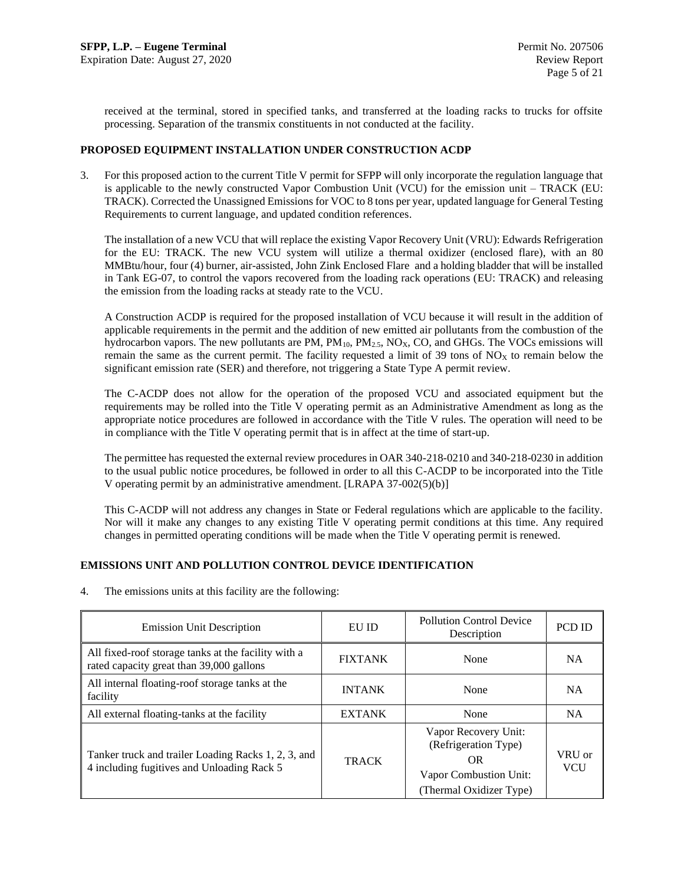received at the terminal, stored in specified tanks, and transferred at the loading racks to trucks for offsite processing. Separation of the transmix constituents in not conducted at the facility.

## PROPOSED EQUIPMENT INSTALLATION UNDER CONSTRUCTION ACDP

3. For this proposed action to the current Title V permit for SFPP will only incorporate the regulation language that is applicable to the newly constructed Vapor Combustion Unit (VCU) for the emission unit – TRACK (EU: TRACK). Corrected the Unassigned Emissions for VOC to 8 tons per year, updated language for General Testing Requirements to current language, and updated condition references.

   The installation of a new VCU that will replace the existing Vapor Recovery Unit (VRU): Edwards Refrigeration for the EU: TRACK. The new VCU system will utilize a thermal oxidizer (enclosed flare), with an 80 MMBtu/hour, four (4) burner, air-assisted, John Zink Enclosed Flare and a holding bladder that will be installed in Tank EG-07, to control the vapors recovered from the loading rack operations (EU: TRACK) and releasing the emission from the loading racks at steady rate to the VCU.

   A Construction ACDP is required for the proposed installation of VCU because it will result in the addition of applicable requirements in the permit and the addition of new emitted air pollutants from the combustion of the hydrocarbon vapors. The new pollutants are PM, $PM_{10}$, $PM_{2.5}$, $NO_X$, CO, and GHGs. The VOCs emissions will remain the same as the current permit. The facility requested a limit of 39 tons of $NO_X$ to remain below the significant emission rate (SER) and therefore, not triggering a State Type A permit review.

   The C-ACDP does not allow for the operation of the proposed VCU and associated equipment but the requirements may be rolled into the Title V operating permit as an Administrative Amendment as long as the appropriate notice procedures are followed in accordance with the Title V rules. The operation will need to be in compliance with the Title V operating permit that is in affect at the time of start-up.

   The permittee has requested the external review procedures in OAR 340-218-0210 and 340-218-0230 in addition to the usual public notice procedures, be followed in order to all this C-ACDP to be incorporated into the Title V operating permit by an administrative amendment. [LRAPA 37-002(5)(b)]

   This C-ACDP will not address any changes in State or Federal regulations which are applicable to the facility. Nor will it make any changes to any existing Title V operating permit conditions at this time. Any required changes in permitted operating conditions will be made when the Title V operating permit is renewed.

## EMISSIONS UNIT AND POLLUTION CONTROL DEVICE IDENTIFICATION

4. The emissions units at this facility are the following:

| Emission Unit Description | EU ID | Pollution Control Device Description | PCD ID |
|---|---|---|---|
| All fixed-roof storage tanks at the facility with a rated capacity great than 39,000 gallons | FIXTANK | None | NA |
| All internal floating-roof storage tanks at the facility | INTANK | None | NA |
| All external floating-tanks at the facility | EXTANK | None | NA |
| Tanker truck and trailer Loading Racks 1, 2, 3, and 4 including fugitives and Unloading Rack 5 | TRACK | Vapor Recovery Unit: (Refrigeration Type) OR Vapor Combustion Unit: (Thermal Oxidizer Type) | VRU or VCU |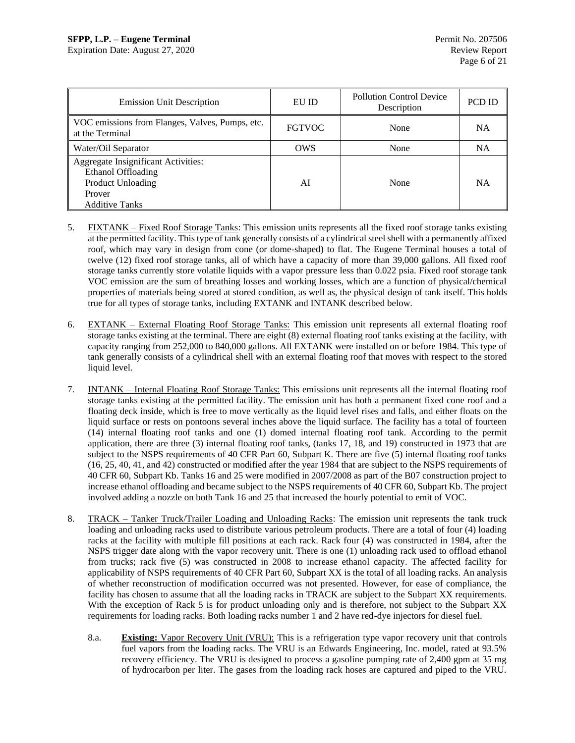| Emission Unit Description | EU ID | Pollution Control Device Description | PCD ID |
|---|---|---|---|
| VOC emissions from Flanges, Valves, Pumps, etc. at the Terminal | FGTVOC | None | NA |
| Water/Oil Separator | OWS | None | NA |
| Aggregate Insignificant Activities: Ethanol Offloading, Product Unloading, Prover, Additive Tanks | AI | None | NA |

5. FIXTANK – Fixed Roof Storage Tanks: This emission units represents all the fixed roof storage tanks existing at the permitted facility. This type of tank generally consists of a cylindrical steel shell with a permanently affixed roof, which may vary in design from cone (or dome-shaped) to flat. The Eugene Terminal houses a total of twelve (12) fixed roof storage tanks, all of which have a capacity of more than 39,000 gallons. All fixed roof storage tanks currently store volatile liquids with a vapor pressure less than 0.022 psia. Fixed roof storage tank VOC emission are the sum of breathing losses and working losses, which are a function of physical/chemical properties of materials being stored at stored condition, as well as, the physical design of tank itself. This holds true for all types of storage tanks, including EXTANK and INTANK described below.

6. EXTANK – External Floating Roof Storage Tanks: This emission unit represents all external floating roof storage tanks existing at the terminal. There are eight (8) external floating roof tanks existing at the facility, with capacity ranging from 252,000 to 840,000 gallons. All EXTANK were installed on or before 1984. This type of tank generally consists of a cylindrical shell with an external floating roof that moves with respect to the stored liquid level.

7. INTANK – Internal Floating Roof Storage Tanks: This emissions unit represents all the internal floating roof storage tanks existing at the permitted facility. The emission unit has both a permanent fixed cone roof and a floating deck inside, which is free to move vertically as the liquid level rises and falls, and either floats on the liquid surface or rests on pontoons several inches above the liquid surface. The facility has a total of fourteen (14) internal floating roof tanks and one (1) domed internal floating roof tank. According to the permit application, there are three (3) internal floating roof tanks, (tanks 17, 18, and 19) constructed in 1973 that are subject to the NSPS requirements of 40 CFR Part 60, Subpart K. There are five (5) internal floating roof tanks (16, 25, 40, 41, and 42) constructed or modified after the year 1984 that are subject to the NSPS requirements of 40 CFR 60, Subpart Kb. Tanks 16 and 25 were modified in 2007/2008 as part of the B07 construction project to increase ethanol offloading and became subject to the NSPS requirements of 40 CFR 60, Subpart Kb. The project involved adding a nozzle on both Tank 16 and 25 that increased the hourly potential to emit of VOC.

8. TRACK – Tanker Truck/Trailer Loading and Unloading Racks: The emission unit represents the tank truck loading and unloading racks used to distribute various petroleum products. There are a total of four (4) loading racks at the facility with multiple fill positions at each rack. Rack four (4) was constructed in 1984, after the NSPS trigger date along with the vapor recovery unit. There is one (1) unloading rack used to offload ethanol from trucks; rack five (5) was constructed in 2008 to increase ethanol capacity. The affected facility for applicability of NSPS requirements of 40 CFR Part 60, Subpart XX is the total of all loading racks. An analysis of whether reconstruction of modification occurred was not presented. However, for ease of compliance, the facility has chosen to assume that all the loading racks in TRACK are subject to the Subpart XX requirements. With the exception of Rack 5 is for product unloading only and is therefore, not subject to the Subpart XX requirements for loading racks. Both loading racks number 1 and 2 have red-dye injectors for diesel fuel.

   8.a. **Existing:** Vapor Recovery Unit (VRU): This is a refrigeration type vapor recovery unit that controls fuel vapors from the loading racks. The VRU is an Edwards Engineering, Inc. model, rated at 93.5% recovery efficiency. The VRU is designed to process a gasoline pumping rate of 2,400 gpm at 35 mg of hydrocarbon per liter. The gases from the loading rack hoses are captured and piped to the VRU.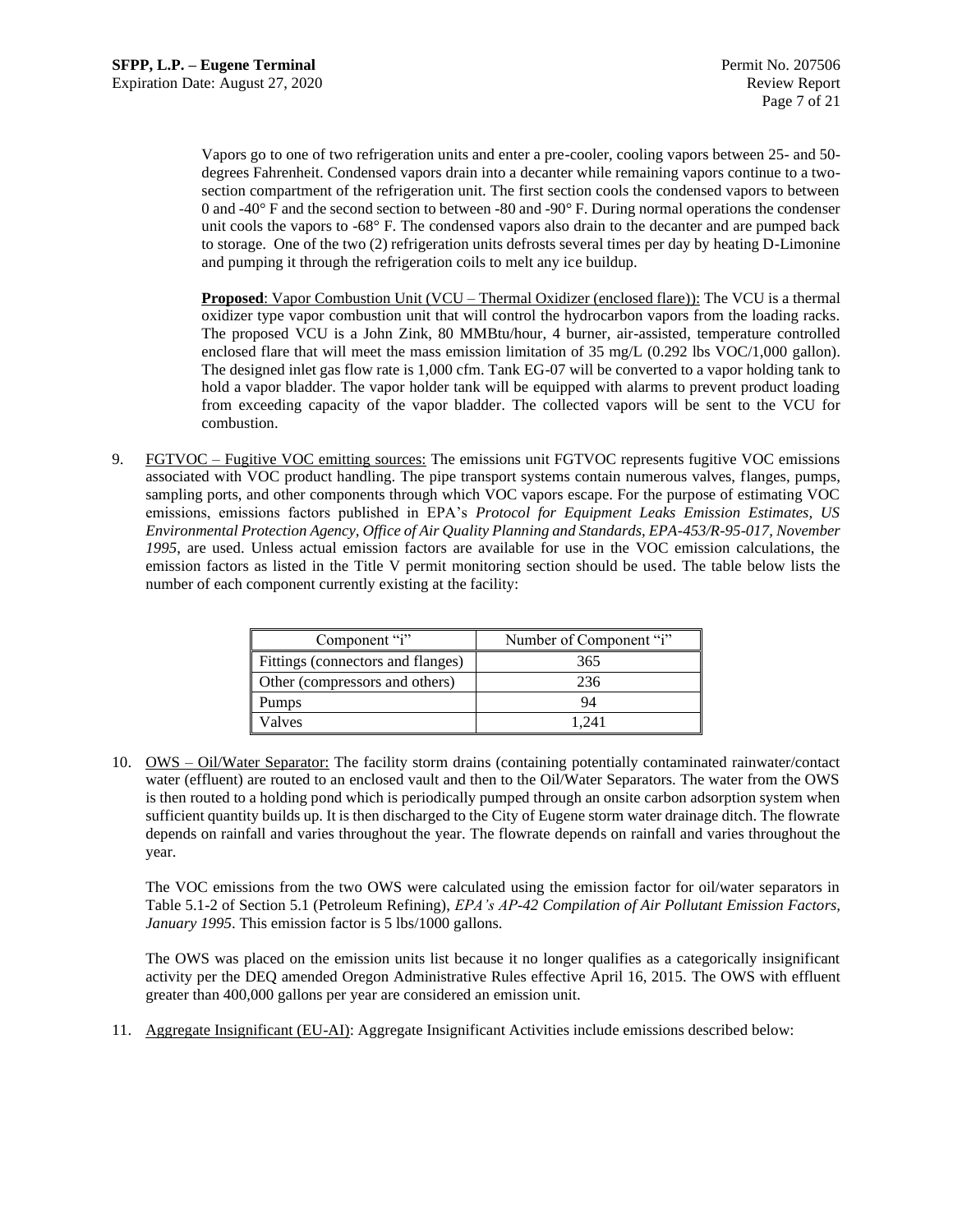Vapors go to one of two refrigeration units and enter a pre-cooler, cooling vapors between 25- and 50-degrees Fahrenheit. Condensed vapors drain into a decanter while remaining vapors continue to a two-section compartment of the refrigeration unit. The first section cools the condensed vapors to between 0 and -40° F and the second section to between -80 and -90° F. During normal operations the condenser unit cools the vapors to -68° F. The condensed vapors also drain to the decanter and are pumped back to storage. One of the two (2) refrigeration units defrosts several times per day by heating D-Limonine and pumping it through the refrigeration coils to melt any ice buildup.

**Proposed**: Vapor Combustion Unit (VCU – Thermal Oxidizer (enclosed flare)): The VCU is a thermal oxidizer type vapor combustion unit that will control the hydrocarbon vapors from the loading racks. The proposed VCU is a John Zink, 80 MMBtu/hour, 4 burner, air-assisted, temperature controlled enclosed flare that will meet the mass emission limitation of 35 mg/L (0.292 lbs VOC/1,000 gallon). The designed inlet gas flow rate is 1,000 cfm. Tank EG-07 will be converted to a vapor holding tank to hold a vapor bladder. The vapor holder tank will be equipped with alarms to prevent product loading from exceeding capacity of the vapor bladder. The collected vapors will be sent to the VCU for combustion.

9. FGTVOC – Fugitive VOC emitting sources: The emissions unit FGTVOC represents fugitive VOC emissions associated with VOC product handling. The pipe transport systems contain numerous valves, flanges, pumps, sampling ports, and other components through which VOC vapors escape. For the purpose of estimating VOC emissions, emissions factors published in EPA's *Protocol for Equipment Leaks Emission Estimates, US Environmental Protection Agency, Office of Air Quality Planning and Standards, EPA-453/R-95-017, November 1995*, are used. Unless actual emission factors are available for use in the VOC emission calculations, the emission factors as listed in the Title V permit monitoring section should be used. The table below lists the number of each component currently existing at the facility:

| Component "i" | Number of Component "i" |
|---|---|
| Fittings (connectors and flanges) | 365 |
| Other (compressors and others) | 236 |
| Pumps | 94 |
| Valves | 1,241 |

10. OWS – Oil/Water Separator: The facility storm drains (containing potentially contaminated rainwater/contact water (effluent) are routed to an enclosed vault and then to the Oil/Water Separators. The water from the OWS is then routed to a holding pond which is periodically pumped through an onsite carbon adsorption system when sufficient quantity builds up. It is then discharged to the City of Eugene storm water drainage ditch. The flowrate depends on rainfall and varies throughout the year. The flowrate depends on rainfall and varies throughout the year.

    The VOC emissions from the two OWS were calculated using the emission factor for oil/water separators in Table 5.1-2 of Section 5.1 (Petroleum Refining), *EPA's AP-42 Compilation of Air Pollutant Emission Factors, January 1995*. This emission factor is 5 lbs/1000 gallons.

    The OWS was placed on the emission units list because it no longer qualifies as a categorically insignificant activity per the DEQ amended Oregon Administrative Rules effective April 16, 2015. The OWS with effluent greater than 400,000 gallons per year are considered an emission unit.

11. Aggregate Insignificant (EU-AI): Aggregate Insignificant Activities include emissions described below: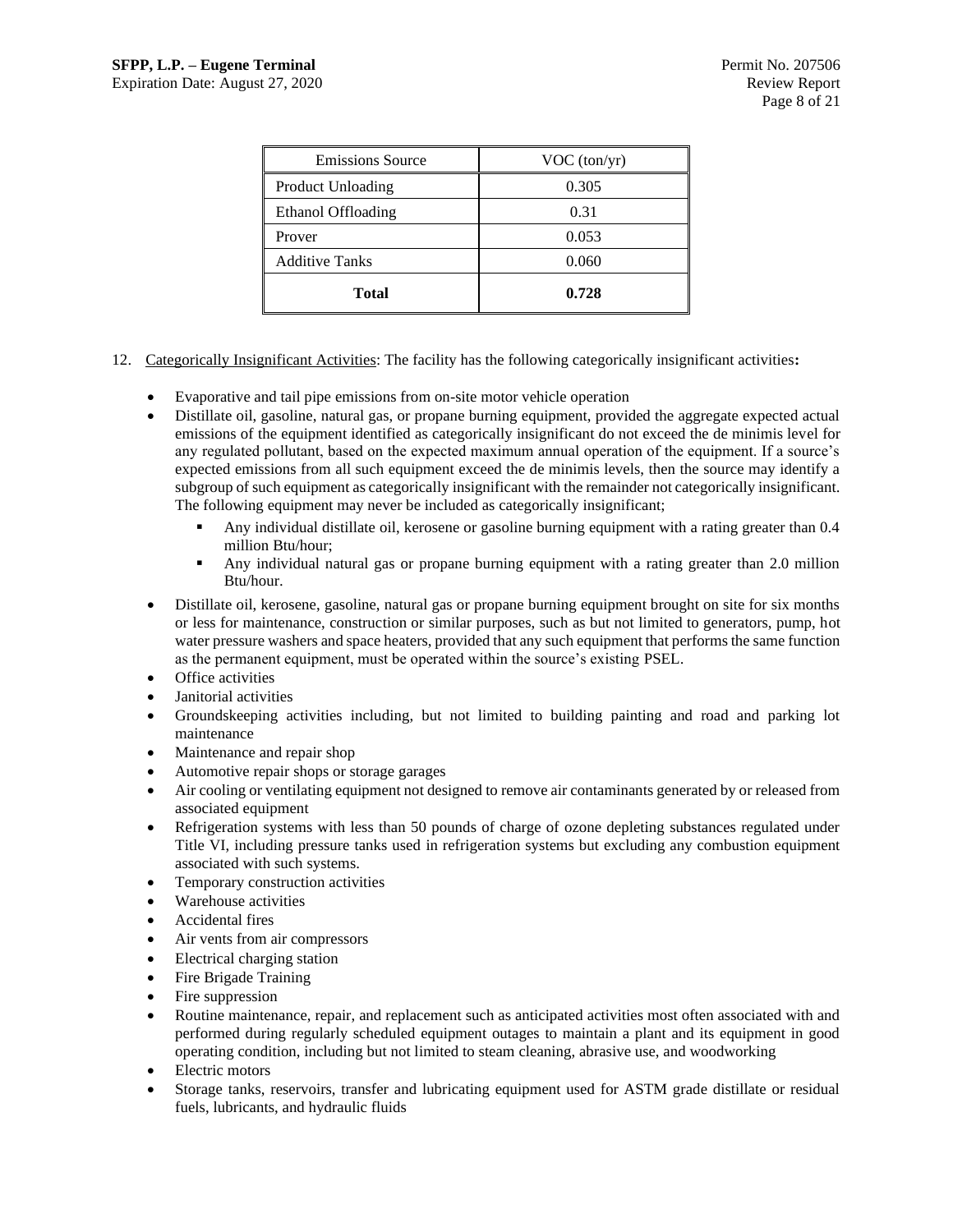| Emissions Source | VOC (ton/yr) |
|---|---|
| Product Unloading | 0.305 |
| Ethanol Offloading | 0.31 |
| Prover | 0.053 |
| Additive Tanks | 0.060 |
| **Total** | **0.728** |

12. Categorically Insignificant Activities: The facility has the following categorically insignificant activities**:**

- Evaporative and tail pipe emissions from on-site motor vehicle operation
- Distillate oil, gasoline, natural gas, or propane burning equipment, provided the aggregate expected actual emissions of the equipment identified as categorically insignificant do not exceed the de minimis level for any regulated pollutant, based on the expected maximum annual operation of the equipment. If a source's expected emissions from all such equipment exceed the de minimis levels, then the source may identify a subgroup of such equipment as categorically insignificant with the remainder not categorically insignificant. The following equipment may never be included as categorically insignificant;
  - Any individual distillate oil, kerosene or gasoline burning equipment with a rating greater than 0.4 million Btu/hour;
  - Any individual natural gas or propane burning equipment with a rating greater than 2.0 million Btu/hour.
- Distillate oil, kerosene, gasoline, natural gas or propane burning equipment brought on site for six months or less for maintenance, construction or similar purposes, such as but not limited to generators, pump, hot water pressure washers and space heaters, provided that any such equipment that performs the same function as the permanent equipment, must be operated within the source's existing PSEL.
- Office activities
- Janitorial activities
- Groundskeeping activities including, but not limited to building painting and road and parking lot maintenance
- Maintenance and repair shop
- Automotive repair shops or storage garages
- Air cooling or ventilating equipment not designed to remove air contaminants generated by or released from associated equipment
- Refrigeration systems with less than 50 pounds of charge of ozone depleting substances regulated under Title VI, including pressure tanks used in refrigeration systems but excluding any combustion equipment associated with such systems.
- Temporary construction activities
- Warehouse activities
- Accidental fires
- Air vents from air compressors
- Electrical charging station
- Fire Brigade Training
- Fire suppression
- Routine maintenance, repair, and replacement such as anticipated activities most often associated with and performed during regularly scheduled equipment outages to maintain a plant and its equipment in good operating condition, including but not limited to steam cleaning, abrasive use, and woodworking
- Electric motors
- Storage tanks, reservoirs, transfer and lubricating equipment used for ASTM grade distillate or residual fuels, lubricants, and hydraulic fluids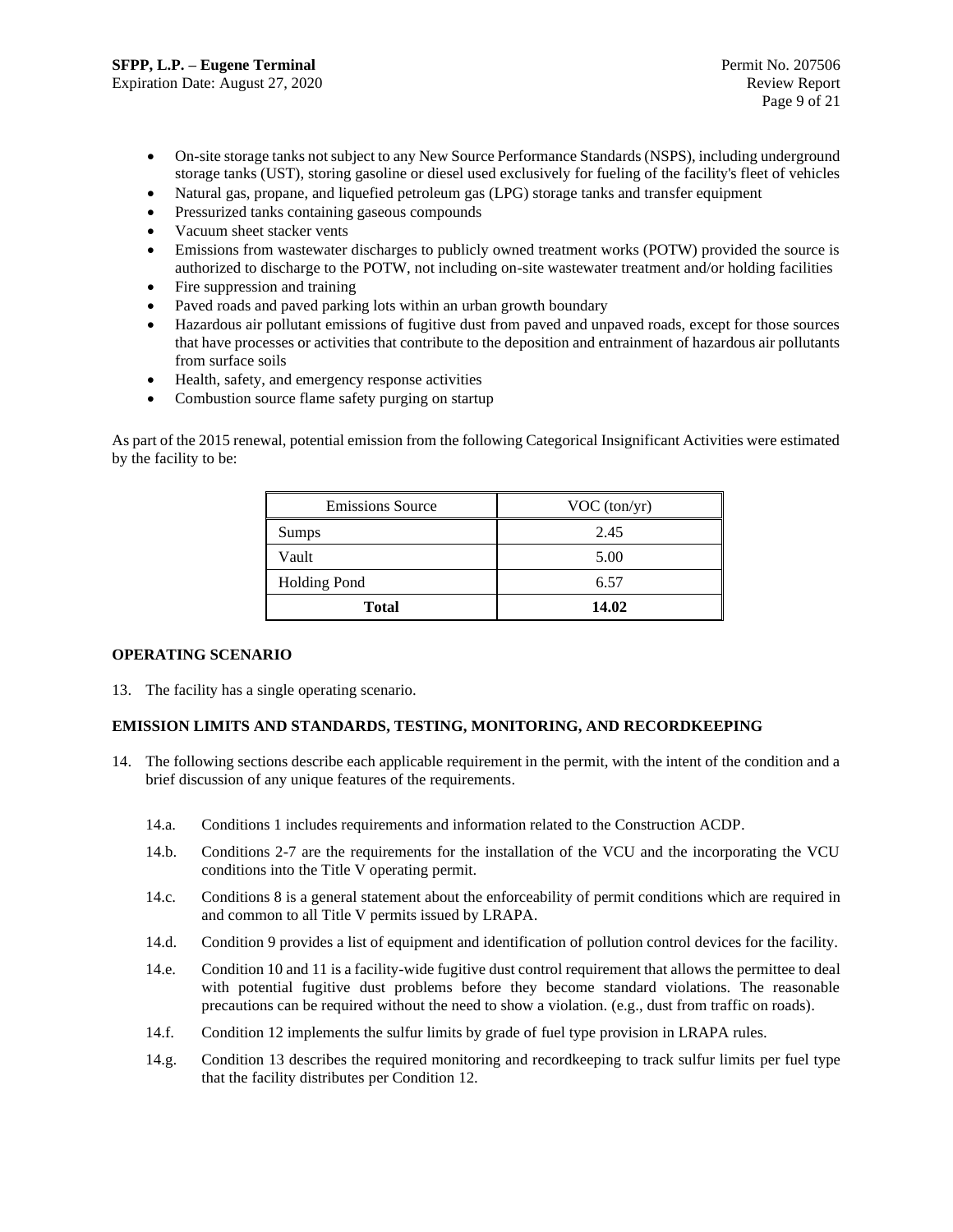- On-site storage tanks not subject to any New Source Performance Standards (NSPS), including underground storage tanks (UST), storing gasoline or diesel used exclusively for fueling of the facility's fleet of vehicles
- Natural gas, propane, and liquefied petroleum gas (LPG) storage tanks and transfer equipment
- Pressurized tanks containing gaseous compounds
- Vacuum sheet stacker vents
- Emissions from wastewater discharges to publicly owned treatment works (POTW) provided the source is authorized to discharge to the POTW, not including on-site wastewater treatment and/or holding facilities
- Fire suppression and training
- Paved roads and paved parking lots within an urban growth boundary
- Hazardous air pollutant emissions of fugitive dust from paved and unpaved roads, except for those sources that have processes or activities that contribute to the deposition and entrainment of hazardous air pollutants from surface soils
- Health, safety, and emergency response activities
- Combustion source flame safety purging on startup

As part of the 2015 renewal, potential emission from the following Categorical Insignificant Activities were estimated by the facility to be:

| Emissions Source | VOC (ton/yr) |
|---|---|
| Sumps | 2.45 |
| Vault | 5.00 |
| Holding Pond | 6.57 |
| **Total** | **14.02** |

**OPERATING SCENARIO**

13. The facility has a single operating scenario.

**EMISSION LIMITS AND STANDARDS, TESTING, MONITORING, AND RECORDKEEPING**

14. The following sections describe each applicable requirement in the permit, with the intent of the condition and a brief discussion of any unique features of the requirements.

    14.a. Conditions 1 includes requirements and information related to the Construction ACDP.

    14.b. Conditions 2-7 are the requirements for the installation of the VCU and the incorporating the VCU conditions into the Title V operating permit.

    14.c. Conditions 8 is a general statement about the enforceability of permit conditions which are required in and common to all Title V permits issued by LRAPA.

    14.d. Condition 9 provides a list of equipment and identification of pollution control devices for the facility.

    14.e. Condition 10 and 11 is a facility-wide fugitive dust control requirement that allows the permittee to deal with potential fugitive dust problems before they become standard violations. The reasonable precautions can be required without the need to show a violation. (e.g., dust from traffic on roads).

    14.f. Condition 12 implements the sulfur limits by grade of fuel type provision in LRAPA rules.

    14.g. Condition 13 describes the required monitoring and recordkeeping to track sulfur limits per fuel type that the facility distributes per Condition 12.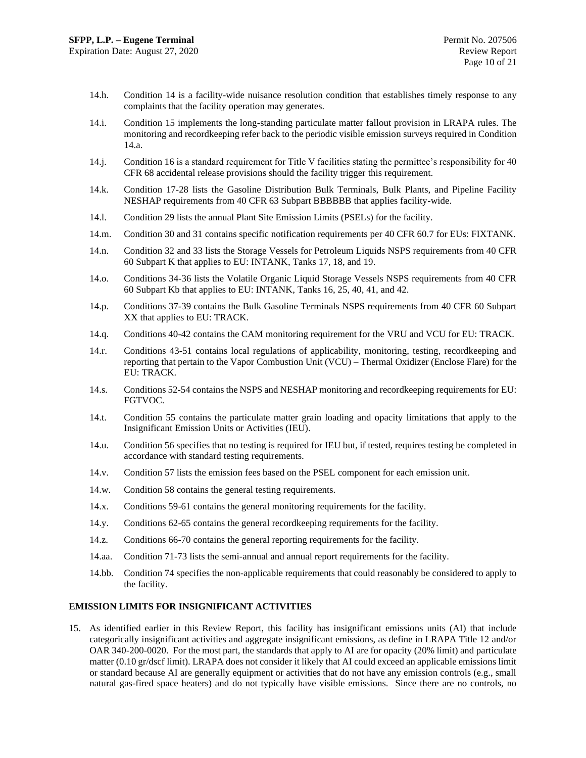14.h. Condition 14 is a facility-wide nuisance resolution condition that establishes timely response to any complaints that the facility operation may generates.

14.i. Condition 15 implements the long-standing particulate matter fallout provision in LRAPA rules. The monitoring and recordkeeping refer back to the periodic visible emission surveys required in Condition 14.a.

14.j. Condition 16 is a standard requirement for Title V facilities stating the permittee's responsibility for 40 CFR 68 accidental release provisions should the facility trigger this requirement.

14.k. Condition 17-28 lists the Gasoline Distribution Bulk Terminals, Bulk Plants, and Pipeline Facility NESHAP requirements from 40 CFR 63 Subpart BBBBBB that applies facility-wide.

14.l. Condition 29 lists the annual Plant Site Emission Limits (PSELs) for the facility.

14.m. Condition 30 and 31 contains specific notification requirements per 40 CFR 60.7 for EUs: FIXTANK.

14.n. Condition 32 and 33 lists the Storage Vessels for Petroleum Liquids NSPS requirements from 40 CFR 60 Subpart K that applies to EU: INTANK, Tanks 17, 18, and 19.

14.o. Conditions 34-36 lists the Volatile Organic Liquid Storage Vessels NSPS requirements from 40 CFR 60 Subpart Kb that applies to EU: INTANK, Tanks 16, 25, 40, 41, and 42.

14.p. Conditions 37-39 contains the Bulk Gasoline Terminals NSPS requirements from 40 CFR 60 Subpart XX that applies to EU: TRACK.

14.q. Conditions 40-42 contains the CAM monitoring requirement for the VRU and VCU for EU: TRACK.

14.r. Conditions 43-51 contains local regulations of applicability, monitoring, testing, recordkeeping and reporting that pertain to the Vapor Combustion Unit (VCU) – Thermal Oxidizer (Enclose Flare) for the EU: TRACK.

14.s. Conditions 52-54 contains the NSPS and NESHAP monitoring and recordkeeping requirements for EU: FGTVOC.

14.t. Condition 55 contains the particulate matter grain loading and opacity limitations that apply to the Insignificant Emission Units or Activities (IEU).

14.u. Condition 56 specifies that no testing is required for IEU but, if tested, requires testing be completed in accordance with standard testing requirements.

14.v. Condition 57 lists the emission fees based on the PSEL component for each emission unit.

14.w. Condition 58 contains the general testing requirements.

14.x. Conditions 59-61 contains the general monitoring requirements for the facility.

14.y. Conditions 62-65 contains the general recordkeeping requirements for the facility.

14.z. Conditions 66-70 contains the general reporting requirements for the facility.

14.aa. Condition 71-73 lists the semi-annual and annual report requirements for the facility.

14.bb. Condition 74 specifies the non-applicable requirements that could reasonably be considered to apply to the facility.

## EMISSION LIMITS FOR INSIGNIFICANT ACTIVITIES

15. As identified earlier in this Review Report, this facility has insignificant emissions units (AI) that include categorically insignificant activities and aggregate insignificant emissions, as define in LRAPA Title 12 and/or OAR 340-200-0020. For the most part, the standards that apply to AI are for opacity (20% limit) and particulate matter (0.10 gr/dscf limit). LRAPA does not consider it likely that AI could exceed an applicable emissions limit or standard because AI are generally equipment or activities that do not have any emission controls (e.g., small natural gas-fired space heaters) and do not typically have visible emissions. Since there are no controls, no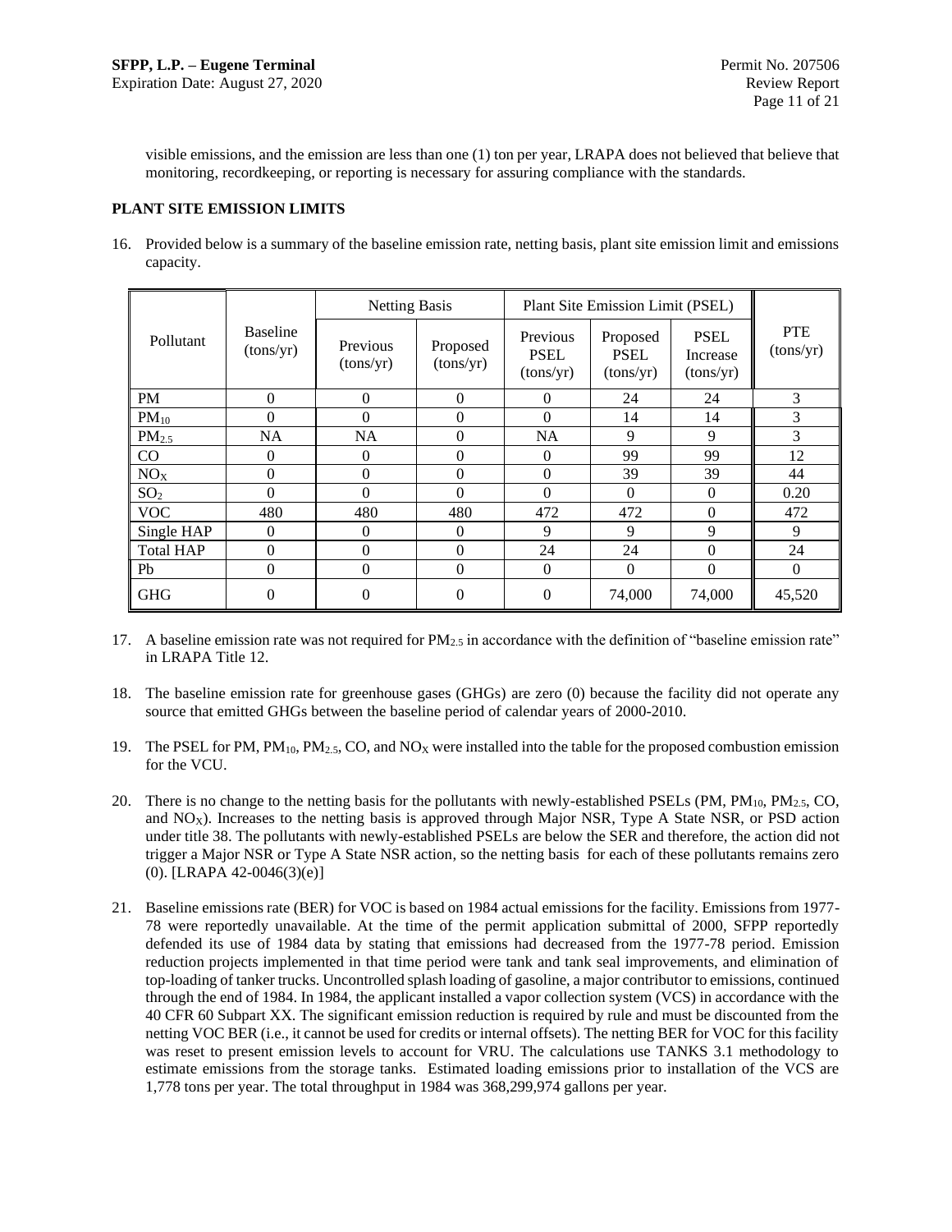visible emissions, and the emission are less than one (1) ton per year, LRAPA does not believed that believe that monitoring, recordkeeping, or reporting is necessary for assuring compliance with the standards.

## PLANT SITE EMISSION LIMITS

16. Provided below is a summary of the baseline emission rate, netting basis, plant site emission limit and emissions capacity.

| Pollutant | Baseline (tons/yr) | Netting Basis | | Plant Site Emission Limit (PSEL) | | | PTE (tons/yr) |
|---|---|---|---|---|---|---|---|
| | | Previous (tons/yr) | Proposed (tons/yr) | Previous PSEL (tons/yr) | Proposed PSEL (tons/yr) | PSEL Increase (tons/yr) | |
| PM | 0 | 0 | 0 | 0 | 24 | 24 | 3 |
| $PM_{10}$ | 0 | 0 | 0 | 0 | 14 | 14 | 3 |
| $PM_{2.5}$ | NA | NA | 0 | NA | 9 | 9 | 3 |
| CO | 0 | 0 | 0 | 0 | 99 | 99 | 12 |
| $NO_X$ | 0 | 0 | 0 | 0 | 39 | 39 | 44 |
| $SO_2$ | 0 | 0 | 0 | 0 | 0 | 0 | 0.20 |
| VOC | 480 | 480 | 480 | 472 | 472 | 0 | 472 |
| Single HAP | 0 | 0 | 0 | 9 | 9 | 9 | 9 |
| Total HAP | 0 | 0 | 0 | 24 | 24 | 0 | 24 |
| Pb | 0 | 0 | 0 | 0 | 0 | 0 | 0 |
| GHG | 0 | 0 | 0 | 0 | 74,000 | 74,000 | 45,520 |

17. A baseline emission rate was not required for $PM_{2.5}$ in accordance with the definition of "baseline emission rate" in LRAPA Title 12.

18. The baseline emission rate for greenhouse gases (GHGs) are zero (0) because the facility did not operate any source that emitted GHGs between the baseline period of calendar years of 2000-2010.

19. The PSEL for PM, $PM_{10}$, $PM_{2.5}$, CO, and $NO_X$ were installed into the table for the proposed combustion emission for the VCU.

20. There is no change to the netting basis for the pollutants with newly-established PSELs (PM, $PM_{10}$, $PM_{2.5}$, CO, and $NO_X$). Increases to the netting basis is approved through Major NSR, Type A State NSR, or PSD action under title 38. The pollutants with newly-established PSELs are below the SER and therefore, the action did not trigger a Major NSR or Type A State NSR action, so the netting basis for each of these pollutants remains zero (0). [LRAPA 42-0046(3)(e)]

21. Baseline emissions rate (BER) for VOC is based on 1984 actual emissions for the facility. Emissions from 1977-78 were reportedly unavailable. At the time of the permit application submittal of 2000, SFPP reportedly defended its use of 1984 data by stating that emissions had decreased from the 1977-78 period. Emission reduction projects implemented in that time period were tank and tank seal improvements, and elimination of top-loading of tanker trucks. Uncontrolled splash loading of gasoline, a major contributor to emissions, continued through the end of 1984. In 1984, the applicant installed a vapor collection system (VCS) in accordance with the 40 CFR 60 Subpart XX. The significant emission reduction is required by rule and must be discounted from the netting VOC BER (i.e., it cannot be used for credits or internal offsets). The netting BER for VOC for this facility was reset to present emission levels to account for VRU. The calculations use TANKS 3.1 methodology to estimate emissions from the storage tanks. Estimated loading emissions prior to installation of the VCS are 1,778 tons per year. The total throughput in 1984 was 368,299,974 gallons per year.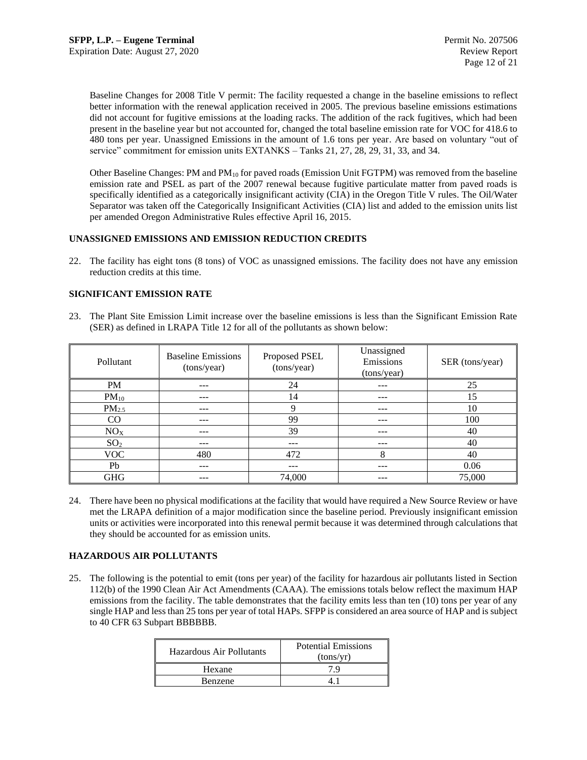Baseline Changes for 2008 Title V permit: The facility requested a change in the baseline emissions to reflect better information with the renewal application received in 2005. The previous baseline emissions estimations did not account for fugitive emissions at the loading racks. The addition of the rack fugitives, which had been present in the baseline year but not accounted for, changed the total baseline emission rate for VOC for 418.6 to 480 tons per year. Unassigned Emissions in the amount of 1.6 tons per year. Are based on voluntary "out of service" commitment for emission units EXTANKS – Tanks 21, 27, 28, 29, 31, 33, and 34.

Other Baseline Changes: PM and $PM_{10}$ for paved roads (Emission Unit FGTPM) was removed from the baseline emission rate and PSEL as part of the 2007 renewal because fugitive particulate matter from paved roads is specifically identified as a categorically insignificant activity (CIA) in the Oregon Title V rules. The Oil/Water Separator was taken off the Categorically Insignificant Activities (CIA) list and added to the emission units list per amended Oregon Administrative Rules effective April 16, 2015.

## UNASSIGNED EMISSIONS AND EMISSION REDUCTION CREDITS

22. The facility has eight tons (8 tons) of VOC as unassigned emissions. The facility does not have any emission reduction credits at this time.

## SIGNIFICANT EMISSION RATE

23. The Plant Site Emission Limit increase over the baseline emissions is less than the Significant Emission Rate (SER) as defined in LRAPA Title 12 for all of the pollutants as shown below:

| Pollutant | Baseline Emissions (tons/year) | Proposed PSEL (tons/year) | Unassigned Emissions (tons/year) | SER (tons/year) |
|---|---|---|---|---|
| PM | --- | 24 | --- | 25 |
| $PM_{10}$ | --- | 14 | --- | 15 |
| $PM_{2.5}$ | --- | 9 | --- | 10 |
| CO | --- | 99 | --- | 100 |
| $NO_X$ | --- | 39 | --- | 40 |
| $SO_2$ | --- | --- | --- | 40 |
| VOC | 480 | 472 | 8 | 40 |
| Pb | --- | --- | --- | 0.06 |
| GHG | --- | 74,000 | --- | 75,000 |

24. There have been no physical modifications at the facility that would have required a New Source Review or have met the LRAPA definition of a major modification since the baseline period. Previously insignificant emission units or activities were incorporated into this renewal permit because it was determined through calculations that they should be accounted for as emission units.

## HAZARDOUS AIR POLLUTANTS

25. The following is the potential to emit (tons per year) of the facility for hazardous air pollutants listed in Section 112(b) of the 1990 Clean Air Act Amendments (CAAA). The emissions totals below reflect the maximum HAP emissions from the facility. The table demonstrates that the facility emits less than ten (10) tons per year of any single HAP and less than 25 tons per year of total HAPs. SFPP is considered an area source of HAP and is subject to 40 CFR 63 Subpart BBBBBB.

| Hazardous Air Pollutants | Potential Emissions (tons/yr) |
|---|---|
| Hexane | 7.9 |
| Benzene | 4.1 |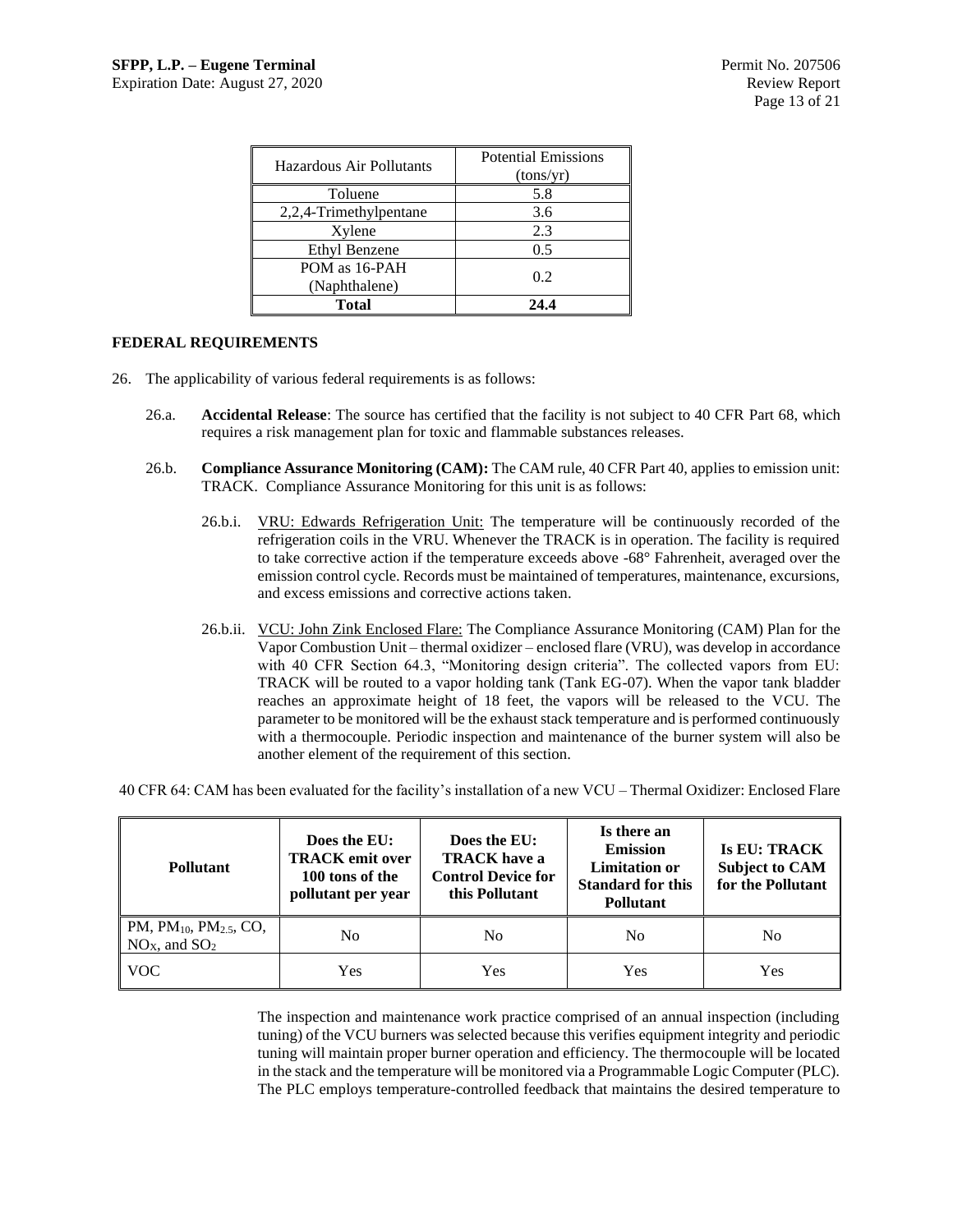| Hazardous Air Pollutants | Potential Emissions (tons/yr) |
|---|---|
| Toluene | 5.8 |
| 2,2,4-Trimethylpentane | 3.6 |
| Xylene | 2.3 |
| Ethyl Benzene | 0.5 |
| POM as 16-PAH (Naphthalene) | 0.2 |
| **Total** | **24.4** |

**FEDERAL REQUIREMENTS**

26. The applicability of various federal requirements is as follows:

    26.a. **Accidental Release**: The source has certified that the facility is not subject to 40 CFR Part 68, which requires a risk management plan for toxic and flammable substances releases.

    26.b. **Compliance Assurance Monitoring (CAM):** The CAM rule, 40 CFR Part 40, applies to emission unit: TRACK. Compliance Assurance Monitoring for this unit is as follows:

    26.b.i. VRU: Edwards Refrigeration Unit: The temperature will be continuously recorded of the refrigeration coils in the VRU. Whenever the TRACK is in operation. The facility is required to take corrective action if the temperature exceeds above -68° Fahrenheit, averaged over the emission control cycle. Records must be maintained of temperatures, maintenance, excursions, and excess emissions and corrective actions taken.

    26.b.ii. VCU: John Zink Enclosed Flare: The Compliance Assurance Monitoring (CAM) Plan for the Vapor Combustion Unit – thermal oxidizer – enclosed flare (VRU), was develop in accordance with 40 CFR Section 64.3, "Monitoring design criteria". The collected vapors from EU: TRACK will be routed to a vapor holding tank (Tank EG-07). When the vapor tank bladder reaches an approximate height of 18 feet, the vapors will be released to the VCU. The parameter to be monitored will be the exhaust stack temperature and is performed continuously with a thermocouple. Periodic inspection and maintenance of the burner system will also be another element of the requirement of this section.

40 CFR 64: CAM has been evaluated for the facility's installation of a new VCU – Thermal Oxidizer: Enclosed Flare

| Pollutant | Does the EU: TRACK emit over 100 tons of the pollutant per year | Does the EU: TRACK have a Control Device for this Pollutant | Is there an Emission Limitation or Standard for this Pollutant | Is EU: TRACK Subject to CAM for the Pollutant |
|---|---|---|---|---|
| PM, $PM_{10}$, $PM_{2.5}$, CO, $NO_X$, and $SO_2$ | No | No | No | No |
| VOC | Yes | Yes | Yes | Yes |

The inspection and maintenance work practice comprised of an annual inspection (including tuning) of the VCU burners was selected because this verifies equipment integrity and periodic tuning will maintain proper burner operation and efficiency. The thermocouple will be located in the stack and the temperature will be monitored via a Programmable Logic Computer (PLC). The PLC employs temperature-controlled feedback that maintains the desired temperature to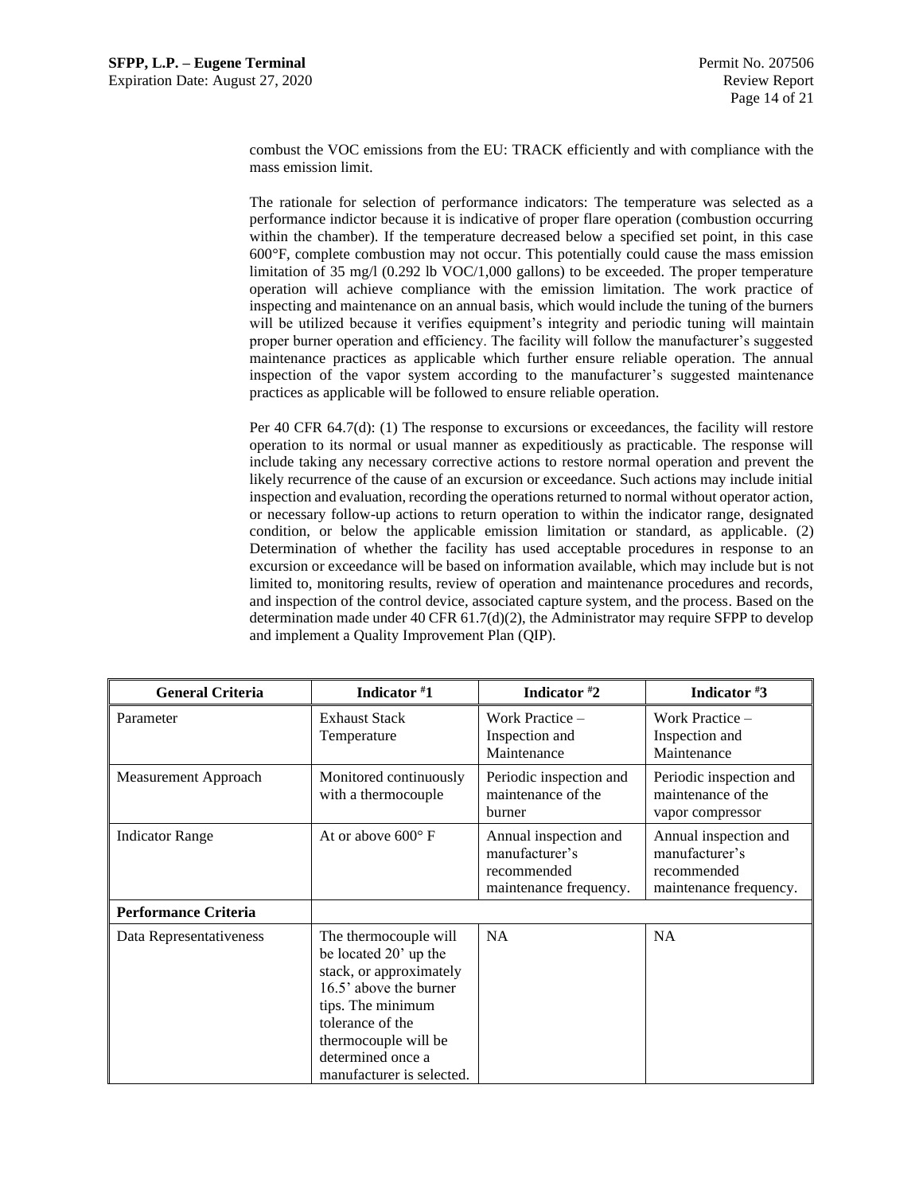combust the VOC emissions from the EU: TRACK efficiently and with compliance with the mass emission limit.

The rationale for selection of performance indicators: The temperature was selected as a performance indictor because it is indicative of proper flare operation (combustion occurring within the chamber). If the temperature decreased below a specified set point, in this case 600°F, complete combustion may not occur. This potentially could cause the mass emission limitation of 35 mg/l (0.292 lb VOC/1,000 gallons) to be exceeded. The proper temperature operation will achieve compliance with the emission limitation. The work practice of inspecting and maintenance on an annual basis, which would include the tuning of the burners will be utilized because it verifies equipment's integrity and periodic tuning will maintain proper burner operation and efficiency. The facility will follow the manufacturer's suggested maintenance practices as applicable which further ensure reliable operation. The annual inspection of the vapor system according to the manufacturer's suggested maintenance practices as applicable will be followed to ensure reliable operation.

Per 40 CFR 64.7(d): (1) The response to excursions or exceedances, the facility will restore operation to its normal or usual manner as expeditiously as practicable. The response will include taking any necessary corrective actions to restore normal operation and prevent the likely recurrence of the cause of an excursion or exceedance. Such actions may include initial inspection and evaluation, recording the operations returned to normal without operator action, or necessary follow-up actions to return operation to within the indicator range, designated condition, or below the applicable emission limitation or standard, as applicable. (2) Determination of whether the facility has used acceptable procedures in response to an excursion or exceedance will be based on information available, which may include but is not limited to, monitoring results, review of operation and maintenance procedures and records, and inspection of the control device, associated capture system, and the process. Based on the determination made under 40 CFR 61.7(d)(2), the Administrator may require SFPP to develop and implement a Quality Improvement Plan (QIP).

| General Criteria | Indicator #1 | Indicator #2 | Indicator #3 |
|---|---|---|---|
| Parameter | Exhaust Stack Temperature | Work Practice – Inspection and Maintenance | Work Practice – Inspection and Maintenance |
| Measurement Approach | Monitored continuously with a thermocouple | Periodic inspection and maintenance of the burner | Periodic inspection and maintenance of the vapor compressor |
| Indicator Range | At or above 600° F | Annual inspection and manufacturer's recommended maintenance frequency. | Annual inspection and manufacturer's recommended maintenance frequency. |
| **Performance Criteria** | | | |
| Data Representativeness | The thermocouple will be located 20' up the stack, or approximately 16.5' above the burner tips. The minimum tolerance of the thermocouple will be determined once a manufacturer is selected. | NA | NA |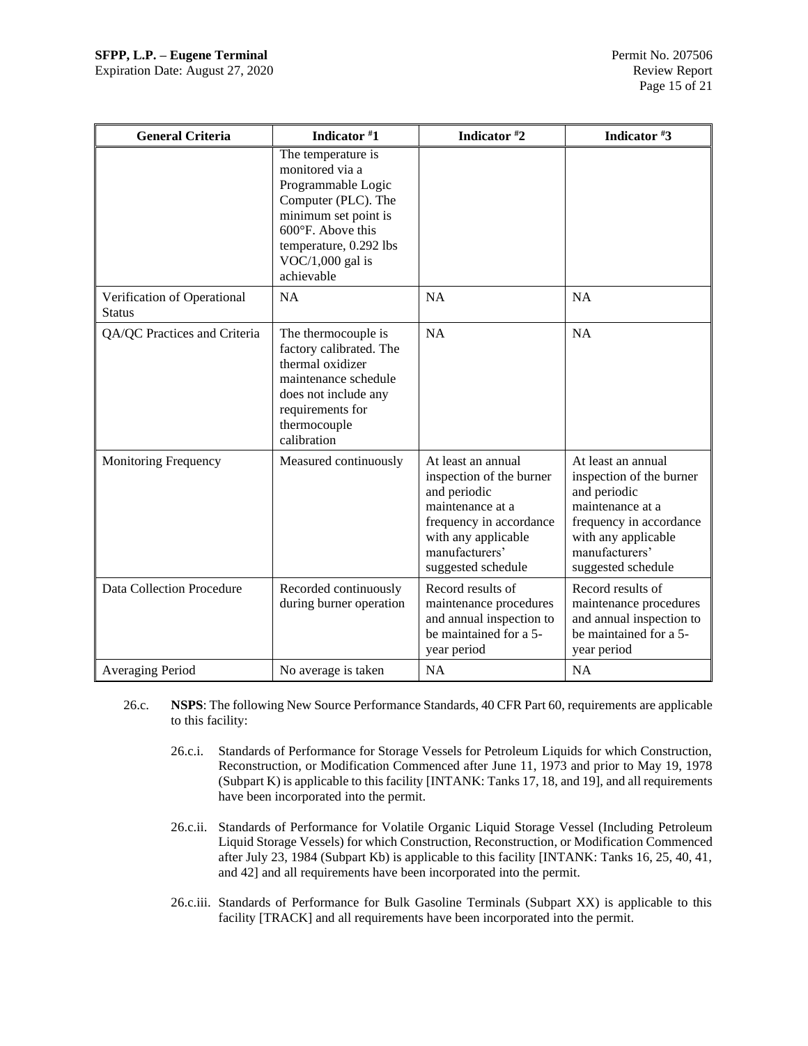| General Criteria | Indicator #1 | Indicator #2 | Indicator #3 |
|---|---|---|---|
| | The temperature is monitored via a Programmable Logic Computer (PLC). The minimum set point is 600°F. Above this temperature, 0.292 lbs VOC/1,000 gal is achievable | | |
| Verification of Operational Status | NA | NA | NA |
| QA/QC Practices and Criteria | The thermocouple is factory calibrated. The thermal oxidizer maintenance schedule does not include any requirements for thermocouple calibration | NA | NA |
| Monitoring Frequency | Measured continuously | At least an annual inspection of the burner and periodic maintenance at a frequency in accordance with any applicable manufacturers' suggested schedule | At least an annual inspection of the burner and periodic maintenance at a frequency in accordance with any applicable manufacturers' suggested schedule |
| Data Collection Procedure | Recorded continuously during burner operation | Record results of maintenance procedures and annual inspection to be maintained for a 5-year period | Record results of maintenance procedures and annual inspection to be maintained for a 5-year period |
| Averaging Period | No average is taken | NA | NA |

26.c. **NSPS**: The following New Source Performance Standards, 40 CFR Part 60, requirements are applicable to this facility:

26.c.i. Standards of Performance for Storage Vessels for Petroleum Liquids for which Construction, Reconstruction, or Modification Commenced after June 11, 1973 and prior to May 19, 1978 (Subpart K) is applicable to this facility [INTANK: Tanks 17, 18, and 19], and all requirements have been incorporated into the permit.

26.c.ii. Standards of Performance for Volatile Organic Liquid Storage Vessel (Including Petroleum Liquid Storage Vessels) for which Construction, Reconstruction, or Modification Commenced after July 23, 1984 (Subpart Kb) is applicable to this facility [INTANK: Tanks 16, 25, 40, 41, and 42] and all requirements have been incorporated into the permit.

26.c.iii. Standards of Performance for Bulk Gasoline Terminals (Subpart XX) is applicable to this facility [TRACK] and all requirements have been incorporated into the permit.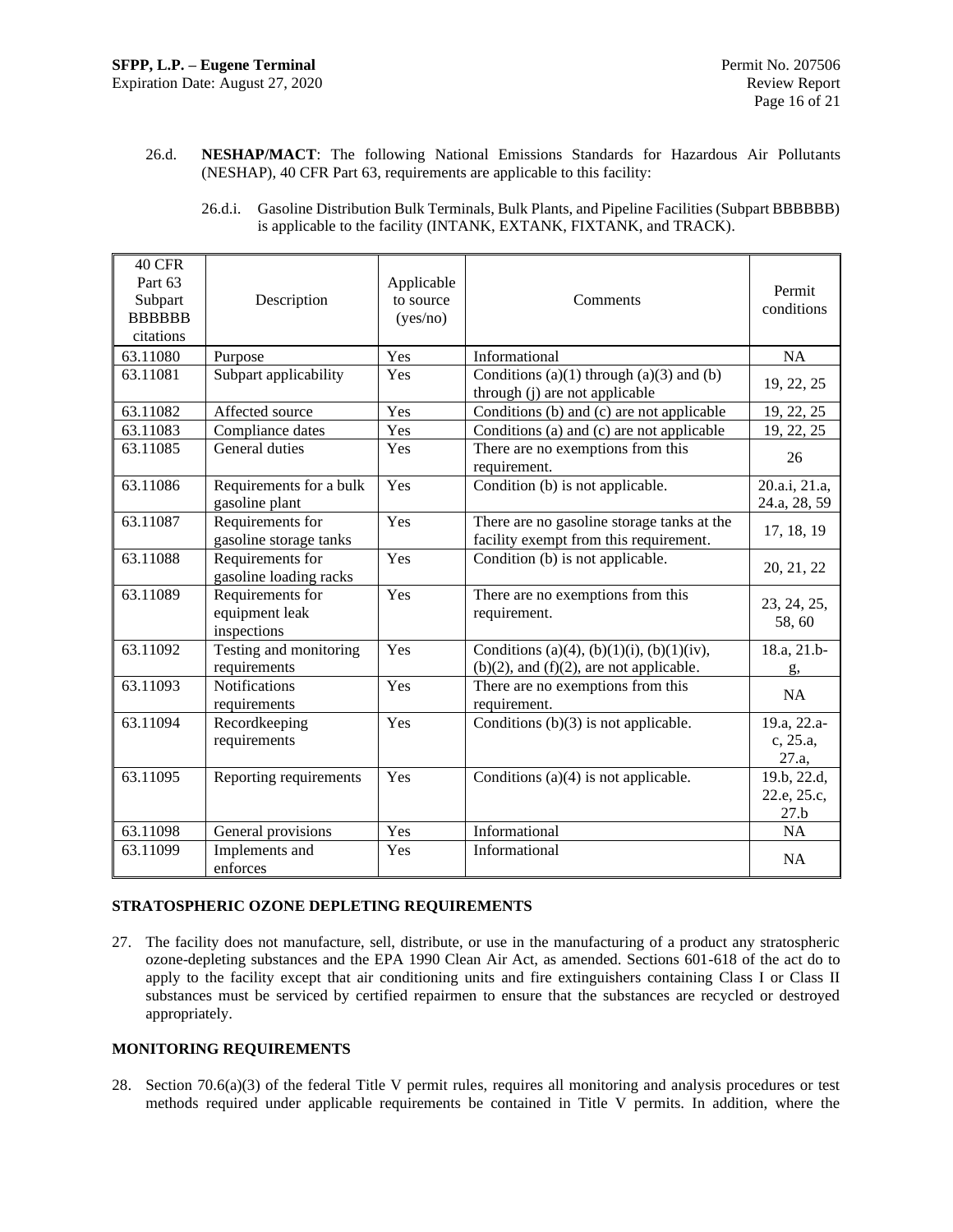26.d. **NESHAP/MACT**: The following National Emissions Standards for Hazardous Air Pollutants (NESHAP), 40 CFR Part 63, requirements are applicable to this facility:

26.d.i. Gasoline Distribution Bulk Terminals, Bulk Plants, and Pipeline Facilities (Subpart BBBBBB) is applicable to the facility (INTANK, EXTANK, FIXTANK, and TRACK).

| 40 CFR Part 63 Subpart BBBBBB citations | Description | Applicable to source (yes/no) | Comments | Permit conditions |
|---|---|---|---|---|
| 63.11080 | Purpose | Yes | Informational | NA |
| 63.11081 | Subpart applicability | Yes | Conditions (a)(1) through (a)(3) and (b) through (j) are not applicable | 19, 22, 25 |
| 63.11082 | Affected source | Yes | Conditions (b) and (c) are not applicable | 19, 22, 25 |
| 63.11083 | Compliance dates | Yes | Conditions (a) and (c) are not applicable | 19, 22, 25 |
| 63.11085 | General duties | Yes | There are no exemptions from this requirement. | 26 |
| 63.11086 | Requirements for a bulk gasoline plant | Yes | Condition (b) is not applicable. | 20.a.i, 21.a, 24.a, 28, 59 |
| 63.11087 | Requirements for gasoline storage tanks | Yes | There are no gasoline storage tanks at the facility exempt from this requirement. | 17, 18, 19 |
| 63.11088 | Requirements for gasoline loading racks | Yes | Condition (b) is not applicable. | 20, 21, 22 |
| 63.11089 | Requirements for equipment leak inspections | Yes | There are no exemptions from this requirement. | 23, 24, 25, 58, 60 |
| 63.11092 | Testing and monitoring requirements | Yes | Conditions (a)(4), (b)(1)(i), (b)(1)(iv), (b)(2), and (f)(2), are not applicable. | 18.a, 21.b-g, |
| 63.11093 | Notifications requirements | Yes | There are no exemptions from this requirement. | NA |
| 63.11094 | Recordkeeping requirements | Yes | Conditions (b)(3) is not applicable. | 19.a, 22.a-c, 25.a, 27.a, |
| 63.11095 | Reporting requirements | Yes | Conditions (a)(4) is not applicable. | 19.b, 22.d, 22.e, 25.c, 27.b |
| 63.11098 | General provisions | Yes | Informational | NA |
| 63.11099 | Implements and enforces | Yes | Informational | NA |

**STRATOSPHERIC OZONE DEPLETING REQUIREMENTS**

27. The facility does not manufacture, sell, distribute, or use in the manufacturing of a product any stratospheric ozone-depleting substances and the EPA 1990 Clean Air Act, as amended. Sections 601-618 of the act do to apply to the facility except that air conditioning units and fire extinguishers containing Class I or Class II substances must be serviced by certified repairmen to ensure that the substances are recycled or destroyed appropriately.

**MONITORING REQUIREMENTS**

28. Section 70.6(a)(3) of the federal Title V permit rules, requires all monitoring and analysis procedures or test methods required under applicable requirements be contained in Title V permits. In addition, where the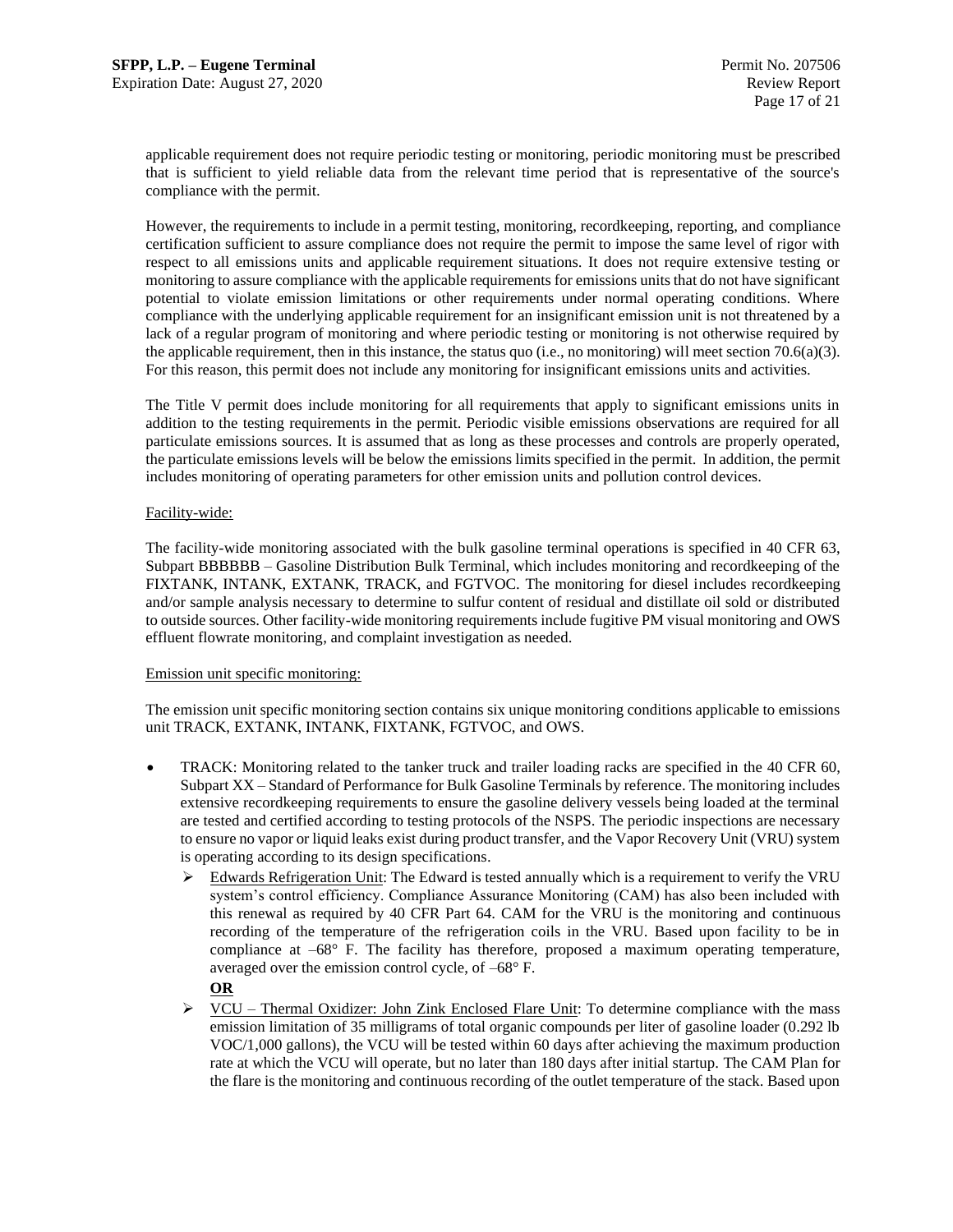applicable requirement does not require periodic testing or monitoring, periodic monitoring must be prescribed that is sufficient to yield reliable data from the relevant time period that is representative of the source's compliance with the permit.

However, the requirements to include in a permit testing, monitoring, recordkeeping, reporting, and compliance certification sufficient to assure compliance does not require the permit to impose the same level of rigor with respect to all emissions units and applicable requirement situations. It does not require extensive testing or monitoring to assure compliance with the applicable requirements for emissions units that do not have significant potential to violate emission limitations or other requirements under normal operating conditions. Where compliance with the underlying applicable requirement for an insignificant emission unit is not threatened by a lack of a regular program of monitoring and where periodic testing or monitoring is not otherwise required by the applicable requirement, then in this instance, the status quo (i.e., no monitoring) will meet section 70.6(a)(3). For this reason, this permit does not include any monitoring for insignificant emissions units and activities.

The Title V permit does include monitoring for all requirements that apply to significant emissions units in addition to the testing requirements in the permit. Periodic visible emissions observations are required for all particulate emissions sources. It is assumed that as long as these processes and controls are properly operated, the particulate emissions levels will be below the emissions limits specified in the permit. In addition, the permit includes monitoring of operating parameters for other emission units and pollution control devices.

Facility-wide:

The facility-wide monitoring associated with the bulk gasoline terminal operations is specified in 40 CFR 63, Subpart BBBBBB – Gasoline Distribution Bulk Terminal, which includes monitoring and recordkeeping of the FIXTANK, INTANK, EXTANK, TRACK, and FGTVOC. The monitoring for diesel includes recordkeeping and/or sample analysis necessary to determine to sulfur content of residual and distillate oil sold or distributed to outside sources. Other facility-wide monitoring requirements include fugitive PM visual monitoring and OWS effluent flowrate monitoring, and complaint investigation as needed.

Emission unit specific monitoring:

The emission unit specific monitoring section contains six unique monitoring conditions applicable to emissions unit TRACK, EXTANK, INTANK, FIXTANK, FGTVOC, and OWS.

- TRACK: Monitoring related to the tanker truck and trailer loading racks are specified in the 40 CFR 60, Subpart XX – Standard of Performance for Bulk Gasoline Terminals by reference. The monitoring includes extensive recordkeeping requirements to ensure the gasoline delivery vessels being loaded at the terminal are tested and certified according to testing protocols of the NSPS. The periodic inspections are necessary to ensure no vapor or liquid leaks exist during product transfer, and the Vapor Recovery Unit (VRU) system is operating according to its design specifications.
  - Edwards Refrigeration Unit: The Edward is tested annually which is a requirement to verify the VRU system's control efficiency. Compliance Assurance Monitoring (CAM) has also been included with this renewal as required by 40 CFR Part 64. CAM for the VRU is the monitoring and continuous recording of the temperature of the refrigeration coils in the VRU. Based upon facility to be in compliance at –68° F. The facility has therefore, proposed a maximum operating temperature, averaged over the emission control cycle, of –68° F.

    **OR**
  - VCU – Thermal Oxidizer: John Zink Enclosed Flare Unit: To determine compliance with the mass emission limitation of 35 milligrams of total organic compounds per liter of gasoline loader (0.292 lb VOC/1,000 gallons), the VCU will be tested within 60 days after achieving the maximum production rate at which the VCU will operate, but no later than 180 days after initial startup. The CAM Plan for the flare is the monitoring and continuous recording of the outlet temperature of the stack. Based upon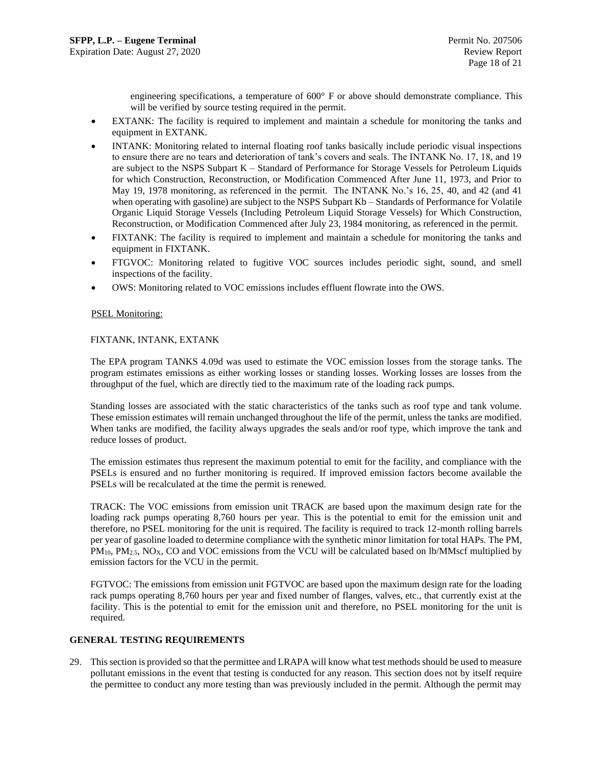engineering specifications, a temperature of 600° F or above should demonstrate compliance. This will be verified by source testing required in the permit.

- EXTANK: The facility is required to implement and maintain a schedule for monitoring the tanks and equipment in EXTANK.
- INTANK: Monitoring related to internal floating roof tanks basically include periodic visual inspections to ensure there are no tears and deterioration of tank's covers and seals. The INTANK No. 17, 18, and 19 are subject to the NSPS Subpart K – Standard of Performance for Storage Vessels for Petroleum Liquids for which Construction, Reconstruction, or Modification Commenced After June 11, 1973, and Prior to May 19, 1978 monitoring, as referenced in the permit. The INTANK No.'s 16, 25, 40, and 42 (and 41 when operating with gasoline) are subject to the NSPS Subpart Kb – Standards of Performance for Volatile Organic Liquid Storage Vessels (Including Petroleum Liquid Storage Vessels) for Which Construction, Reconstruction, or Modification Commenced after July 23, 1984 monitoring, as referenced in the permit.
- FIXTANK: The facility is required to implement and maintain a schedule for monitoring the tanks and equipment in FIXTANK.
- FTGVOC: Monitoring related to fugitive VOC sources includes periodic sight, sound, and smell inspections of the facility.
- OWS: Monitoring related to VOC emissions includes effluent flowrate into the OWS.

PSEL Monitoring:

FIXTANK, INTANK, EXTANK

The EPA program TANKS 4.09d was used to estimate the VOC emission losses from the storage tanks. The program estimates emissions as either working losses or standing losses. Working losses are losses from the throughput of the fuel, which are directly tied to the maximum rate of the loading rack pumps.

Standing losses are associated with the static characteristics of the tanks such as roof type and tank volume. These emission estimates will remain unchanged throughout the life of the permit, unless the tanks are modified. When tanks are modified, the facility always upgrades the seals and/or roof type, which improve the tank and reduce losses of product.

The emission estimates thus represent the maximum potential to emit for the facility, and compliance with the PSELs is ensured and no further monitoring is required. If improved emission factors become available the PSELs will be recalculated at the time the permit is renewed.

TRACK: The VOC emissions from emission unit TRACK are based upon the maximum design rate for the loading rack pumps operating 8,760 hours per year. This is the potential to emit for the emission unit and therefore, no PSEL monitoring for the unit is required. The facility is required to track 12-month rolling barrels per year of gasoline loaded to determine compliance with the synthetic minor limitation for total HAPs. The PM, $PM_{10}$, $PM_{2.5}$, $NO_X$, CO and VOC emissions from the VCU will be calculated based on lb/MMscf multiplied by emission factors for the VCU in the permit.

FGTVOC: The emissions from emission unit FGTVOC are based upon the maximum design rate for the loading rack pumps operating 8,760 hours per year and fixed number of flanges, valves, etc., that currently exist at the facility. This is the potential to emit for the emission unit and therefore, no PSEL monitoring for the unit is required.

## GENERAL TESTING REQUIREMENTS

29. This section is provided so that the permittee and LRAPA will know what test methods should be used to measure pollutant emissions in the event that testing is conducted for any reason. This section does not by itself require the permittee to conduct any more testing than was previously included in the permit. Although the permit may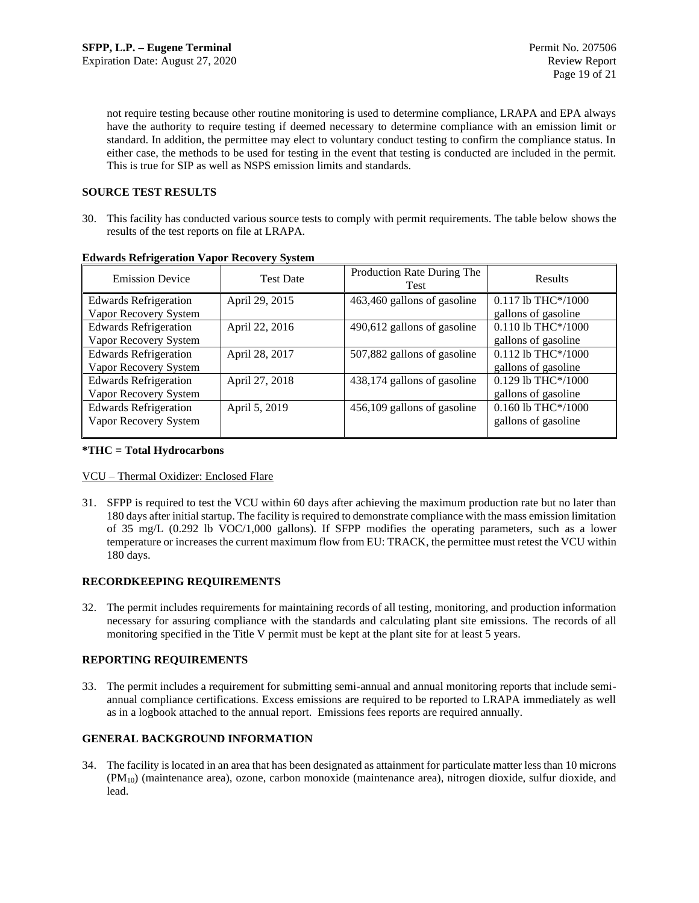not require testing because other routine monitoring is used to determine compliance, LRAPA and EPA always have the authority to require testing if deemed necessary to determine compliance with an emission limit or standard. In addition, the permittee may elect to voluntary conduct testing to confirm the compliance status. In either case, the methods to be used for testing in the event that testing is conducted are included in the permit. This is true for SIP as well as NSPS emission limits and standards.

**SOURCE TEST RESULTS**

30. This facility has conducted various source tests to comply with permit requirements. The table below shows the results of the test reports on file at LRAPA.

**Edwards Refrigeration Vapor Recovery System**

| Emission Device | Test Date | Production Rate During The Test | Results |
|---|---|---|---|
| Edwards Refrigeration Vapor Recovery System | April 29, 2015 | 463,460 gallons of gasoline | 0.117 lb THC*/1000 gallons of gasoline |
| Edwards Refrigeration Vapor Recovery System | April 22, 2016 | 490,612 gallons of gasoline | 0.110 lb THC*/1000 gallons of gasoline |
| Edwards Refrigeration Vapor Recovery System | April 28, 2017 | 507,882 gallons of gasoline | 0.112 lb THC*/1000 gallons of gasoline |
| Edwards Refrigeration Vapor Recovery System | April 27, 2018 | 438,174 gallons of gasoline | 0.129 lb THC*/1000 gallons of gasoline |
| Edwards Refrigeration Vapor Recovery System | April 5, 2019 | 456,109 gallons of gasoline | 0.160 lb THC*/1000 gallons of gasoline |

***THC = Total Hydrocarbons**

VCU – Thermal Oxidizer: Enclosed Flare

31. SFPP is required to test the VCU within 60 days after achieving the maximum production rate but no later than 180 days after initial startup. The facility is required to demonstrate compliance with the mass emission limitation of 35 mg/L (0.292 lb VOC/1,000 gallons). If SFPP modifies the operating parameters, such as a lower temperature or increases the current maximum flow from EU: TRACK, the permittee must retest the VCU within 180 days.

**RECORDKEEPING REQUIREMENTS**

32. The permit includes requirements for maintaining records of all testing, monitoring, and production information necessary for assuring compliance with the standards and calculating plant site emissions. The records of all monitoring specified in the Title V permit must be kept at the plant site for at least 5 years.

**REPORTING REQUIREMENTS**

33. The permit includes a requirement for submitting semi-annual and annual monitoring reports that include semi-annual compliance certifications. Excess emissions are required to be reported to LRAPA immediately as well as in a logbook attached to the annual report. Emissions fees reports are required annually.

**GENERAL BACKGROUND INFORMATION**

34. The facility is located in an area that has been designated as attainment for particulate matter less than 10 microns ($PM_{10}$) (maintenance area), ozone, carbon monoxide (maintenance area), nitrogen dioxide, sulfur dioxide, and lead.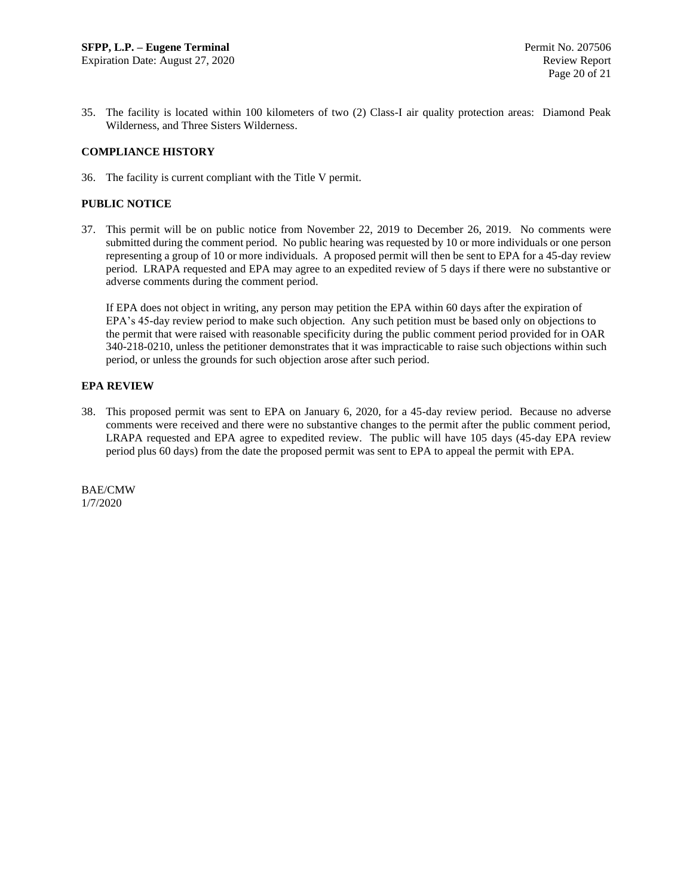35. The facility is located within 100 kilometers of two (2) Class-I air quality protection areas: Diamond Peak Wilderness, and Three Sisters Wilderness.

## COMPLIANCE HISTORY

36. The facility is current compliant with the Title V permit.

## PUBLIC NOTICE

37. This permit will be on public notice from November 22, 2019 to December 26, 2019. No comments were submitted during the comment period. No public hearing was requested by 10 or more individuals or one person representing a group of 10 or more individuals. A proposed permit will then be sent to EPA for a 45-day review period. LRAPA requested and EPA may agree to an expedited review of 5 days if there were no substantive or adverse comments during the comment period.

    If EPA does not object in writing, any person may petition the EPA within 60 days after the expiration of EPA's 45-day review period to make such objection. Any such petition must be based only on objections to the permit that were raised with reasonable specificity during the public comment period provided for in OAR 340-218-0210, unless the petitioner demonstrates that it was impracticable to raise such objections within such period, or unless the grounds for such objection arose after such period.

## EPA REVIEW

38. This proposed permit was sent to EPA on January 6, 2020, for a 45-day review period. Because no adverse comments were received and there were no substantive changes to the permit after the public comment period, LRAPA requested and EPA agree to expedited review. The public will have 105 days (45-day EPA review period plus 60 days) from the date the proposed permit was sent to EPA to appeal the permit with EPA.

BAE/CMW
1/7/2020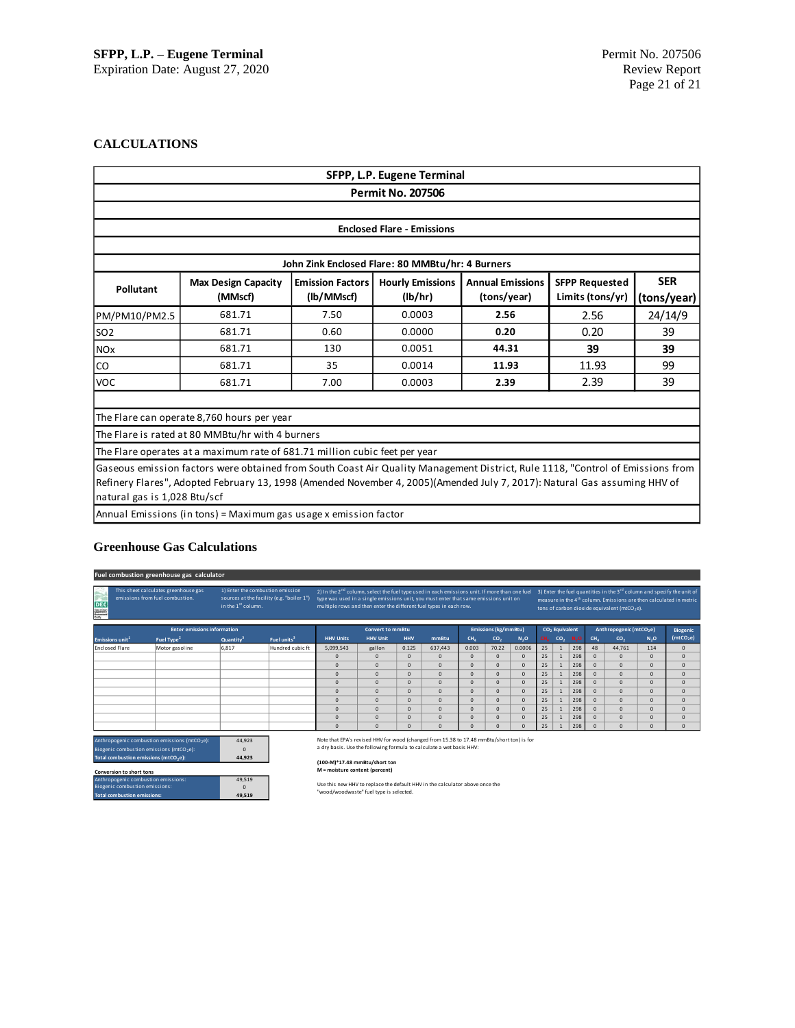## CALCULATIONS

| SFPP, L.P. Eugene Terminal | | | | | | |
|---|---|---|---|---|---|---|
| **Permit No. 207506** | | | | | | |
| **Enclosed Flare - Emissions** | | | | | | |
| **John Zink Enclosed Flare: 80 MMBtu/hr: 4 Burners** | | | | | | |
| **Pollutant** | **Max Design Capacity (MMscf)** | **Emission Factors (lb/MMscf)** | **Hourly Emissions (lb/hr)** | **Annual Emissions (tons/year)** | **SFPP Requested Limits (tons/yr)** | **SER (tons/year)** |
| PM/PM10/PM2.5 | 681.71 | 7.50 | 0.0003 | **2.56** | 2.56 | 24/14/9 |
| SO2 | 681.71 | 0.60 | 0.0000 | **0.20** | 0.20 | 39 |
| NOx | 681.71 | 130 | 0.0051 | **44.31** | **39** | **39** |
| CO | 681.71 | 35 | 0.0014 | **11.93** | 11.93 | 99 |
| VOC | 681.71 | 7.00 | 0.0003 | **2.39** | 2.39 | 39 |

The Flare can operate 8,760 hours per year

The Flare is rated at 80 MMBtu/hr with 4 burners

The Flare operates at a maximum rate of 681.71 million cubic feet per year

Gaseous emission factors were obtained from South Coast Air Quality Management District, Rule 1118, "Control of Emissions from Refinery Flares", Adopted February 13, 1998 (Amended November 4, 2005)(Amended July 7, 2017): Natural Gas assuming HHV of natural gas is 1,028 Btu/scf

Annual Emissions (in tons) = Maximum gas usage x emission factor

## Greenhouse Gas Calculations

**Fuel combustion greenhouse gas calculator**

This sheet calculates greenhouse gas emissions from fuel combustion.

1) Enter the combustion emission sources at the facility (e.g. "boiler 1") in the 1st column.

2) In the 2nd column, select the fuel type used in each emissions unit. If more than one fuel type was used in a single emissions unit, you must enter that same emissions unit on multiple rows and then enter the different fuel types in each row.

3) Enter the fuel quantities in the 3rd column and specify the unit of measure in the 4th column. Emissions are then calculated in metric tons of carbon dioxide equivalent ($mtCO_2e$).

| Enter emissions information | | | | Convert to mmBtu | | | | Emissions (kg/mmBtu) | | | $CO_2$ Equivalent | | | Anthropogenic ($mtCO_2e$) | | | Biogenic |
|---|---|---|---|---|---|---|---|---|---|---|---|---|---|---|---|---|---|
| Emissions unit[1] | Fuel Type[2] | Quantity[3] | Fuel units[3] | HHV Units | HHV Unit | HHV | mmBtu | $CH_4$ | $CO_2$ | $N_2O$ | $CH_4$ | $CO_2$ | $N_2O$ | $CH_4$ | $CO_2$ | $N_2O$ | ($mtCO_2e$) |
| Enclosed Flare | Motor gasoline | 6,817 | Hundred cubic ft | 5,099,543 | gallon | 0.125 | 637,443 | 0.003 | 70.22 | 0.0006 | 25 | 1 | 298 | 48 | 44,761 | 114 | 0 |
| | | | | 0 | 0 | 0 | 0 | 0 | 0 | 0 | 25 | 1 | 298 | 0 | 0 | 0 | 0 |
| | | | | 0 | 0 | 0 | 0 | 0 | 0 | 0 | 25 | 1 | 298 | 0 | 0 | 0 | 0 |
| | | | | 0 | 0 | 0 | 0 | 0 | 0 | 0 | 25 | 1 | 298 | 0 | 0 | 0 | 0 |
| | | | | 0 | 0 | 0 | 0 | 0 | 0 | 0 | 25 | 1 | 298 | 0 | 0 | 0 | 0 |
| | | | | 0 | 0 | 0 | 0 | 0 | 0 | 0 | 25 | 1 | 298 | 0 | 0 | 0 | 0 |
| | | | | 0 | 0 | 0 | 0 | 0 | 0 | 0 | 25 | 1 | 298 | 0 | 0 | 0 | 0 |
| | | | | 0 | 0 | 0 | 0 | 0 | 0 | 0 | 25 | 1 | 298 | 0 | 0 | 0 | 0 |
| | | | | 0 | 0 | 0 | 0 | 0 | 0 | 0 | 25 | 1 | 298 | 0 | 0 | 0 | 0 |
| | | | | 0 | 0 | 0 | 0 | 0 | 0 | 0 | 25 | 1 | 298 | 0 | 0 | 0 | 0 |

| | |
|---|---|
| Anthropogenic combustion emissions ($mtCO_2e$): | 44,923 |
| Biogenic combustion emissions ($mtCO_2e$): | 0 |
| **Total combustion emissions ($mtCO_2e$):** | **44,923** |

**Conversion to short tons**

| | |
|---|---|
| Anthropogenic combustion emissions: | 49,519 |
| Biogenic combustion emissions: | 0 |
| **Total combustion emissions:** | **49,519** |

Note that EPA's revised HHV for wood (changed from 15.38 to 17.48 mmBtu/short ton) is for a dry basis. Use the following formula to calculate a wet basis HHV:

**(100-M)*17.48 mmBtu/short ton**
**M = moisture content (percent)**

Use this new HHV to replace the default HHV in the calculator above once the "wood/woodwaste" fuel type is selected.